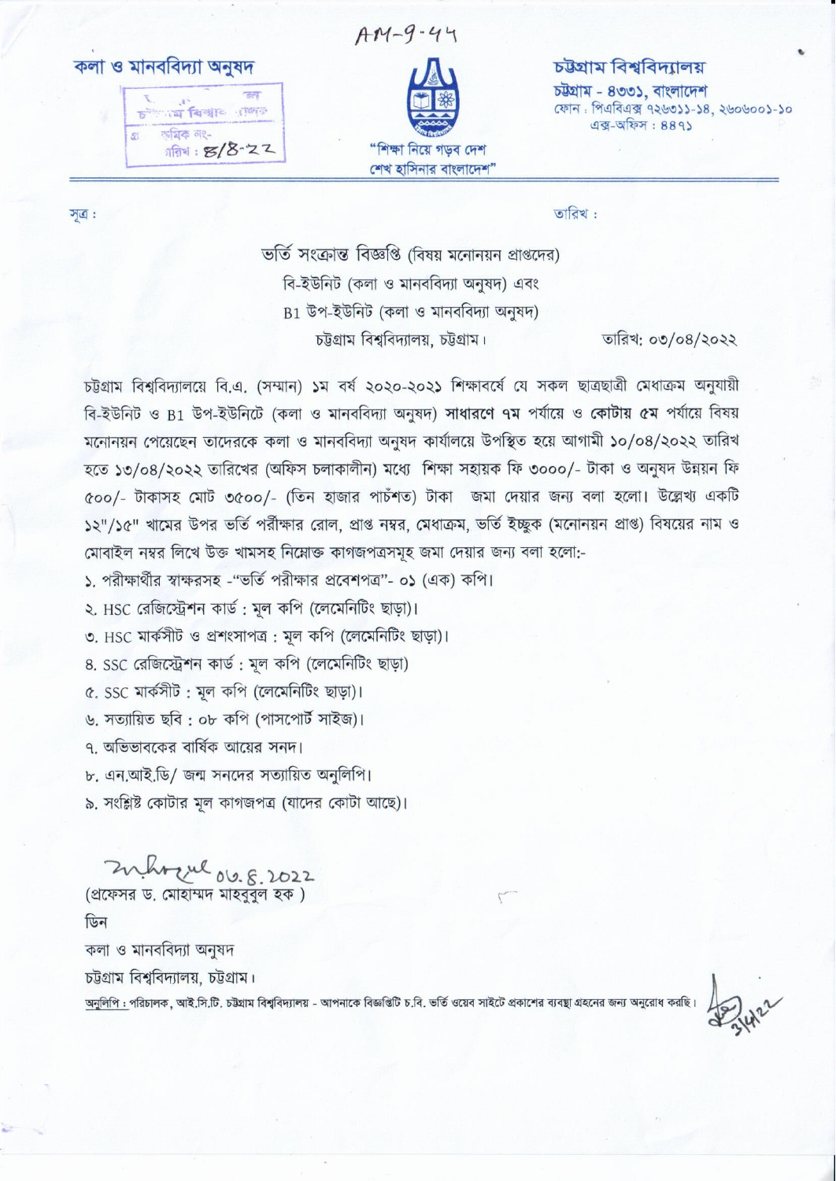AM-9-44

**কলা ও মানববিদ্যা অনুষদ**

**চট্টগ্রাম বিশ্ববিদ্যালয়**
চট্টগ্রাম - ৪৩৩১, বাংলাদেশ
ফোন : পিএবিএক্স ৭২৬৩১১-১৪, ২৬০৬০০১-১০
এক্স-অফিস : ৪৪৭১

"শিক্ষা নিয়ে গড়ব দেশ
শেখ হাসিনার বাংলাদেশ"

সূত্র : &nbsp;&nbsp;&nbsp;&nbsp;&nbsp;&nbsp;&nbsp;&nbsp;&nbsp;&nbsp;&nbsp;&nbsp;&nbsp;&nbsp;&nbsp;&nbsp;&nbsp;&nbsp;&nbsp;&nbsp;&nbsp;&nbsp;&nbsp;&nbsp;&nbsp;&nbsp;&nbsp;&nbsp;&nbsp;&nbsp;&nbsp;&nbsp;&nbsp;&nbsp;&nbsp;&nbsp;&nbsp;&nbsp;&nbsp;&nbsp; তারিখ :

ভর্তি সংক্রান্ত বিজ্ঞপ্তি (বিষয় মনোনয়ন প্রাপ্তদের)
বি-ইউনিট (কলা ও মানববিদ্যা অনুষদ) এবং
B1 উপ-ইউনিট (কলা ও মানববিদ্যা অনুষদ)
চট্টগ্রাম বিশ্ববিদ্যালয়, চট্টগ্রাম। &nbsp;&nbsp;&nbsp;&nbsp;&nbsp;&nbsp;&nbsp;&nbsp;&nbsp;&nbsp; তারিখ: ০৩/০৪/২০২২

চট্টগ্রাম বিশ্ববিদ্যালয়ে বি.এ. (সম্মান) ১ম বর্ষ ২০২০-২০২১ শিক্ষাবর্ষে যে সকল ছাত্রছাত্রী মেধাক্রম অনুযায়ী বি-ইউনিট ও B1 উপ-ইউনিটে (কলা ও মানববিদ্যা অনুষদ) **সাধারণে ৭ম** পর্যায়ে ও **কোটায় ৫ম** পর্যায়ে বিষয় মনোনয়ন পেয়েছেন তাদেরকে কলা ও মানববিদ্যা অনুষদ কার্যালয়ে উপস্থিত হয়ে আগামী ১০/০৪/২০২২ তারিখ হতে ১৩/০৪/২০২২ তারিখের (অফিস চলাকালীন) মধ্যে শিক্ষা সহায়ক ফি ৩০০০/- টাকা ও অনুষদ উন্নয়ন ফি ৫০০/- টাকাসহ মোট ৩৫০০/- (তিন হাজার পাচঁশত) টাকা জমা দেয়ার জন্য বলা হলো। উল্লেখ্য একটি ১২"/১৫" খামের উপর ভর্তি পরীক্ষার রোল, প্রাপ্ত নম্বর, মেধাক্রম, ভর্তি ইচ্ছুক (মনোনয়ন প্রাপ্ত) বিষয়ের নাম ও মোবাইল নম্বর লিখে উক্ত খামসহ নিম্নোক্ত কাগজপত্রসমূহ জমা দেয়ার জন্য বলা হলো:-

১. পরীক্ষার্থীর স্বাক্ষরসহ -"ভর্তি পরীক্ষার প্রবেশপত্র"- ০১ (এক) কপি।
২. HSC রেজিস্ট্রেশন কার্ড : মূল কপি (লেমেনিটিং ছাড়া)।
৩. HSC মার্কসীট ও প্রশংসাপত্র : মূল কপি (লেমেনিটিং ছাড়া)।
৪. SSC রেজিস্ট্রেশন কার্ড : মূল কপি (লেমেনিটিং ছাড়া)
৫. SSC মার্কসীট : মূল কপি (লেমেনিটিং ছাড়া)।
৬. সত্যায়িত ছবি : ০৮ কপি (পাসপোর্ট সাইজ)।
৭. অভিভাবকের বার্ষিক আয়ের সনদ।
৮. এন.আই.ডি/ জন্ম সনদের সত্যায়িত অনুলিপি।
৯. সংশ্লিষ্ট কোটার মূল কাগজপত্র (যাদের কোটা আছে)।

03.4.2022
(প্রফেসর ড. মোহাম্মদ মাহবুবুল হক )
ডিন
কলা ও মানববিদ্যা অনুষদ
চট্টগ্রাম বিশ্ববিদ্যালয়, চট্টগ্রাম।

অনুলিপি : পরিচালক, আই.সি.টি. চট্টগ্রাম বিশ্ববিদ্যালয় - আপনাকে বিজ্ঞপ্তিটি চ.বি. ভর্তি ওয়েব সাইটে প্রকাশের ব্যবস্থা গ্রহনের জন্য অনুরোধ করছি।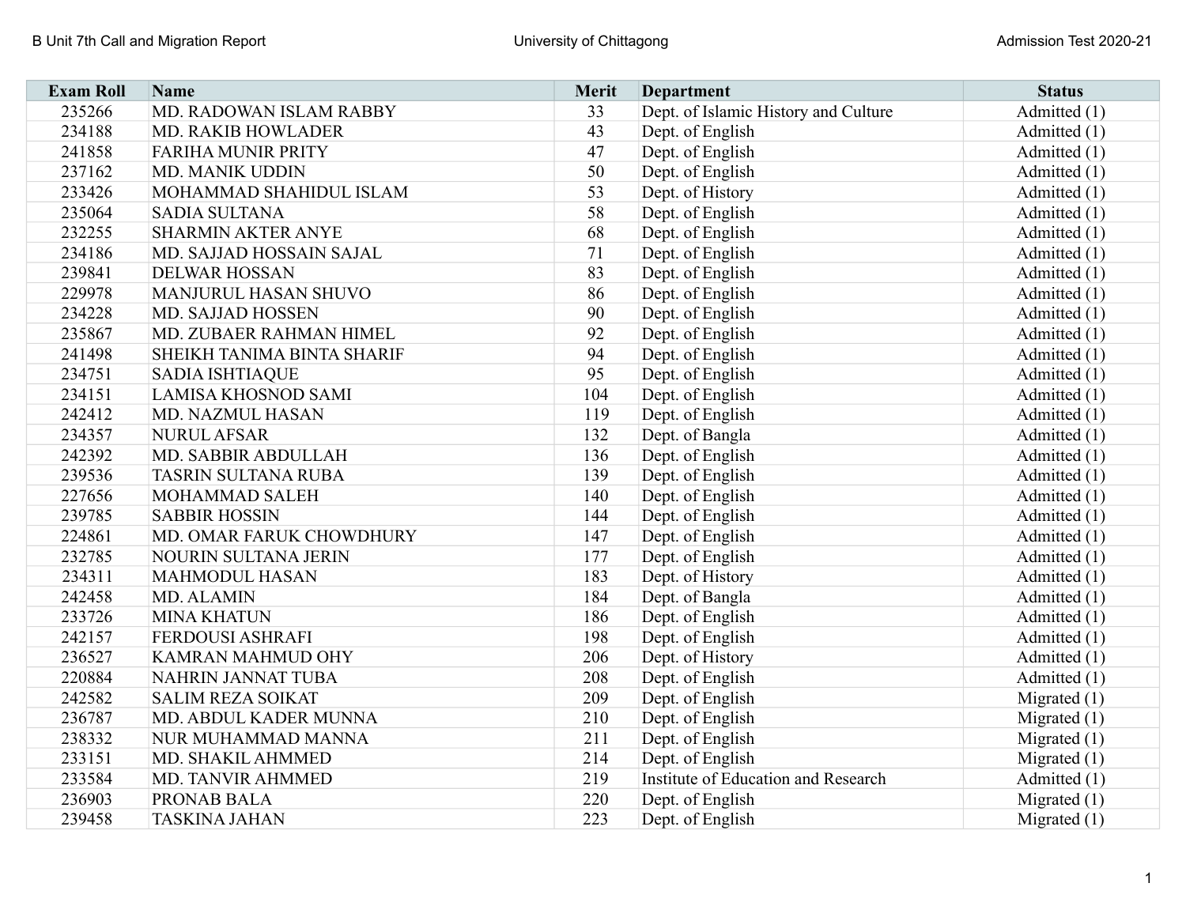| Exam Roll | Name | Merit | Department | Status |
|---|---|---|---|---|
| 235266 | MD. RADOWAN ISLAM RABBY | 33 | Dept. of Islamic History and Culture | Admitted (1) |
| 234188 | MD. RAKIB HOWLADER | 43 | Dept. of English | Admitted (1) |
| 241858 | FARIHA MUNIR PRITY | 47 | Dept. of English | Admitted (1) |
| 237162 | MD. MANIK UDDIN | 50 | Dept. of English | Admitted (1) |
| 233426 | MOHAMMAD SHAHIDUL ISLAM | 53 | Dept. of History | Admitted (1) |
| 235064 | SADIA SULTANA | 58 | Dept. of English | Admitted (1) |
| 232255 | SHARMIN AKTER ANYE | 68 | Dept. of English | Admitted (1) |
| 234186 | MD. SAJJAD HOSSAIN SAJAL | 71 | Dept. of English | Admitted (1) |
| 239841 | DELWAR HOSSAN | 83 | Dept. of English | Admitted (1) |
| 229978 | MANJURUL HASAN SHUVO | 86 | Dept. of English | Admitted (1) |
| 234228 | MD. SAJJAD HOSSEN | 90 | Dept. of English | Admitted (1) |
| 235867 | MD. ZUBAER RAHMAN HIMEL | 92 | Dept. of English | Admitted (1) |
| 241498 | SHEIKH TANIMA BINTA SHARIF | 94 | Dept. of English | Admitted (1) |
| 234751 | SADIA ISHTIAQUE | 95 | Dept. of English | Admitted (1) |
| 234151 | LAMISA KHOSNOD SAMI | 104 | Dept. of English | Admitted (1) |
| 242412 | MD. NAZMUL HASAN | 119 | Dept. of English | Admitted (1) |
| 234357 | NURUL AFSAR | 132 | Dept. of Bangla | Admitted (1) |
| 242392 | MD. SABBIR ABDULLAH | 136 | Dept. of English | Admitted (1) |
| 239536 | TASRIN SULTANA RUBA | 139 | Dept. of English | Admitted (1) |
| 227656 | MOHAMMAD SALEH | 140 | Dept. of English | Admitted (1) |
| 239785 | SABBIR HOSSIN | 144 | Dept. of English | Admitted (1) |
| 224861 | MD. OMAR FARUK CHOWDHURY | 147 | Dept. of English | Admitted (1) |
| 232785 | NOURIN SULTANA JERIN | 177 | Dept. of English | Admitted (1) |
| 234311 | MAHMODUL HASAN | 183 | Dept. of History | Admitted (1) |
| 242458 | MD. ALAMIN | 184 | Dept. of Bangla | Admitted (1) |
| 233726 | MINA KHATUN | 186 | Dept. of English | Admitted (1) |
| 242157 | FERDOUSI ASHRAFI | 198 | Dept. of English | Admitted (1) |
| 236527 | KAMRAN MAHMUD OHY | 206 | Dept. of History | Admitted (1) |
| 220884 | NAHRIN JANNAT TUBA | 208 | Dept. of English | Admitted (1) |
| 242582 | SALIM REZA SOIKAT | 209 | Dept. of English | Migrated (1) |
| 236787 | MD. ABDUL KADER MUNNA | 210 | Dept. of English | Migrated (1) |
| 238332 | NUR MUHAMMAD MANNA | 211 | Dept. of English | Migrated (1) |
| 233151 | MD. SHAKIL AHMMED | 214 | Dept. of English | Migrated (1) |
| 233584 | MD. TANVIR AHMMED | 219 | Institute of Education and Research | Admitted (1) |
| 236903 | PRONAB BALA | 220 | Dept. of English | Migrated (1) |
| 239458 | TASKINA JAHAN | 223 | Dept. of English | Migrated (1) |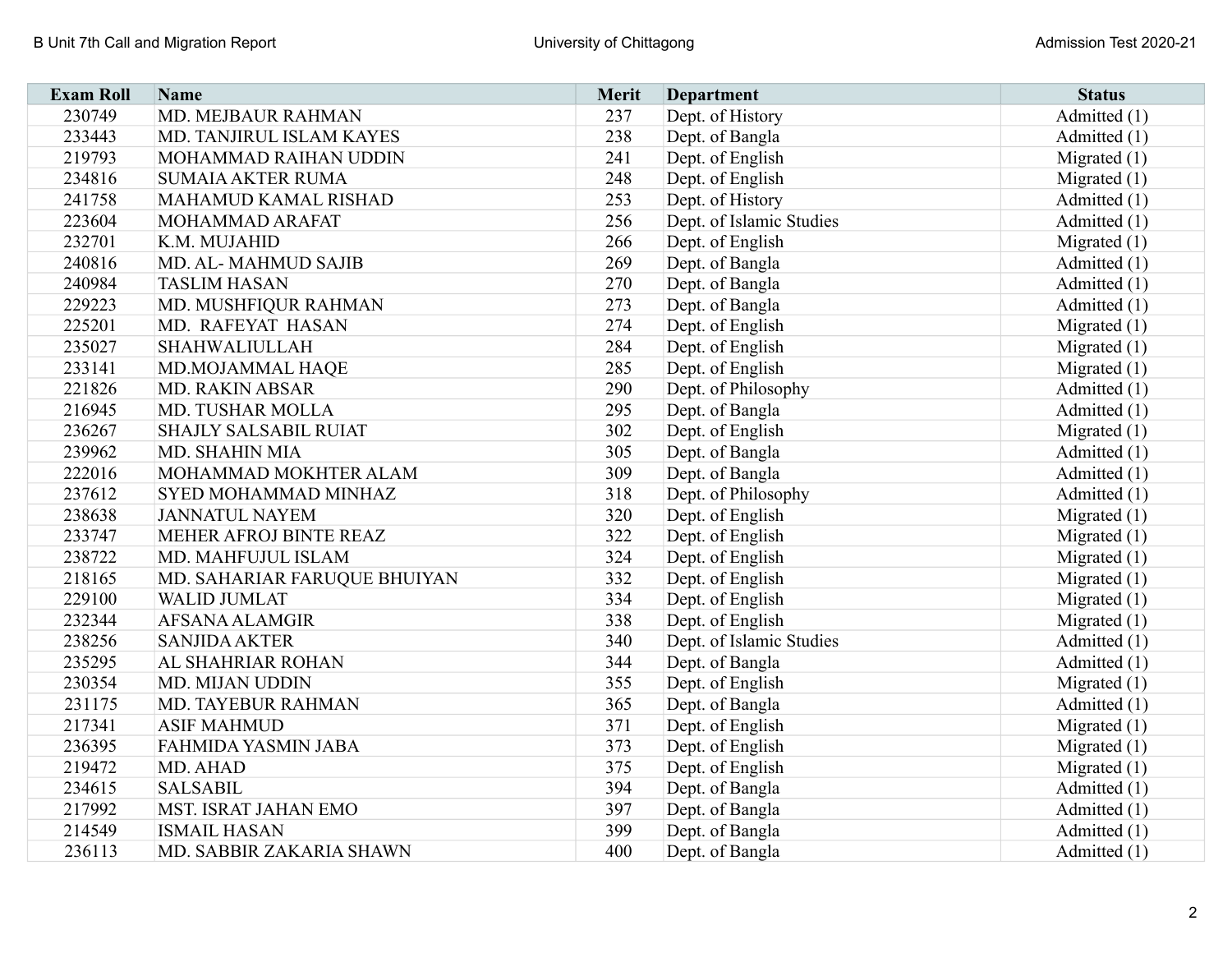| Exam Roll | Name | Merit | Department | Status |
|---|---|---|---|---|
| 230749 | MD. MEJBAUR RAHMAN | 237 | Dept. of History | Admitted (1) |
| 233443 | MD. TANJIRUL ISLAM KAYES | 238 | Dept. of Bangla | Admitted (1) |
| 219793 | MOHAMMAD RAIHAN UDDIN | 241 | Dept. of English | Migrated (1) |
| 234816 | SUMAIA AKTER RUMA | 248 | Dept. of English | Migrated (1) |
| 241758 | MAHAMUD KAMAL RISHAD | 253 | Dept. of History | Admitted (1) |
| 223604 | MOHAMMAD ARAFAT | 256 | Dept. of Islamic Studies | Admitted (1) |
| 232701 | K.M. MUJAHID | 266 | Dept. of English | Migrated (1) |
| 240816 | MD. AL- MAHMUD SAJIB | 269 | Dept. of Bangla | Admitted (1) |
| 240984 | TASLIM HASAN | 270 | Dept. of Bangla | Admitted (1) |
| 229223 | MD. MUSHFIQUR RAHMAN | 273 | Dept. of Bangla | Admitted (1) |
| 225201 | MD. RAFEYAT HASAN | 274 | Dept. of English | Migrated (1) |
| 235027 | SHAHWALIULLAH | 284 | Dept. of English | Migrated (1) |
| 233141 | MD.MOJAMMAL HAQE | 285 | Dept. of English | Migrated (1) |
| 221826 | MD. RAKIN ABSAR | 290 | Dept. of Philosophy | Admitted (1) |
| 216945 | MD. TUSHAR MOLLA | 295 | Dept. of Bangla | Admitted (1) |
| 236267 | SHAJLY SALSABIL RUIAT | 302 | Dept. of English | Migrated (1) |
| 239962 | MD. SHAHIN MIA | 305 | Dept. of Bangla | Admitted (1) |
| 222016 | MOHAMMAD MOKHTER ALAM | 309 | Dept. of Bangla | Admitted (1) |
| 237612 | SYED MOHAMMAD MINHAZ | 318 | Dept. of Philosophy | Admitted (1) |
| 238638 | JANNATUL NAYEM | 320 | Dept. of English | Migrated (1) |
| 233747 | MEHER AFROJ BINTE REAZ | 322 | Dept. of English | Migrated (1) |
| 238722 | MD. MAHFUJUL ISLAM | 324 | Dept. of English | Migrated (1) |
| 218165 | MD. SAHARIAR FARUQUE BHUIYAN | 332 | Dept. of English | Migrated (1) |
| 229100 | WALID JUMLAT | 334 | Dept. of English | Migrated (1) |
| 232344 | AFSANA ALAMGIR | 338 | Dept. of English | Migrated (1) |
| 238256 | SANJIDA AKTER | 340 | Dept. of Islamic Studies | Admitted (1) |
| 235295 | AL SHAHRIAR ROHAN | 344 | Dept. of Bangla | Admitted (1) |
| 230354 | MD. MIJAN UDDIN | 355 | Dept. of English | Migrated (1) |
| 231175 | MD. TAYEBUR RAHMAN | 365 | Dept. of Bangla | Admitted (1) |
| 217341 | ASIF MAHMUD | 371 | Dept. of English | Migrated (1) |
| 236395 | FAHMIDA YASMIN JABA | 373 | Dept. of English | Migrated (1) |
| 219472 | MD. AHAD | 375 | Dept. of English | Migrated (1) |
| 234615 | SALSABIL | 394 | Dept. of Bangla | Admitted (1) |
| 217992 | MST. ISRAT JAHAN EMO | 397 | Dept. of Bangla | Admitted (1) |
| 214549 | ISMAIL HASAN | 399 | Dept. of Bangla | Admitted (1) |
| 236113 | MD. SABBIR ZAKARIA SHAWN | 400 | Dept. of Bangla | Admitted (1) |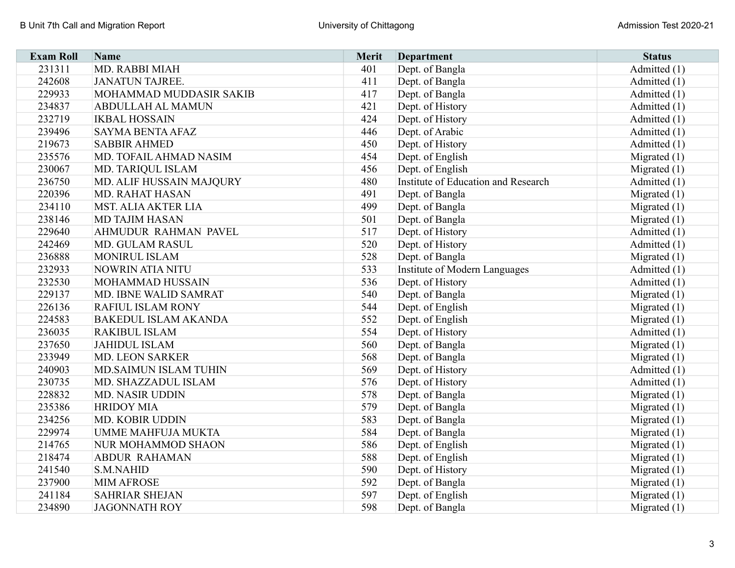| Exam Roll | Name | Merit | Department | Status |
|---|---|---|---|---|
| 231311 | MD. RABBI MIAH | 401 | Dept. of Bangla | Admitted (1) |
| 242608 | JANATUN TAJREE. | 411 | Dept. of Bangla | Admitted (1) |
| 229933 | MOHAMMAD MUDDASIR SAKIB | 417 | Dept. of Bangla | Admitted (1) |
| 234837 | ABDULLAH AL MAMUN | 421 | Dept. of History | Admitted (1) |
| 232719 | IKBAL HOSSAIN | 424 | Dept. of History | Admitted (1) |
| 239496 | SAYMA BENTA AFAZ | 446 | Dept. of Arabic | Admitted (1) |
| 219673 | SABBIR AHMED | 450 | Dept. of History | Admitted (1) |
| 235576 | MD. TOFAIL AHMAD NASIM | 454 | Dept. of English | Migrated (1) |
| 230067 | MD. TARIQUL ISLAM | 456 | Dept. of English | Migrated (1) |
| 236750 | MD. ALIF HUSSAIN MAJQURY | 480 | Institute of Education and Research | Admitted (1) |
| 220396 | MD. RAHAT HASAN | 491 | Dept. of Bangla | Migrated (1) |
| 234110 | MST. ALIA AKTER LIA | 499 | Dept. of Bangla | Migrated (1) |
| 238146 | MD TAJIM HASAN | 501 | Dept. of Bangla | Migrated (1) |
| 229640 | AHMUDUR RAHMAN PAVEL | 517 | Dept. of History | Admitted (1) |
| 242469 | MD. GULAM RASUL | 520 | Dept. of History | Admitted (1) |
| 236888 | MONIRUL ISLAM | 528 | Dept. of Bangla | Migrated (1) |
| 232933 | NOWRIN ATIA NITU | 533 | Institute of Modern Languages | Admitted (1) |
| 232530 | MOHAMMAD HUSSAIN | 536 | Dept. of History | Admitted (1) |
| 229137 | MD. IBNE WALID SAMRAT | 540 | Dept. of Bangla | Migrated (1) |
| 226136 | RAFIUL ISLAM RONY | 544 | Dept. of English | Migrated (1) |
| 224583 | BAKEDUL ISLAM AKANDA | 552 | Dept. of English | Migrated (1) |
| 236035 | RAKIBUL ISLAM | 554 | Dept. of History | Admitted (1) |
| 237650 | JAHIDUL ISLAM | 560 | Dept. of Bangla | Migrated (1) |
| 233949 | MD. LEON SARKER | 568 | Dept. of Bangla | Migrated (1) |
| 240903 | MD.SAIMUN ISLAM TUHIN | 569 | Dept. of History | Admitted (1) |
| 230735 | MD. SHAZZADUL ISLAM | 576 | Dept. of History | Admitted (1) |
| 228832 | MD. NASIR UDDIN | 578 | Dept. of Bangla | Migrated (1) |
| 235386 | HRIDOY MIA | 579 | Dept. of Bangla | Migrated (1) |
| 234256 | MD. KOBIR UDDIN | 583 | Dept. of Bangla | Migrated (1) |
| 229974 | UMME MAHFUJA MUKTA | 584 | Dept. of Bangla | Migrated (1) |
| 214765 | NUR MOHAMMOD SHAON | 586 | Dept. of English | Migrated (1) |
| 218474 | ABDUR RAHAMAN | 588 | Dept. of English | Migrated (1) |
| 241540 | S.M.NAHID | 590 | Dept. of History | Migrated (1) |
| 237900 | MIM AFROSE | 592 | Dept. of Bangla | Migrated (1) |
| 241184 | SAHRIAR SHEJAN | 597 | Dept. of English | Migrated (1) |
| 234890 | JAGONNATH ROY | 598 | Dept. of Bangla | Migrated (1) |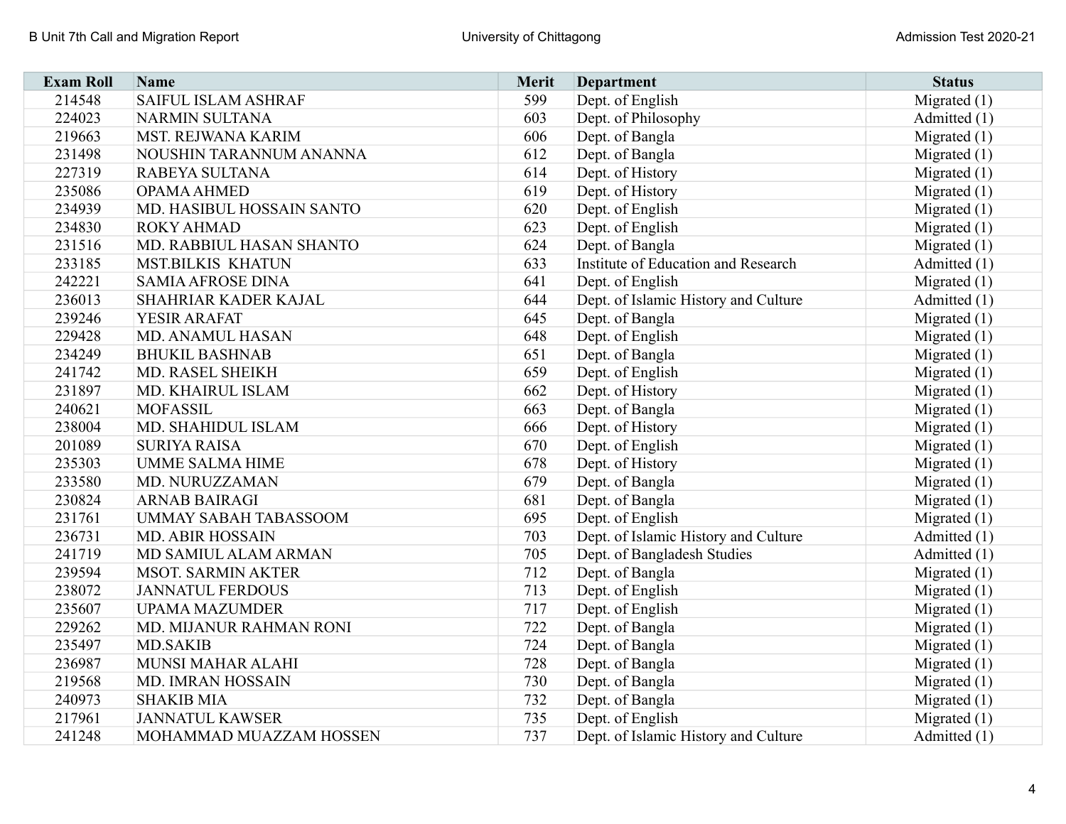| Exam Roll | Name | Merit | Department | Status |
| --- | --- | --- | --- | --- |
| 214548 | SAIFUL ISLAM ASHRAF | 599 | Dept. of English | Migrated (1) |
| 224023 | NARMIN SULTANA | 603 | Dept. of Philosophy | Admitted (1) |
| 219663 | MST. REJWANA KARIM | 606 | Dept. of Bangla | Migrated (1) |
| 231498 | NOUSHIN TARANNUM ANANNA | 612 | Dept. of Bangla | Migrated (1) |
| 227319 | RABEYA SULTANA | 614 | Dept. of History | Migrated (1) |
| 235086 | OPAMA AHMED | 619 | Dept. of History | Migrated (1) |
| 234939 | MD. HASIBUL HOSSAIN SANTO | 620 | Dept. of English | Migrated (1) |
| 234830 | ROKY AHMAD | 623 | Dept. of English | Migrated (1) |
| 231516 | MD. RABBIUL HASAN SHANTO | 624 | Dept. of Bangla | Migrated (1) |
| 233185 | MST.BILKIS KHATUN | 633 | Institute of Education and Research | Admitted (1) |
| 242221 | SAMIA AFROSE DINA | 641 | Dept. of English | Migrated (1) |
| 236013 | SHAHRIAR KADER KAJAL | 644 | Dept. of Islamic History and Culture | Admitted (1) |
| 239246 | YESIR ARAFAT | 645 | Dept. of Bangla | Migrated (1) |
| 229428 | MD. ANAMUL HASAN | 648 | Dept. of English | Migrated (1) |
| 234249 | BHUKIL BASHNAB | 651 | Dept. of Bangla | Migrated (1) |
| 241742 | MD. RASEL SHEIKH | 659 | Dept. of English | Migrated (1) |
| 231897 | MD. KHAIRUL ISLAM | 662 | Dept. of History | Migrated (1) |
| 240621 | MOFASSIL | 663 | Dept. of Bangla | Migrated (1) |
| 238004 | MD. SHAHIDUL ISLAM | 666 | Dept. of History | Migrated (1) |
| 201089 | SURIYA RAISA | 670 | Dept. of English | Migrated (1) |
| 235303 | UMME SALMA HIME | 678 | Dept. of History | Migrated (1) |
| 233580 | MD. NURUZZAMAN | 679 | Dept. of Bangla | Migrated (1) |
| 230824 | ARNAB BAIRAGI | 681 | Dept. of Bangla | Migrated (1) |
| 231761 | UMMAY SABAH TABASSOOM | 695 | Dept. of English | Migrated (1) |
| 236731 | MD. ABIR HOSSAIN | 703 | Dept. of Islamic History and Culture | Admitted (1) |
| 241719 | MD SAMIUL ALAM ARMAN | 705 | Dept. of Bangladesh Studies | Admitted (1) |
| 239594 | MSOT. SARMIN AKTER | 712 | Dept. of Bangla | Migrated (1) |
| 238072 | JANNATUL FERDOUS | 713 | Dept. of English | Migrated (1) |
| 235607 | UPAMA MAZUMDER | 717 | Dept. of English | Migrated (1) |
| 229262 | MD. MIJANUR RAHMAN RONI | 722 | Dept. of Bangla | Migrated (1) |
| 235497 | MD.SAKIB | 724 | Dept. of Bangla | Migrated (1) |
| 236987 | MUNSI MAHAR ALAHI | 728 | Dept. of Bangla | Migrated (1) |
| 219568 | MD. IMRAN HOSSAIN | 730 | Dept. of Bangla | Migrated (1) |
| 240973 | SHAKIB MIA | 732 | Dept. of Bangla | Migrated (1) |
| 217961 | JANNATUL KAWSER | 735 | Dept. of English | Migrated (1) |
| 241248 | MOHAMMAD MUAZZAM HOSSEN | 737 | Dept. of Islamic History and Culture | Admitted (1) |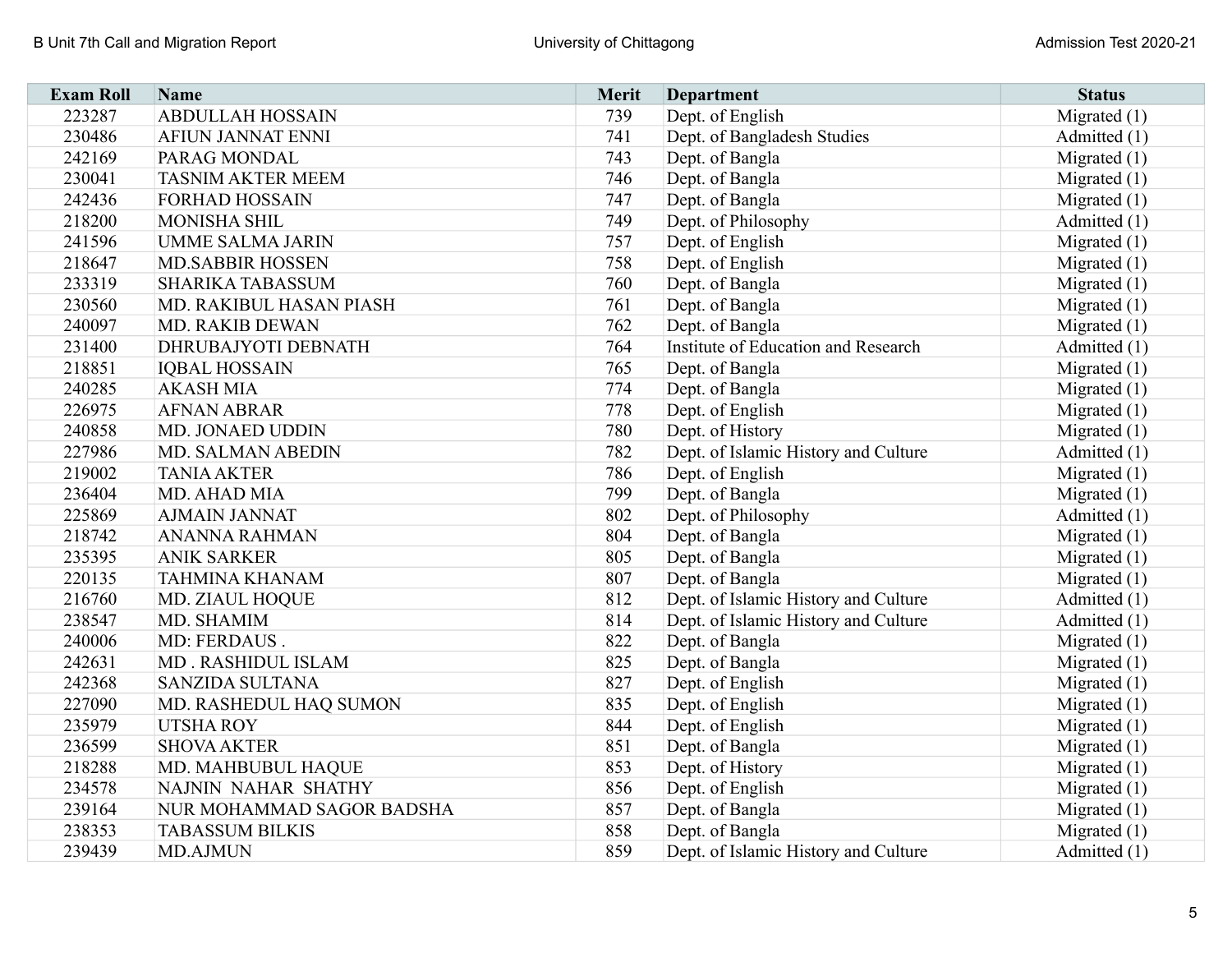| Exam Roll | Name | Merit | Department | Status |
|---|---|---|---|---|
| 223287 | ABDULLAH HOSSAIN | 739 | Dept. of English | Migrated (1) |
| 230486 | AFIUN JANNAT ENNI | 741 | Dept. of Bangladesh Studies | Admitted (1) |
| 242169 | PARAG MONDAL | 743 | Dept. of Bangla | Migrated (1) |
| 230041 | TASNIM AKTER MEEM | 746 | Dept. of Bangla | Migrated (1) |
| 242436 | FORHAD HOSSAIN | 747 | Dept. of Bangla | Migrated (1) |
| 218200 | MONISHA SHIL | 749 | Dept. of Philosophy | Admitted (1) |
| 241596 | UMME SALMA JARIN | 757 | Dept. of English | Migrated (1) |
| 218647 | MD.SABBIR HOSSEN | 758 | Dept. of English | Migrated (1) |
| 233319 | SHARIKA TABASSUM | 760 | Dept. of Bangla | Migrated (1) |
| 230560 | MD. RAKIBUL HASAN PIASH | 761 | Dept. of Bangla | Migrated (1) |
| 240097 | MD. RAKIB DEWAN | 762 | Dept. of Bangla | Migrated (1) |
| 231400 | DHRUBAJYOTI DEBNATH | 764 | Institute of Education and Research | Admitted (1) |
| 218851 | IQBAL HOSSAIN | 765 | Dept. of Bangla | Migrated (1) |
| 240285 | AKASH MIA | 774 | Dept. of Bangla | Migrated (1) |
| 226975 | AFNAN ABRAR | 778 | Dept. of English | Migrated (1) |
| 240858 | MD. JONAED UDDIN | 780 | Dept. of History | Migrated (1) |
| 227986 | MD. SALMAN ABEDIN | 782 | Dept. of Islamic History and Culture | Admitted (1) |
| 219002 | TANIA AKTER | 786 | Dept. of English | Migrated (1) |
| 236404 | MD. AHAD MIA | 799 | Dept. of Bangla | Migrated (1) |
| 225869 | AJMAIN JANNAT | 802 | Dept. of Philosophy | Admitted (1) |
| 218742 | ANANNA RAHMAN | 804 | Dept. of Bangla | Migrated (1) |
| 235395 | ANIK SARKER | 805 | Dept. of Bangla | Migrated (1) |
| 220135 | TAHMINA KHANAM | 807 | Dept. of Bangla | Migrated (1) |
| 216760 | MD. ZIAUL HOQUE | 812 | Dept. of Islamic History and Culture | Admitted (1) |
| 238547 | MD. SHAMIM | 814 | Dept. of Islamic History and Culture | Admitted (1) |
| 240006 | MD: FERDAUS . | 822 | Dept. of Bangla | Migrated (1) |
| 242631 | MD . RASHIDUL ISLAM | 825 | Dept. of Bangla | Migrated (1) |
| 242368 | SANZIDA SULTANA | 827 | Dept. of English | Migrated (1) |
| 227090 | MD. RASHEDUL HAQ SUMON | 835 | Dept. of English | Migrated (1) |
| 235979 | UTSHA ROY | 844 | Dept. of English | Migrated (1) |
| 236599 | SHOVA AKTER | 851 | Dept. of Bangla | Migrated (1) |
| 218288 | MD. MAHBUBUL HAQUE | 853 | Dept. of History | Migrated (1) |
| 234578 | NAJNIN NAHAR SHATHY | 856 | Dept. of English | Migrated (1) |
| 239164 | NUR MOHAMMAD SAGOR BADSHA | 857 | Dept. of Bangla | Migrated (1) |
| 238353 | TABASSUM BILKIS | 858 | Dept. of Bangla | Migrated (1) |
| 239439 | MD.AJMUN | 859 | Dept. of Islamic History and Culture | Admitted (1) |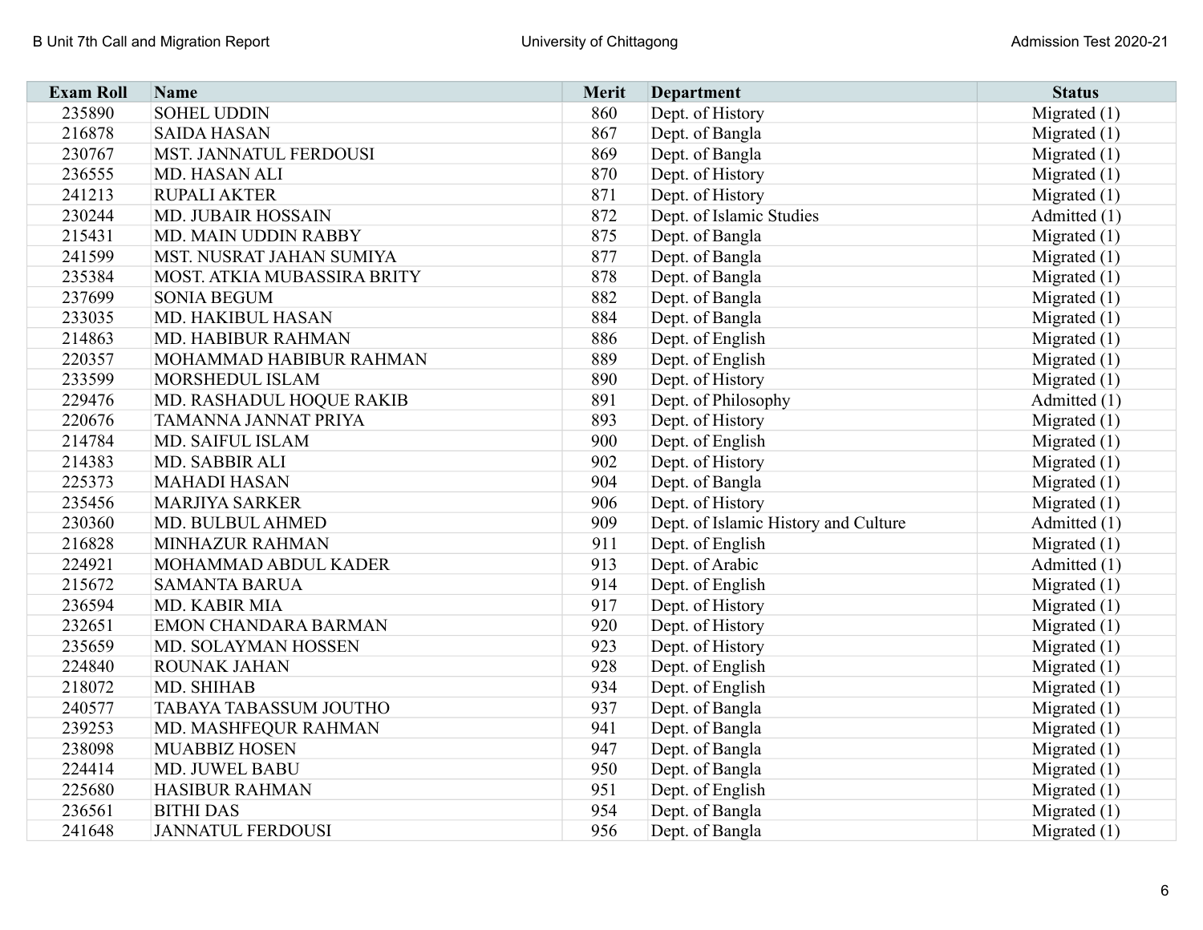| Exam Roll | Name | Merit | Department | Status |
| --- | --- | --- | --- | --- |
| 235890 | SOHEL UDDIN | 860 | Dept. of History | Migrated (1) |
| 216878 | SAIDA HASAN | 867 | Dept. of Bangla | Migrated (1) |
| 230767 | MST. JANNATUL FERDOUSI | 869 | Dept. of Bangla | Migrated (1) |
| 236555 | MD. HASAN ALI | 870 | Dept. of History | Migrated (1) |
| 241213 | RUPALI AKTER | 871 | Dept. of History | Migrated (1) |
| 230244 | MD. JUBAIR HOSSAIN | 872 | Dept. of Islamic Studies | Admitted (1) |
| 215431 | MD. MAIN UDDIN RABBY | 875 | Dept. of Bangla | Migrated (1) |
| 241599 | MST. NUSRAT JAHAN SUMIYA | 877 | Dept. of Bangla | Migrated (1) |
| 235384 | MOST. ATKIA MUBASSIRA BRITY | 878 | Dept. of Bangla | Migrated (1) |
| 237699 | SONIA BEGUM | 882 | Dept. of Bangla | Migrated (1) |
| 233035 | MD. HAKIBUL HASAN | 884 | Dept. of Bangla | Migrated (1) |
| 214863 | MD. HABIBUR RAHMAN | 886 | Dept. of English | Migrated (1) |
| 220357 | MOHAMMAD HABIBUR RAHMAN | 889 | Dept. of English | Migrated (1) |
| 233599 | MORSHEDUL ISLAM | 890 | Dept. of History | Migrated (1) |
| 229476 | MD. RASHADUL HOQUE RAKIB | 891 | Dept. of Philosophy | Admitted (1) |
| 220676 | TAMANNA JANNAT PRIYA | 893 | Dept. of History | Migrated (1) |
| 214784 | MD. SAIFUL ISLAM | 900 | Dept. of English | Migrated (1) |
| 214383 | MD. SABBIR ALI | 902 | Dept. of History | Migrated (1) |
| 225373 | MAHADI HASAN | 904 | Dept. of Bangla | Migrated (1) |
| 235456 | MARJIYA SARKER | 906 | Dept. of History | Migrated (1) |
| 230360 | MD. BULBUL AHMED | 909 | Dept. of Islamic History and Culture | Admitted (1) |
| 216828 | MINHAZUR RAHMAN | 911 | Dept. of English | Migrated (1) |
| 224921 | MOHAMMAD ABDUL KADER | 913 | Dept. of Arabic | Admitted (1) |
| 215672 | SAMANTA BARUA | 914 | Dept. of English | Migrated (1) |
| 236594 | MD. KABIR MIA | 917 | Dept. of History | Migrated (1) |
| 232651 | EMON CHANDARA BARMAN | 920 | Dept. of History | Migrated (1) |
| 235659 | MD. SOLAYMAN HOSSEN | 923 | Dept. of History | Migrated (1) |
| 224840 | ROUNAK JAHAN | 928 | Dept. of English | Migrated (1) |
| 218072 | MD. SHIHAB | 934 | Dept. of English | Migrated (1) |
| 240577 | TABAYA TABASSUM JOUTHO | 937 | Dept. of Bangla | Migrated (1) |
| 239253 | MD. MASHFEQUR RAHMAN | 941 | Dept. of Bangla | Migrated (1) |
| 238098 | MUABBIZ HOSEN | 947 | Dept. of Bangla | Migrated (1) |
| 224414 | MD. JUWEL BABU | 950 | Dept. of Bangla | Migrated (1) |
| 225680 | HASIBUR RAHMAN | 951 | Dept. of English | Migrated (1) |
| 236561 | BITHI DAS | 954 | Dept. of Bangla | Migrated (1) |
| 241648 | JANNATUL FERDOUSI | 956 | Dept. of Bangla | Migrated (1) |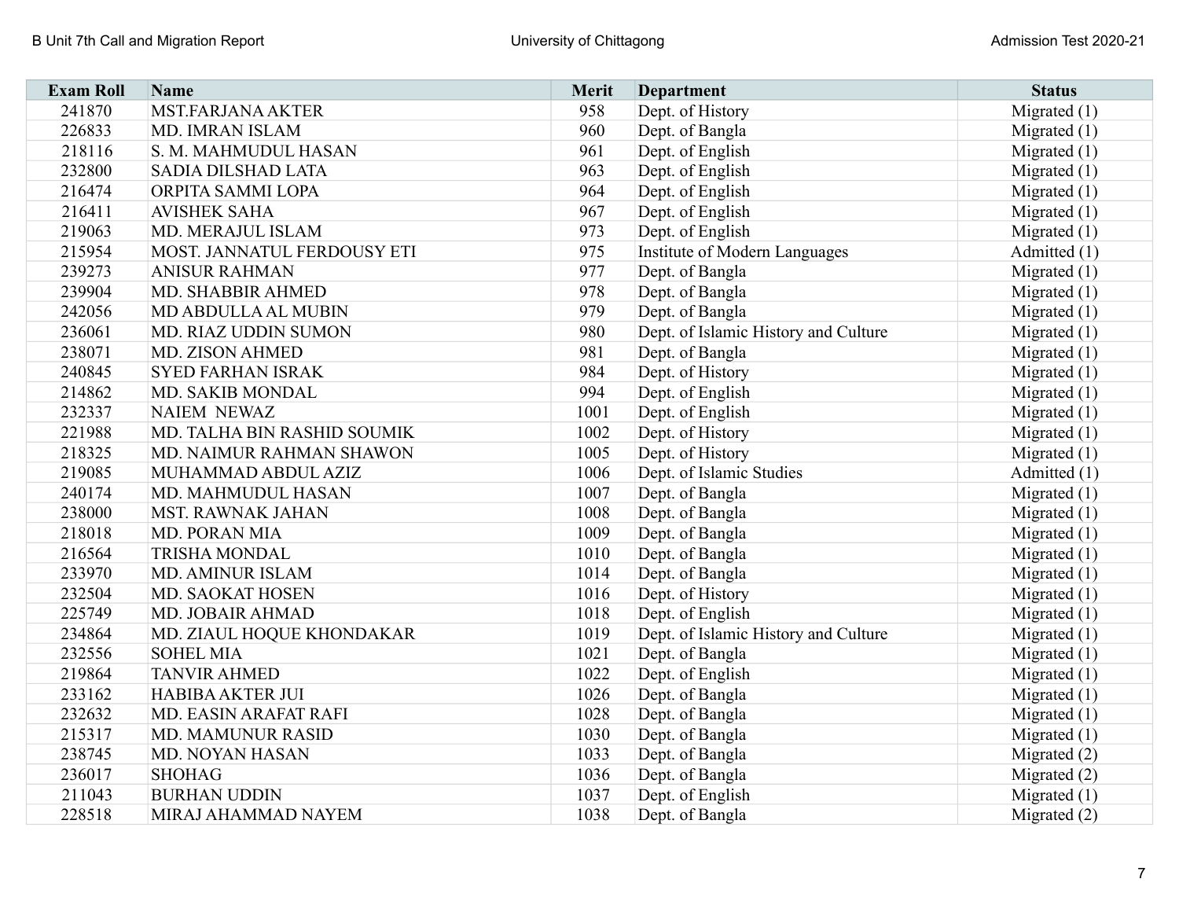| Exam Roll | Name | Merit | Department | Status |
|---|---|---|---|---|
| 241870 | MST.FARJANA AKTER | 958 | Dept. of History | Migrated (1) |
| 226833 | MD. IMRAN ISLAM | 960 | Dept. of Bangla | Migrated (1) |
| 218116 | S. M. MAHMUDUL HASAN | 961 | Dept. of English | Migrated (1) |
| 232800 | SADIA DILSHAD LATA | 963 | Dept. of English | Migrated (1) |
| 216474 | ORPITA SAMMI LOPA | 964 | Dept. of English | Migrated (1) |
| 216411 | AVISHEK SAHA | 967 | Dept. of English | Migrated (1) |
| 219063 | MD. MERAJUL ISLAM | 973 | Dept. of English | Migrated (1) |
| 215954 | MOST. JANNATUL FERDOUSY ETI | 975 | Institute of Modern Languages | Admitted (1) |
| 239273 | ANISUR RAHMAN | 977 | Dept. of Bangla | Migrated (1) |
| 239904 | MD. SHABBIR AHMED | 978 | Dept. of Bangla | Migrated (1) |
| 242056 | MD ABDULLA AL MUBIN | 979 | Dept. of Bangla | Migrated (1) |
| 236061 | MD. RIAZ UDDIN SUMON | 980 | Dept. of Islamic History and Culture | Migrated (1) |
| 238071 | MD. ZISON AHMED | 981 | Dept. of Bangla | Migrated (1) |
| 240845 | SYED FARHAN ISRAK | 984 | Dept. of History | Migrated (1) |
| 214862 | MD. SAKIB MONDAL | 994 | Dept. of English | Migrated (1) |
| 232337 | NAIEM NEWAZ | 1001 | Dept. of English | Migrated (1) |
| 221988 | MD. TALHA BIN RASHID SOUMIK | 1002 | Dept. of History | Migrated (1) |
| 218325 | MD. NAIMUR RAHMAN SHAWON | 1005 | Dept. of History | Migrated (1) |
| 219085 | MUHAMMAD ABDUL AZIZ | 1006 | Dept. of Islamic Studies | Admitted (1) |
| 240174 | MD. MAHMUDUL HASAN | 1007 | Dept. of Bangla | Migrated (1) |
| 238000 | MST. RAWNAK JAHAN | 1008 | Dept. of Bangla | Migrated (1) |
| 218018 | MD. PORAN MIA | 1009 | Dept. of Bangla | Migrated (1) |
| 216564 | TRISHA MONDAL | 1010 | Dept. of Bangla | Migrated (1) |
| 233970 | MD. AMINUR ISLAM | 1014 | Dept. of Bangla | Migrated (1) |
| 232504 | MD. SAOKAT HOSEN | 1016 | Dept. of History | Migrated (1) |
| 225749 | MD. JOBAIR AHMAD | 1018 | Dept. of English | Migrated (1) |
| 234864 | MD. ZIAUL HOQUE KHONDAKAR | 1019 | Dept. of Islamic History and Culture | Migrated (1) |
| 232556 | SOHEL MIA | 1021 | Dept. of Bangla | Migrated (1) |
| 219864 | TANVIR AHMED | 1022 | Dept. of English | Migrated (1) |
| 233162 | HABIBA AKTER JUI | 1026 | Dept. of Bangla | Migrated (1) |
| 232632 | MD. EASIN ARAFAT RAFI | 1028 | Dept. of Bangla | Migrated (1) |
| 215317 | MD. MAMUNUR RASID | 1030 | Dept. of Bangla | Migrated (1) |
| 238745 | MD. NOYAN HASAN | 1033 | Dept. of Bangla | Migrated (2) |
| 236017 | SHOHAG | 1036 | Dept. of Bangla | Migrated (2) |
| 211043 | BURHAN UDDIN | 1037 | Dept. of English | Migrated (1) |
| 228518 | MIRAJ AHAMMAD NAYEM | 1038 | Dept. of Bangla | Migrated (2) |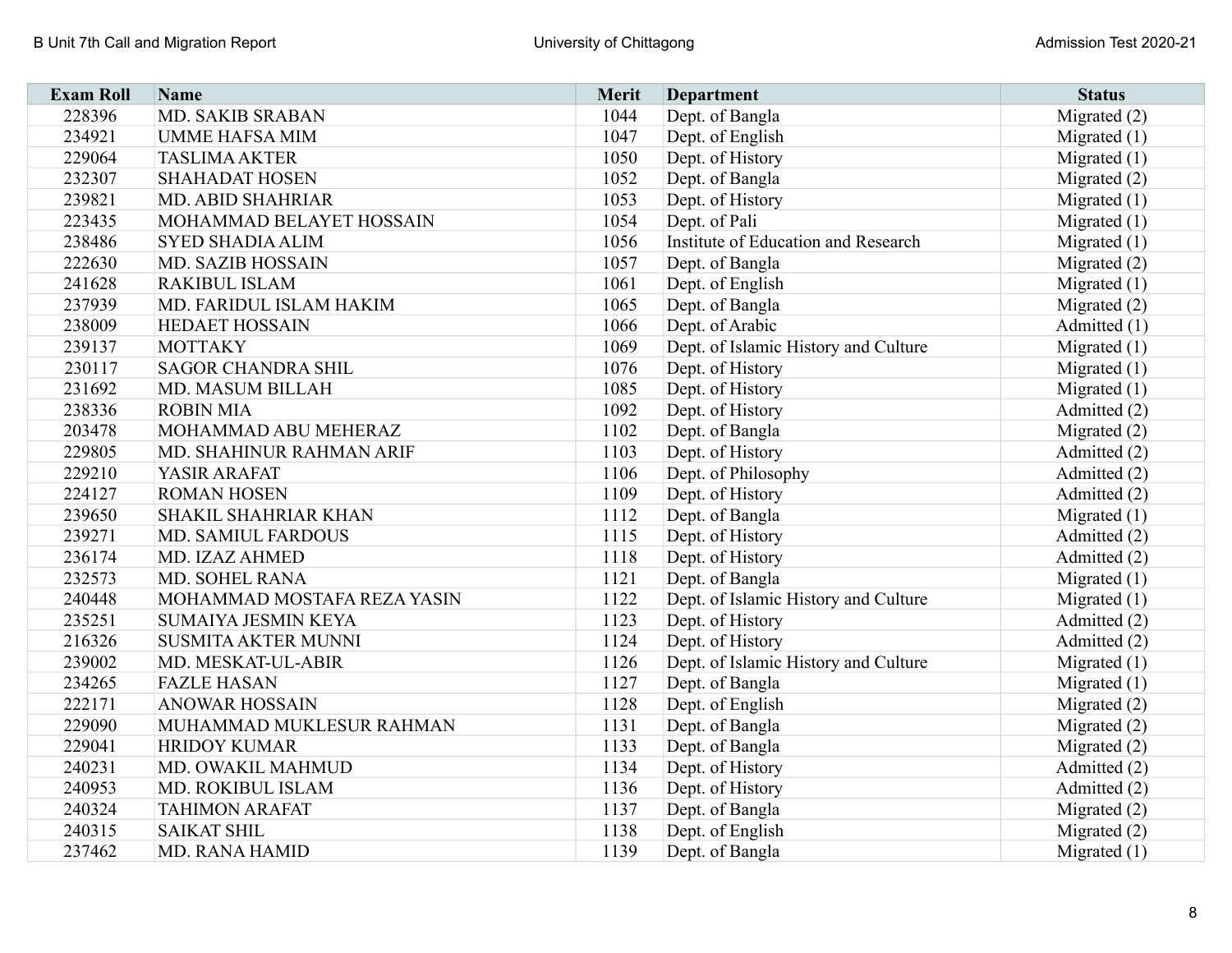| Exam Roll | Name | Merit | Department | Status |
|---|---|---|---|---|
| 228396 | MD. SAKIB SRABAN | 1044 | Dept. of Bangla | Migrated (2) |
| 234921 | UMME HAFSA MIM | 1047 | Dept. of English | Migrated (1) |
| 229064 | TASLIMA AKTER | 1050 | Dept. of History | Migrated (1) |
| 232307 | SHAHADAT HOSEN | 1052 | Dept. of Bangla | Migrated (2) |
| 239821 | MD. ABID SHAHRIAR | 1053 | Dept. of History | Migrated (1) |
| 223435 | MOHAMMAD BELAYET HOSSAIN | 1054 | Dept. of Pali | Migrated (1) |
| 238486 | SYED SHADIA ALIM | 1056 | Institute of Education and Research | Migrated (1) |
| 222630 | MD. SAZIB HOSSAIN | 1057 | Dept. of Bangla | Migrated (2) |
| 241628 | RAKIBUL ISLAM | 1061 | Dept. of English | Migrated (1) |
| 237939 | MD. FARIDUL ISLAM HAKIM | 1065 | Dept. of Bangla | Migrated (2) |
| 238009 | HEDAET HOSSAIN | 1066 | Dept. of Arabic | Admitted (1) |
| 239137 | MOTTAKY | 1069 | Dept. of Islamic History and Culture | Migrated (1) |
| 230117 | SAGOR CHANDRA SHIL | 1076 | Dept. of History | Migrated (1) |
| 231692 | MD. MASUM BILLAH | 1085 | Dept. of History | Migrated (1) |
| 238336 | ROBIN MIA | 1092 | Dept. of History | Admitted (2) |
| 203478 | MOHAMMAD ABU MEHERAZ | 1102 | Dept. of Bangla | Migrated (2) |
| 229805 | MD. SHAHINUR RAHMAN ARIF | 1103 | Dept. of History | Admitted (2) |
| 229210 | YASIR ARAFAT | 1106 | Dept. of Philosophy | Admitted (2) |
| 224127 | ROMAN HOSEN | 1109 | Dept. of History | Admitted (2) |
| 239650 | SHAKIL SHAHRIAR KHAN | 1112 | Dept. of Bangla | Migrated (1) |
| 239271 | MD. SAMIUL FARDOUS | 1115 | Dept. of History | Admitted (2) |
| 236174 | MD. IZAZ AHMED | 1118 | Dept. of History | Admitted (2) |
| 232573 | MD. SOHEL RANA | 1121 | Dept. of Bangla | Migrated (1) |
| 240448 | MOHAMMAD MOSTAFA REZA YASIN | 1122 | Dept. of Islamic History and Culture | Migrated (1) |
| 235251 | SUMAIYA JESMIN KEYA | 1123 | Dept. of History | Admitted (2) |
| 216326 | SUSMITA AKTER MUNNI | 1124 | Dept. of History | Admitted (2) |
| 239002 | MD. MESKAT-UL-ABIR | 1126 | Dept. of Islamic History and Culture | Migrated (1) |
| 234265 | FAZLE HASAN | 1127 | Dept. of Bangla | Migrated (1) |
| 222171 | ANOWAR HOSSAIN | 1128 | Dept. of English | Migrated (2) |
| 229090 | MUHAMMAD MUKLESUR RAHMAN | 1131 | Dept. of Bangla | Migrated (2) |
| 229041 | HRIDOY KUMAR | 1133 | Dept. of Bangla | Migrated (2) |
| 240231 | MD. OWAKIL MAHMUD | 1134 | Dept. of History | Admitted (2) |
| 240953 | MD. ROKIBUL ISLAM | 1136 | Dept. of History | Admitted (2) |
| 240324 | TAHIMON ARAFAT | 1137 | Dept. of Bangla | Migrated (2) |
| 240315 | SAIKAT SHIL | 1138 | Dept. of English | Migrated (2) |
| 237462 | MD. RANA HAMID | 1139 | Dept. of Bangla | Migrated (1) |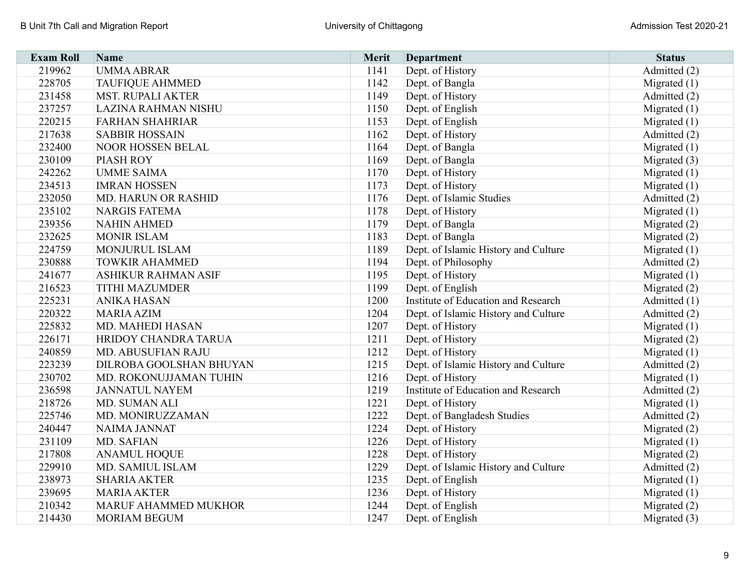| Exam Roll | Name | Merit | Department | Status |
|---|---|---|---|---|
| 219962 | UMMA ABRAR | 1141 | Dept. of History | Admitted (2) |
| 228705 | TAUFIQUE AHMMED | 1142 | Dept. of Bangla | Migrated (1) |
| 231458 | MST. RUPALI AKTER | 1149 | Dept. of History | Admitted (2) |
| 237257 | LAZINA RAHMAN NISHU | 1150 | Dept. of English | Migrated (1) |
| 220215 | FARHAN SHAHRIAR | 1153 | Dept. of English | Migrated (1) |
| 217638 | SABBIR HOSSAIN | 1162 | Dept. of History | Admitted (2) |
| 232400 | NOOR HOSSEN BELAL | 1164 | Dept. of Bangla | Migrated (1) |
| 230109 | PIASH ROY | 1169 | Dept. of Bangla | Migrated (3) |
| 242262 | UMME SAIMA | 1170 | Dept. of History | Migrated (1) |
| 234513 | IMRAN HOSSEN | 1173 | Dept. of History | Migrated (1) |
| 232050 | MD. HARUN OR RASHID | 1176 | Dept. of Islamic Studies | Admitted (2) |
| 235102 | NARGIS FATEMA | 1178 | Dept. of History | Migrated (1) |
| 239356 | NAHIN AHMED | 1179 | Dept. of Bangla | Migrated (2) |
| 232625 | MONIR ISLAM | 1183 | Dept. of Bangla | Migrated (2) |
| 224759 | MONJURUL ISLAM | 1189 | Dept. of Islamic History and Culture | Migrated (1) |
| 230888 | TOWKIR AHAMMED | 1194 | Dept. of Philosophy | Admitted (2) |
| 241677 | ASHIKUR RAHMAN ASIF | 1195 | Dept. of History | Migrated (1) |
| 216523 | TITHI MAZUMDER | 1199 | Dept. of English | Migrated (2) |
| 225231 | ANIKA HASAN | 1200 | Institute of Education and Research | Admitted (1) |
| 220322 | MARIA AZIM | 1204 | Dept. of Islamic History and Culture | Admitted (2) |
| 225832 | MD. MAHEDI HASAN | 1207 | Dept. of History | Migrated (1) |
| 226171 | HRIDOY CHANDRA TARUA | 1211 | Dept. of History | Migrated (2) |
| 240859 | MD. ABUSUFIAN RAJU | 1212 | Dept. of History | Migrated (1) |
| 223239 | DILROBA GOOLSHAN BHUYAN | 1215 | Dept. of Islamic History and Culture | Admitted (2) |
| 230702 | MD. ROKONUJJAMAN TUHIN | 1216 | Dept. of History | Migrated (1) |
| 236598 | JANNATUL NAYEM | 1219 | Institute of Education and Research | Admitted (2) |
| 218726 | MD. SUMAN ALI | 1221 | Dept. of History | Migrated (1) |
| 225746 | MD. MONIRUZZAMAN | 1222 | Dept. of Bangladesh Studies | Admitted (2) |
| 240447 | NAIMA JANNAT | 1224 | Dept. of History | Migrated (2) |
| 231109 | MD. SAFIAN | 1226 | Dept. of History | Migrated (1) |
| 217808 | ANAMUL HOQUE | 1228 | Dept. of History | Migrated (2) |
| 229910 | MD. SAMIUL ISLAM | 1229 | Dept. of Islamic History and Culture | Admitted (2) |
| 238973 | SHARIA AKTER | 1235 | Dept. of English | Migrated (1) |
| 239695 | MARIA AKTER | 1236 | Dept. of History | Migrated (1) |
| 210342 | MARUF AHAMMED MUKHOR | 1244 | Dept. of English | Migrated (2) |
| 214430 | MORIAM BEGUM | 1247 | Dept. of English | Migrated (3) |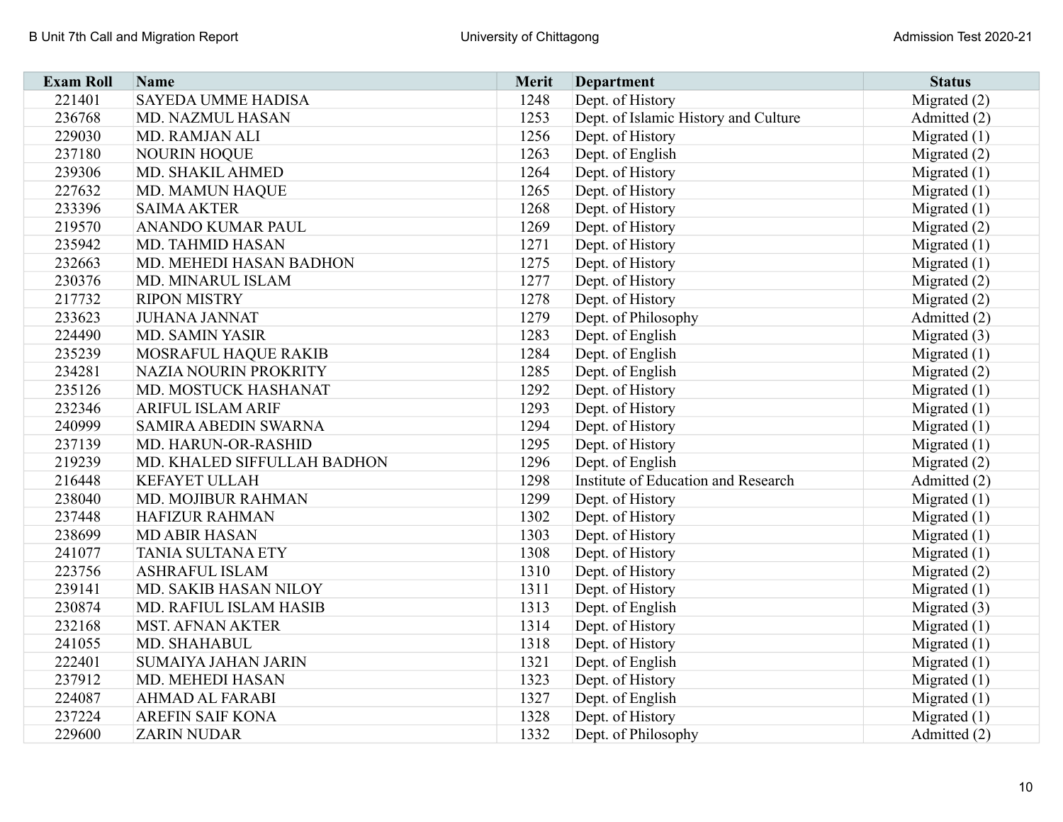| Exam Roll | Name | Merit | Department | Status |
|---|---|---|---|---|
| 221401 | SAYEDA UMME HADISA | 1248 | Dept. of History | Migrated (2) |
| 236768 | MD. NAZMUL HASAN | 1253 | Dept. of Islamic History and Culture | Admitted (2) |
| 229030 | MD. RAMJAN ALI | 1256 | Dept. of History | Migrated (1) |
| 237180 | NOURIN HOQUE | 1263 | Dept. of English | Migrated (2) |
| 239306 | MD. SHAKIL AHMED | 1264 | Dept. of History | Migrated (1) |
| 227632 | MD. MAMUN HAQUE | 1265 | Dept. of History | Migrated (1) |
| 233396 | SAIMA AKTER | 1268 | Dept. of History | Migrated (1) |
| 219570 | ANANDO KUMAR PAUL | 1269 | Dept. of History | Migrated (2) |
| 235942 | MD. TAHMID HASAN | 1271 | Dept. of History | Migrated (1) |
| 232663 | MD. MEHEDI HASAN BADHON | 1275 | Dept. of History | Migrated (1) |
| 230376 | MD. MINARUL ISLAM | 1277 | Dept. of History | Migrated (2) |
| 217732 | RIPON MISTRY | 1278 | Dept. of History | Migrated (2) |
| 233623 | JUHANA JANNAT | 1279 | Dept. of Philosophy | Admitted (2) |
| 224490 | MD. SAMIN YASIR | 1283 | Dept. of English | Migrated (3) |
| 235239 | MOSRAFUL HAQUE RAKIB | 1284 | Dept. of English | Migrated (1) |
| 234281 | NAZIA NOURIN PROKRITY | 1285 | Dept. of English | Migrated (2) |
| 235126 | MD. MOSTUCK HASHANAT | 1292 | Dept. of History | Migrated (1) |
| 232346 | ARIFUL ISLAM ARIF | 1293 | Dept. of History | Migrated (1) |
| 240999 | SAMIRA ABEDIN SWARNA | 1294 | Dept. of History | Migrated (1) |
| 237139 | MD. HARUN-OR-RASHID | 1295 | Dept. of History | Migrated (1) |
| 219239 | MD. KHALED SIFFULLAH BADHON | 1296 | Dept. of English | Migrated (2) |
| 216448 | KEFAYET ULLAH | 1298 | Institute of Education and Research | Admitted (2) |
| 238040 | MD. MOJIBUR RAHMAN | 1299 | Dept. of History | Migrated (1) |
| 237448 | HAFIZUR RAHMAN | 1302 | Dept. of History | Migrated (1) |
| 238699 | MD ABIR HASAN | 1303 | Dept. of History | Migrated (1) |
| 241077 | TANIA SULTANA ETY | 1308 | Dept. of History | Migrated (1) |
| 223756 | ASHRAFUL ISLAM | 1310 | Dept. of History | Migrated (2) |
| 239141 | MD. SAKIB HASAN NILOY | 1311 | Dept. of History | Migrated (1) |
| 230874 | MD. RAFIUL ISLAM HASIB | 1313 | Dept. of English | Migrated (3) |
| 232168 | MST. AFNAN AKTER | 1314 | Dept. of History | Migrated (1) |
| 241055 | MD. SHAHABUL | 1318 | Dept. of History | Migrated (1) |
| 222401 | SUMAIYA JAHAN JARIN | 1321 | Dept. of English | Migrated (1) |
| 237912 | MD. MEHEDI HASAN | 1323 | Dept. of History | Migrated (1) |
| 224087 | AHMAD AL FARABI | 1327 | Dept. of English | Migrated (1) |
| 237224 | AREFIN SAIF KONA | 1328 | Dept. of History | Migrated (1) |
| 229600 | ZARIN NUDAR | 1332 | Dept. of Philosophy | Admitted (2) |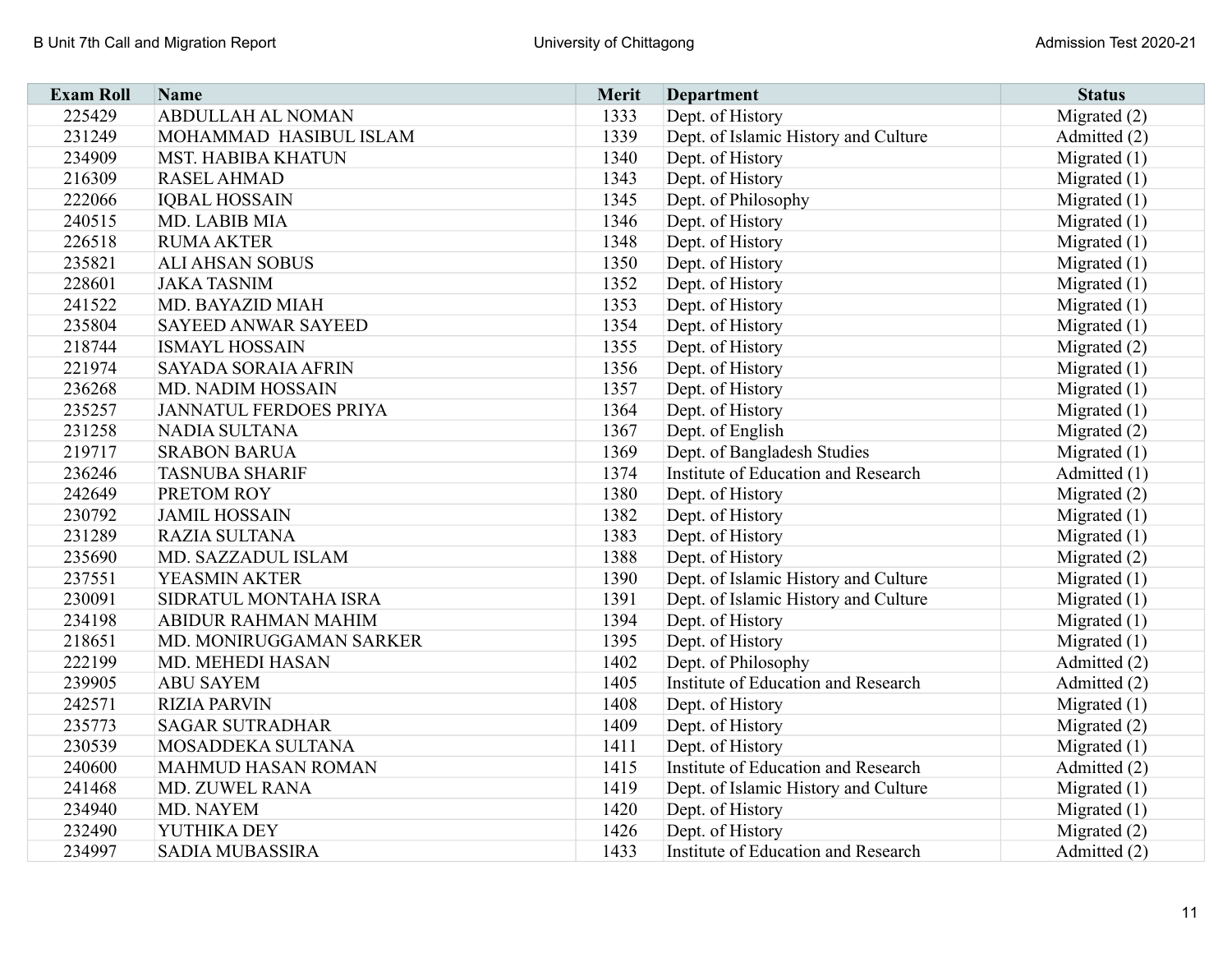| Exam Roll | Name | Merit | Department | Status |
|---|---|---|---|---|
| 225429 | ABDULLAH AL NOMAN | 1333 | Dept. of History | Migrated (2) |
| 231249 | MOHAMMAD HASIBUL ISLAM | 1339 | Dept. of Islamic History and Culture | Admitted (2) |
| 234909 | MST. HABIBA KHATUN | 1340 | Dept. of History | Migrated (1) |
| 216309 | RASEL AHMAD | 1343 | Dept. of History | Migrated (1) |
| 222066 | IQBAL HOSSAIN | 1345 | Dept. of Philosophy | Migrated (1) |
| 240515 | MD. LABIB MIA | 1346 | Dept. of History | Migrated (1) |
| 226518 | RUMA AKTER | 1348 | Dept. of History | Migrated (1) |
| 235821 | ALI AHSAN SOBUS | 1350 | Dept. of History | Migrated (1) |
| 228601 | JAKA TASNIM | 1352 | Dept. of History | Migrated (1) |
| 241522 | MD. BAYAZID MIAH | 1353 | Dept. of History | Migrated (1) |
| 235804 | SAYEED ANWAR SAYEED | 1354 | Dept. of History | Migrated (1) |
| 218744 | ISMAYL HOSSAIN | 1355 | Dept. of History | Migrated (2) |
| 221974 | SAYADA SORAIA AFRIN | 1356 | Dept. of History | Migrated (1) |
| 236268 | MD. NADIM HOSSAIN | 1357 | Dept. of History | Migrated (1) |
| 235257 | JANNATUL FERDOES PRIYA | 1364 | Dept. of History | Migrated (1) |
| 231258 | NADIA SULTANA | 1367 | Dept. of English | Migrated (2) |
| 219717 | SRABON BARUA | 1369 | Dept. of Bangladesh Studies | Migrated (1) |
| 236246 | TASNUBA SHARIF | 1374 | Institute of Education and Research | Admitted (1) |
| 242649 | PRETOM ROY | 1380 | Dept. of History | Migrated (2) |
| 230792 | JAMIL HOSSAIN | 1382 | Dept. of History | Migrated (1) |
| 231289 | RAZIA SULTANA | 1383 | Dept. of History | Migrated (1) |
| 235690 | MD. SAZZADUL ISLAM | 1388 | Dept. of History | Migrated (2) |
| 237551 | YEASMIN AKTER | 1390 | Dept. of Islamic History and Culture | Migrated (1) |
| 230091 | SIDRATUL MONTAHA ISRA | 1391 | Dept. of Islamic History and Culture | Migrated (1) |
| 234198 | ABIDUR RAHMAN MAHIM | 1394 | Dept. of History | Migrated (1) |
| 218651 | MD. MONIRUGGAMAN SARKER | 1395 | Dept. of History | Migrated (1) |
| 222199 | MD. MEHEDI HASAN | 1402 | Dept. of Philosophy | Admitted (2) |
| 239905 | ABU SAYEM | 1405 | Institute of Education and Research | Admitted (2) |
| 242571 | RIZIA PARVIN | 1408 | Dept. of History | Migrated (1) |
| 235773 | SAGAR SUTRADHAR | 1409 | Dept. of History | Migrated (2) |
| 230539 | MOSADDEKA SULTANA | 1411 | Dept. of History | Migrated (1) |
| 240600 | MAHMUD HASAN ROMAN | 1415 | Institute of Education and Research | Admitted (2) |
| 241468 | MD. ZUWEL RANA | 1419 | Dept. of Islamic History and Culture | Migrated (1) |
| 234940 | MD. NAYEM | 1420 | Dept. of History | Migrated (1) |
| 232490 | YUTHIKA DEY | 1426 | Dept. of History | Migrated (2) |
| 234997 | SADIA MUBASSIRA | 1433 | Institute of Education and Research | Admitted (2) |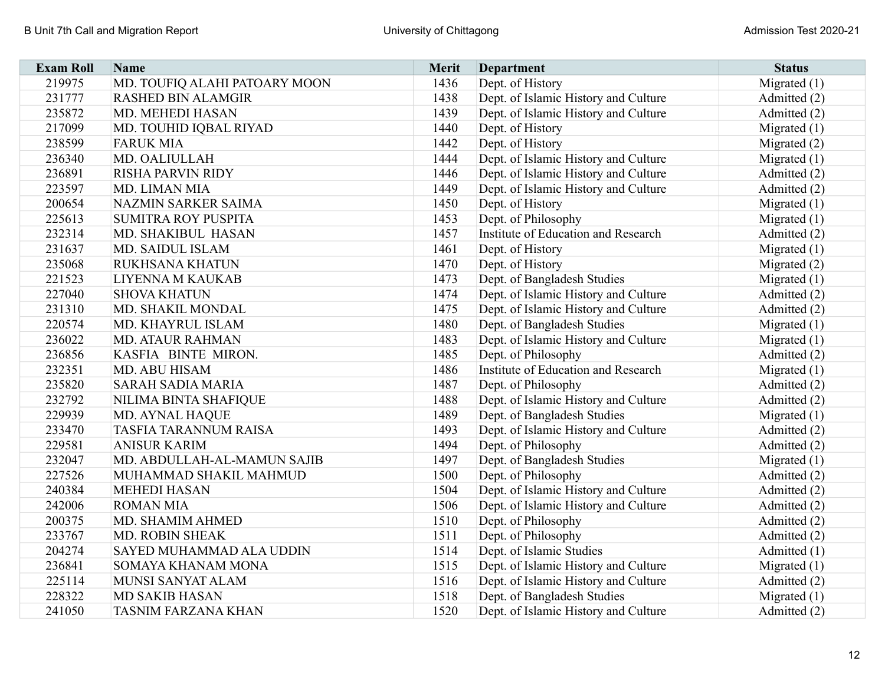| Exam Roll | Name | Merit | Department | Status |
|---|---|---|---|---|
| 219975 | MD. TOUFIQ ALAHI PATOARY MOON | 1436 | Dept. of History | Migrated (1) |
| 231777 | RASHED BIN ALAMGIR | 1438 | Dept. of Islamic History and Culture | Admitted (2) |
| 235872 | MD. MEHEDI HASAN | 1439 | Dept. of Islamic History and Culture | Admitted (2) |
| 217099 | MD. TOUHID IQBAL RIYAD | 1440 | Dept. of History | Migrated (1) |
| 238599 | FARUK MIA | 1442 | Dept. of History | Migrated (2) |
| 236340 | MD. OALIULLAH | 1444 | Dept. of Islamic History and Culture | Migrated (1) |
| 236891 | RISHA PARVIN RIDY | 1446 | Dept. of Islamic History and Culture | Admitted (2) |
| 223597 | MD. LIMAN MIA | 1449 | Dept. of Islamic History and Culture | Admitted (2) |
| 200654 | NAZMIN SARKER SAIMA | 1450 | Dept. of History | Migrated (1) |
| 225613 | SUMITRA ROY PUSPITA | 1453 | Dept. of Philosophy | Migrated (1) |
| 232314 | MD. SHAKIBUL HASAN | 1457 | Institute of Education and Research | Admitted (2) |
| 231637 | MD. SAIDUL ISLAM | 1461 | Dept. of History | Migrated (1) |
| 235068 | RUKHSANA KHATUN | 1470 | Dept. of History | Migrated (2) |
| 221523 | LIYENNA M KAUKAB | 1473 | Dept. of Bangladesh Studies | Migrated (1) |
| 227040 | SHOVA KHATUN | 1474 | Dept. of Islamic History and Culture | Admitted (2) |
| 231310 | MD. SHAKIL MONDAL | 1475 | Dept. of Islamic History and Culture | Admitted (2) |
| 220574 | MD. KHAYRUL ISLAM | 1480 | Dept. of Bangladesh Studies | Migrated (1) |
| 236022 | MD. ATAUR RAHMAN | 1483 | Dept. of Islamic History and Culture | Migrated (1) |
| 236856 | KASFIA BINTE MIRON. | 1485 | Dept. of Philosophy | Admitted (2) |
| 232351 | MD. ABU HISAM | 1486 | Institute of Education and Research | Migrated (1) |
| 235820 | SARAH SADIA MARIA | 1487 | Dept. of Philosophy | Admitted (2) |
| 232792 | NILIMA BINTA SHAFIQUE | 1488 | Dept. of Islamic History and Culture | Admitted (2) |
| 229939 | MD. AYNAL HAQUE | 1489 | Dept. of Bangladesh Studies | Migrated (1) |
| 233470 | TASFIA TARANNUM RAISA | 1493 | Dept. of Islamic History and Culture | Admitted (2) |
| 229581 | ANISUR KARIM | 1494 | Dept. of Philosophy | Admitted (2) |
| 232047 | MD. ABDULLAH-AL-MAMUN SAJIB | 1497 | Dept. of Bangladesh Studies | Migrated (1) |
| 227526 | MUHAMMAD SHAKIL MAHMUD | 1500 | Dept. of Philosophy | Admitted (2) |
| 240384 | MEHEDI HASAN | 1504 | Dept. of Islamic History and Culture | Admitted (2) |
| 242006 | ROMAN MIA | 1506 | Dept. of Islamic History and Culture | Admitted (2) |
| 200375 | MD. SHAMIM AHMED | 1510 | Dept. of Philosophy | Admitted (2) |
| 233767 | MD. ROBIN SHEAK | 1511 | Dept. of Philosophy | Admitted (2) |
| 204274 | SAYED MUHAMMAD ALA UDDIN | 1514 | Dept. of Islamic Studies | Admitted (1) |
| 236841 | SOMAYA KHANAM MONA | 1515 | Dept. of Islamic History and Culture | Migrated (1) |
| 225114 | MUNSI SANYAT ALAM | 1516 | Dept. of Islamic History and Culture | Admitted (2) |
| 228322 | MD SAKIB HASAN | 1518 | Dept. of Bangladesh Studies | Migrated (1) |
| 241050 | TASNIM FARZANA KHAN | 1520 | Dept. of Islamic History and Culture | Admitted (2) |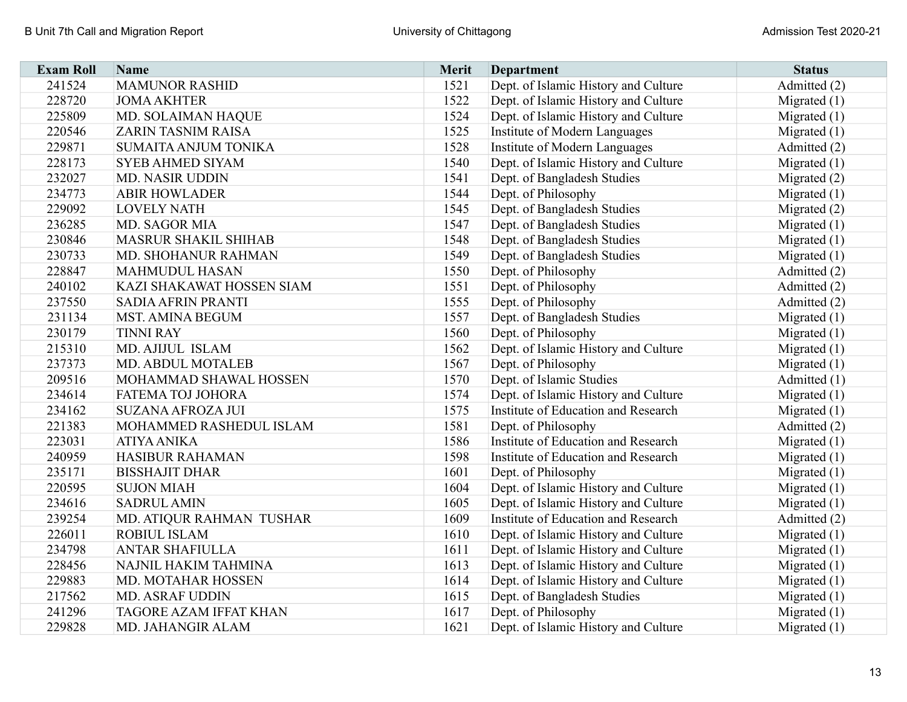| Exam Roll | Name | Merit | Department | Status |
|---|---|---|---|---|
| 241524 | MAMUNOR RASHID | 1521 | Dept. of Islamic History and Culture | Admitted (2) |
| 228720 | JOMA AKHTER | 1522 | Dept. of Islamic History and Culture | Migrated (1) |
| 225809 | MD. SOLAIMAN HAQUE | 1524 | Dept. of Islamic History and Culture | Migrated (1) |
| 220546 | ZARIN TASNIM RAISA | 1525 | Institute of Modern Languages | Migrated (1) |
| 229871 | SUMAITA ANJUM TONIKA | 1528 | Institute of Modern Languages | Admitted (2) |
| 228173 | SYEB AHMED SIYAM | 1540 | Dept. of Islamic History and Culture | Migrated (1) |
| 232027 | MD. NASIR UDDIN | 1541 | Dept. of Bangladesh Studies | Migrated (2) |
| 234773 | ABIR HOWLADER | 1544 | Dept. of Philosophy | Migrated (1) |
| 229092 | LOVELY NATH | 1545 | Dept. of Bangladesh Studies | Migrated (2) |
| 236285 | MD. SAGOR MIA | 1547 | Dept. of Bangladesh Studies | Migrated (1) |
| 230846 | MASRUR SHAKIL SHIHAB | 1548 | Dept. of Bangladesh Studies | Migrated (1) |
| 230733 | MD. SHOHANUR RAHMAN | 1549 | Dept. of Bangladesh Studies | Migrated (1) |
| 228847 | MAHMUDUL HASAN | 1550 | Dept. of Philosophy | Admitted (2) |
| 240102 | KAZI SHAKAWAT HOSSEN SIAM | 1551 | Dept. of Philosophy | Admitted (2) |
| 237550 | SADIA AFRIN PRANTI | 1555 | Dept. of Philosophy | Admitted (2) |
| 231134 | MST. AMINA BEGUM | 1557 | Dept. of Bangladesh Studies | Migrated (1) |
| 230179 | TINNI RAY | 1560 | Dept. of Philosophy | Migrated (1) |
| 215310 | MD. AJIJUL ISLAM | 1562 | Dept. of Islamic History and Culture | Migrated (1) |
| 237373 | MD. ABDUL MOTALEB | 1567 | Dept. of Philosophy | Migrated (1) |
| 209516 | MOHAMMAD SHAWAL HOSSEN | 1570 | Dept. of Islamic Studies | Admitted (1) |
| 234614 | FATEMA TOJ JOHORA | 1574 | Dept. of Islamic History and Culture | Migrated (1) |
| 234162 | SUZANA AFROZA JUI | 1575 | Institute of Education and Research | Migrated (1) |
| 221383 | MOHAMMED RASHEDUL ISLAM | 1581 | Dept. of Philosophy | Admitted (2) |
| 223031 | ATIYA ANIKA | 1586 | Institute of Education and Research | Migrated (1) |
| 240959 | HASIBUR RAHAMAN | 1598 | Institute of Education and Research | Migrated (1) |
| 235171 | BISSHAJIT DHAR | 1601 | Dept. of Philosophy | Migrated (1) |
| 220595 | SUJON MIAH | 1604 | Dept. of Islamic History and Culture | Migrated (1) |
| 234616 | SADRUL AMIN | 1605 | Dept. of Islamic History and Culture | Migrated (1) |
| 239254 | MD. ATIQUR RAHMAN TUSHAR | 1609 | Institute of Education and Research | Admitted (2) |
| 226011 | ROBIUL ISLAM | 1610 | Dept. of Islamic History and Culture | Migrated (1) |
| 234798 | ANTAR SHAFIULLA | 1611 | Dept. of Islamic History and Culture | Migrated (1) |
| 228456 | NAJNIL HAKIM TAHMINA | 1613 | Dept. of Islamic History and Culture | Migrated (1) |
| 229883 | MD. MOTAHAR HOSSEN | 1614 | Dept. of Islamic History and Culture | Migrated (1) |
| 217562 | MD. ASRAF UDDIN | 1615 | Dept. of Bangladesh Studies | Migrated (1) |
| 241296 | TAGORE AZAM IFFAT KHAN | 1617 | Dept. of Philosophy | Migrated (1) |
| 229828 | MD. JAHANGIR ALAM | 1621 | Dept. of Islamic History and Culture | Migrated (1) |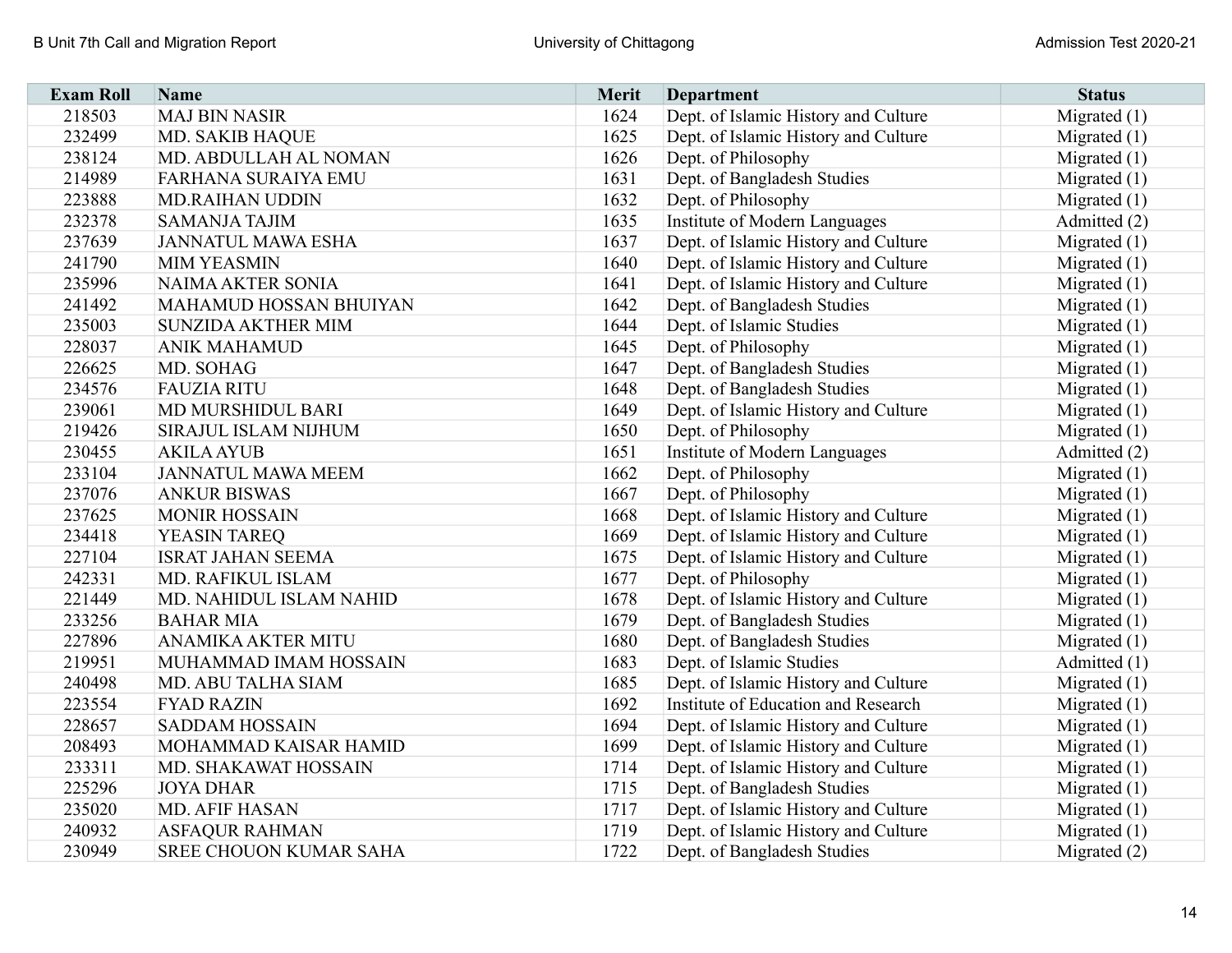| Exam Roll | Name | Merit | Department | Status |
|---|---|---|---|---|
| 218503 | MAJ BIN NASIR | 1624 | Dept. of Islamic History and Culture | Migrated (1) |
| 232499 | MD. SAKIB HAQUE | 1625 | Dept. of Islamic History and Culture | Migrated (1) |
| 238124 | MD. ABDULLAH AL NOMAN | 1626 | Dept. of Philosophy | Migrated (1) |
| 214989 | FARHANA SURAIYA EMU | 1631 | Dept. of Bangladesh Studies | Migrated (1) |
| 223888 | MD.RAIHAN UDDIN | 1632 | Dept. of Philosophy | Migrated (1) |
| 232378 | SAMANJA TAJIM | 1635 | Institute of Modern Languages | Admitted (2) |
| 237639 | JANNATUL MAWA ESHA | 1637 | Dept. of Islamic History and Culture | Migrated (1) |
| 241790 | MIM YEASMIN | 1640 | Dept. of Islamic History and Culture | Migrated (1) |
| 235996 | NAIMA AKTER SONIA | 1641 | Dept. of Islamic History and Culture | Migrated (1) |
| 241492 | MAHAMUD HOSSAN BHUIYAN | 1642 | Dept. of Bangladesh Studies | Migrated (1) |
| 235003 | SUNZIDA AKTHER MIM | 1644 | Dept. of Islamic Studies | Migrated (1) |
| 228037 | ANIK MAHAMUD | 1645 | Dept. of Philosophy | Migrated (1) |
| 226625 | MD. SOHAG | 1647 | Dept. of Bangladesh Studies | Migrated (1) |
| 234576 | FAUZIA RITU | 1648 | Dept. of Bangladesh Studies | Migrated (1) |
| 239061 | MD MURSHIDUL BARI | 1649 | Dept. of Islamic History and Culture | Migrated (1) |
| 219426 | SIRAJUL ISLAM NIJHUM | 1650 | Dept. of Philosophy | Migrated (1) |
| 230455 | AKILA AYUB | 1651 | Institute of Modern Languages | Admitted (2) |
| 233104 | JANNATUL MAWA MEEM | 1662 | Dept. of Philosophy | Migrated (1) |
| 237076 | ANKUR BISWAS | 1667 | Dept. of Philosophy | Migrated (1) |
| 237625 | MONIR HOSSAIN | 1668 | Dept. of Islamic History and Culture | Migrated (1) |
| 234418 | YEASIN TAREQ | 1669 | Dept. of Islamic History and Culture | Migrated (1) |
| 227104 | ISRAT JAHAN SEEMA | 1675 | Dept. of Islamic History and Culture | Migrated (1) |
| 242331 | MD. RAFIKUL ISLAM | 1677 | Dept. of Philosophy | Migrated (1) |
| 221449 | MD. NAHIDUL ISLAM NAHID | 1678 | Dept. of Islamic History and Culture | Migrated (1) |
| 233256 | BAHAR MIA | 1679 | Dept. of Bangladesh Studies | Migrated (1) |
| 227896 | ANAMIKA AKTER MITU | 1680 | Dept. of Bangladesh Studies | Migrated (1) |
| 219951 | MUHAMMAD IMAM HOSSAIN | 1683 | Dept. of Islamic Studies | Admitted (1) |
| 240498 | MD. ABU TALHA SIAM | 1685 | Dept. of Islamic History and Culture | Migrated (1) |
| 223554 | FYAD RAZIN | 1692 | Institute of Education and Research | Migrated (1) |
| 228657 | SADDAM HOSSAIN | 1694 | Dept. of Islamic History and Culture | Migrated (1) |
| 208493 | MOHAMMAD KAISAR HAMID | 1699 | Dept. of Islamic History and Culture | Migrated (1) |
| 233311 | MD. SHAKAWAT HOSSAIN | 1714 | Dept. of Islamic History and Culture | Migrated (1) |
| 225296 | JOYA DHAR | 1715 | Dept. of Bangladesh Studies | Migrated (1) |
| 235020 | MD. AFIF HASAN | 1717 | Dept. of Islamic History and Culture | Migrated (1) |
| 240932 | ASFAQUR RAHMAN | 1719 | Dept. of Islamic History and Culture | Migrated (1) |
| 230949 | SREE CHOUON KUMAR SAHA | 1722 | Dept. of Bangladesh Studies | Migrated (2) |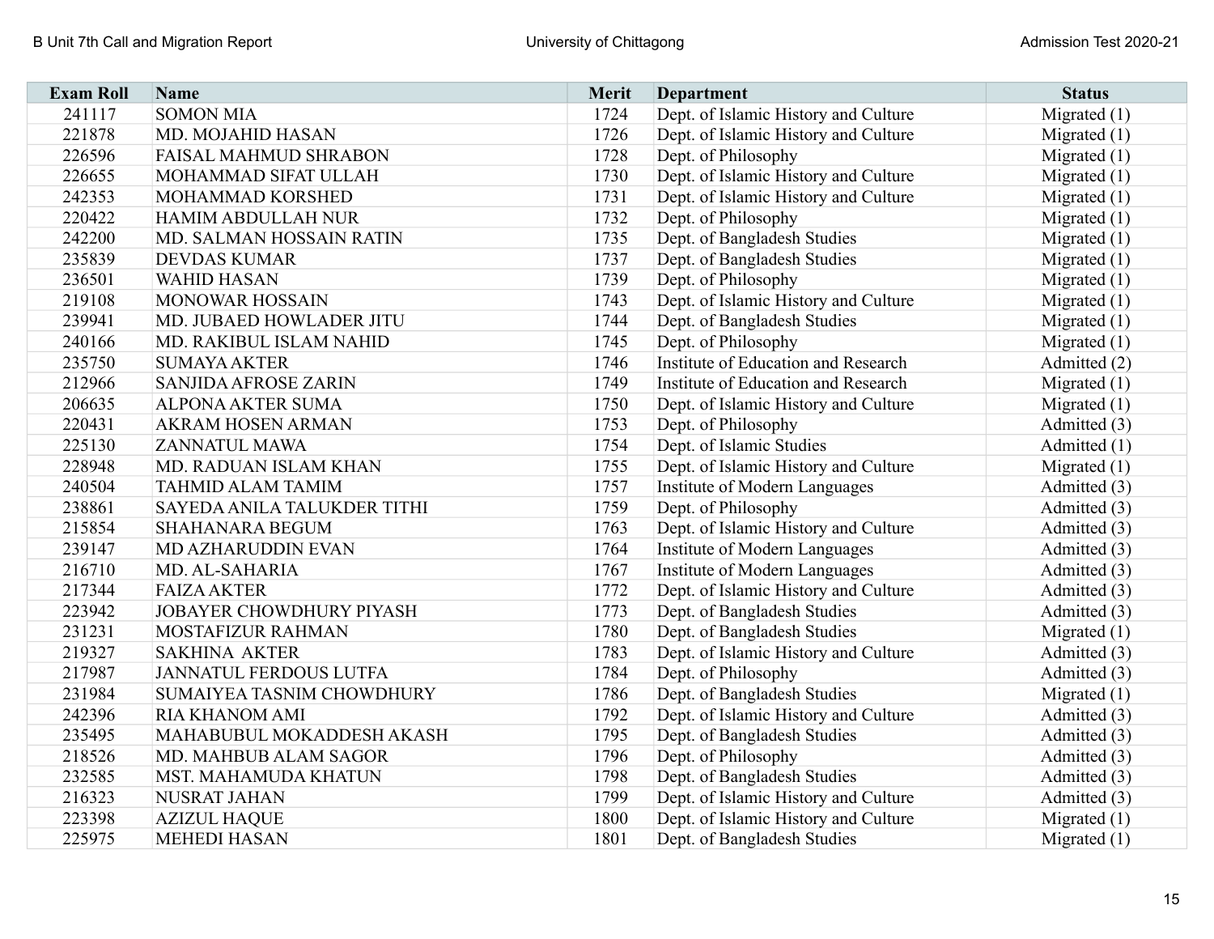| Exam Roll | Name | Merit | Department | Status |
|---|---|---|---|---|
| 241117 | SOMON MIA | 1724 | Dept. of Islamic History and Culture | Migrated (1) |
| 221878 | MD. MOJAHID HASAN | 1726 | Dept. of Islamic History and Culture | Migrated (1) |
| 226596 | FAISAL MAHMUD SHRABON | 1728 | Dept. of Philosophy | Migrated (1) |
| 226655 | MOHAMMAD SIFAT ULLAH | 1730 | Dept. of Islamic History and Culture | Migrated (1) |
| 242353 | MOHAMMAD KORSHED | 1731 | Dept. of Islamic History and Culture | Migrated (1) |
| 220422 | HAMIM ABDULLAH NUR | 1732 | Dept. of Philosophy | Migrated (1) |
| 242200 | MD. SALMAN HOSSAIN RATIN | 1735 | Dept. of Bangladesh Studies | Migrated (1) |
| 235839 | DEVDAS KUMAR | 1737 | Dept. of Bangladesh Studies | Migrated (1) |
| 236501 | WAHID HASAN | 1739 | Dept. of Philosophy | Migrated (1) |
| 219108 | MONOWAR HOSSAIN | 1743 | Dept. of Islamic History and Culture | Migrated (1) |
| 239941 | MD. JUBAED HOWLADER JITU | 1744 | Dept. of Bangladesh Studies | Migrated (1) |
| 240166 | MD. RAKIBUL ISLAM NAHID | 1745 | Dept. of Philosophy | Migrated (1) |
| 235750 | SUMAYA AKTER | 1746 | Institute of Education and Research | Admitted (2) |
| 212966 | SANJIDA AFROSE ZARIN | 1749 | Institute of Education and Research | Migrated (1) |
| 206635 | ALPONA AKTER SUMA | 1750 | Dept. of Islamic History and Culture | Migrated (1) |
| 220431 | AKRAM HOSEN ARMAN | 1753 | Dept. of Philosophy | Admitted (3) |
| 225130 | ZANNATUL MAWA | 1754 | Dept. of Islamic Studies | Admitted (1) |
| 228948 | MD. RADUAN ISLAM KHAN | 1755 | Dept. of Islamic History and Culture | Migrated (1) |
| 240504 | TAHMID ALAM TAMIM | 1757 | Institute of Modern Languages | Admitted (3) |
| 238861 | SAYEDA ANILA TALUKDER TITHI | 1759 | Dept. of Philosophy | Admitted (3) |
| 215854 | SHAHANARA BEGUM | 1763 | Dept. of Islamic History and Culture | Admitted (3) |
| 239147 | MD AZHARUDDIN EVAN | 1764 | Institute of Modern Languages | Admitted (3) |
| 216710 | MD. AL-SAHARIA | 1767 | Institute of Modern Languages | Admitted (3) |
| 217344 | FAIZA AKTER | 1772 | Dept. of Islamic History and Culture | Admitted (3) |
| 223942 | JOBAYER CHOWDHURY PIYASH | 1773 | Dept. of Bangladesh Studies | Admitted (3) |
| 231231 | MOSTAFIZUR RAHMAN | 1780 | Dept. of Bangladesh Studies | Migrated (1) |
| 219327 | SAKHINA AKTER | 1783 | Dept. of Islamic History and Culture | Admitted (3) |
| 217987 | JANNATUL FERDOUS LUTFA | 1784 | Dept. of Philosophy | Admitted (3) |
| 231984 | SUMAIYEA TASNIM CHOWDHURY | 1786 | Dept. of Bangladesh Studies | Migrated (1) |
| 242396 | RIA KHANOM AMI | 1792 | Dept. of Islamic History and Culture | Admitted (3) |
| 235495 | MAHABUBUL MOKADDESH AKASH | 1795 | Dept. of Bangladesh Studies | Admitted (3) |
| 218526 | MD. MAHBUB ALAM SAGOR | 1796 | Dept. of Philosophy | Admitted (3) |
| 232585 | MST. MAHAMUDA KHATUN | 1798 | Dept. of Bangladesh Studies | Admitted (3) |
| 216323 | NUSRAT JAHAN | 1799 | Dept. of Islamic History and Culture | Admitted (3) |
| 223398 | AZIZUL HAQUE | 1800 | Dept. of Islamic History and Culture | Migrated (1) |
| 225975 | MEHEDI HASAN | 1801 | Dept. of Bangladesh Studies | Migrated (1) |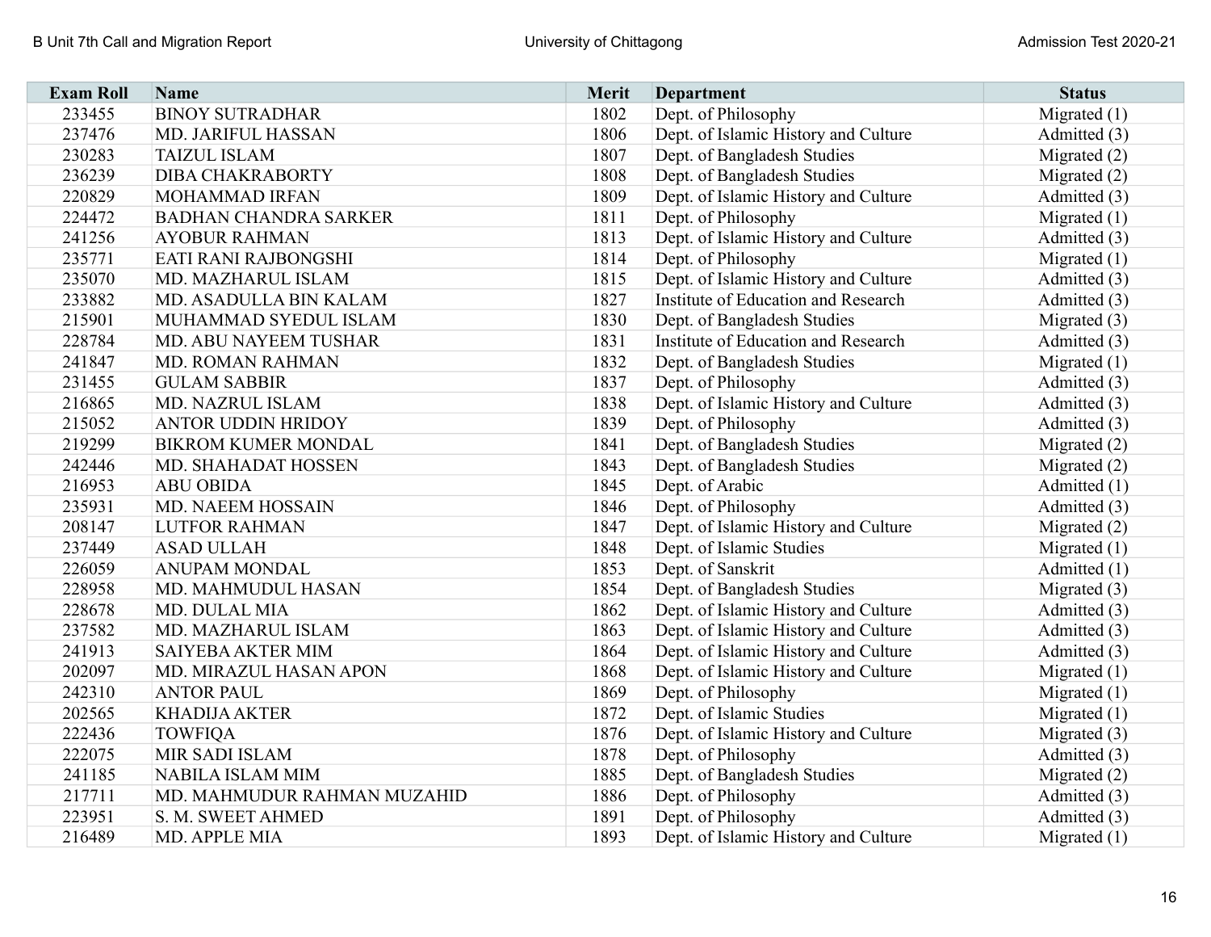| Exam Roll | Name | Merit | Department | Status |
|---|---|---|---|---|
| 233455 | BINOY SUTRADHAR | 1802 | Dept. of Philosophy | Migrated (1) |
| 237476 | MD. JARIFUL HASSAN | 1806 | Dept. of Islamic History and Culture | Admitted (3) |
| 230283 | TAIZUL ISLAM | 1807 | Dept. of Bangladesh Studies | Migrated (2) |
| 236239 | DIBA CHAKRABORTY | 1808 | Dept. of Bangladesh Studies | Migrated (2) |
| 220829 | MOHAMMAD IRFAN | 1809 | Dept. of Islamic History and Culture | Admitted (3) |
| 224472 | BADHAN CHANDRA SARKER | 1811 | Dept. of Philosophy | Migrated (1) |
| 241256 | AYOBUR RAHMAN | 1813 | Dept. of Islamic History and Culture | Admitted (3) |
| 235771 | EATI RANI RAJBONGSHI | 1814 | Dept. of Philosophy | Migrated (1) |
| 235070 | MD. MAZHARUL ISLAM | 1815 | Dept. of Islamic History and Culture | Admitted (3) |
| 233882 | MD. ASADULLA BIN KALAM | 1827 | Institute of Education and Research | Admitted (3) |
| 215901 | MUHAMMAD SYEDUL ISLAM | 1830 | Dept. of Bangladesh Studies | Migrated (3) |
| 228784 | MD. ABU NAYEEM TUSHAR | 1831 | Institute of Education and Research | Admitted (3) |
| 241847 | MD. ROMAN RAHMAN | 1832 | Dept. of Bangladesh Studies | Migrated (1) |
| 231455 | GULAM SABBIR | 1837 | Dept. of Philosophy | Admitted (3) |
| 216865 | MD. NAZRUL ISLAM | 1838 | Dept. of Islamic History and Culture | Admitted (3) |
| 215052 | ANTOR UDDIN HRIDOY | 1839 | Dept. of Philosophy | Admitted (3) |
| 219299 | BIKROM KUMER MONDAL | 1841 | Dept. of Bangladesh Studies | Migrated (2) |
| 242446 | MD. SHAHADAT HOSSEN | 1843 | Dept. of Bangladesh Studies | Migrated (2) |
| 216953 | ABU OBIDA | 1845 | Dept. of Arabic | Admitted (1) |
| 235931 | MD. NAEEM HOSSAIN | 1846 | Dept. of Philosophy | Admitted (3) |
| 208147 | LUTFOR RAHMAN | 1847 | Dept. of Islamic History and Culture | Migrated (2) |
| 237449 | ASAD ULLAH | 1848 | Dept. of Islamic Studies | Migrated (1) |
| 226059 | ANUPAM MONDAL | 1853 | Dept. of Sanskrit | Admitted (1) |
| 228958 | MD. MAHMUDUL HASAN | 1854 | Dept. of Bangladesh Studies | Migrated (3) |
| 228678 | MD. DULAL MIA | 1862 | Dept. of Islamic History and Culture | Admitted (3) |
| 237582 | MD. MAZHARUL ISLAM | 1863 | Dept. of Islamic History and Culture | Admitted (3) |
| 241913 | SAIYEBA AKTER MIM | 1864 | Dept. of Islamic History and Culture | Admitted (3) |
| 202097 | MD. MIRAZUL HASAN APON | 1868 | Dept. of Islamic History and Culture | Migrated (1) |
| 242310 | ANTOR PAUL | 1869 | Dept. of Philosophy | Migrated (1) |
| 202565 | KHADIJA AKTER | 1872 | Dept. of Islamic Studies | Migrated (1) |
| 222436 | TOWFIQA | 1876 | Dept. of Islamic History and Culture | Migrated (3) |
| 222075 | MIR SADI ISLAM | 1878 | Dept. of Philosophy | Admitted (3) |
| 241185 | NABILA ISLAM MIM | 1885 | Dept. of Bangladesh Studies | Migrated (2) |
| 217711 | MD. MAHMUDUR RAHMAN MUZAHID | 1886 | Dept. of Philosophy | Admitted (3) |
| 223951 | S. M. SWEET AHMED | 1891 | Dept. of Philosophy | Admitted (3) |
| 216489 | MD. APPLE MIA | 1893 | Dept. of Islamic History and Culture | Migrated (1) |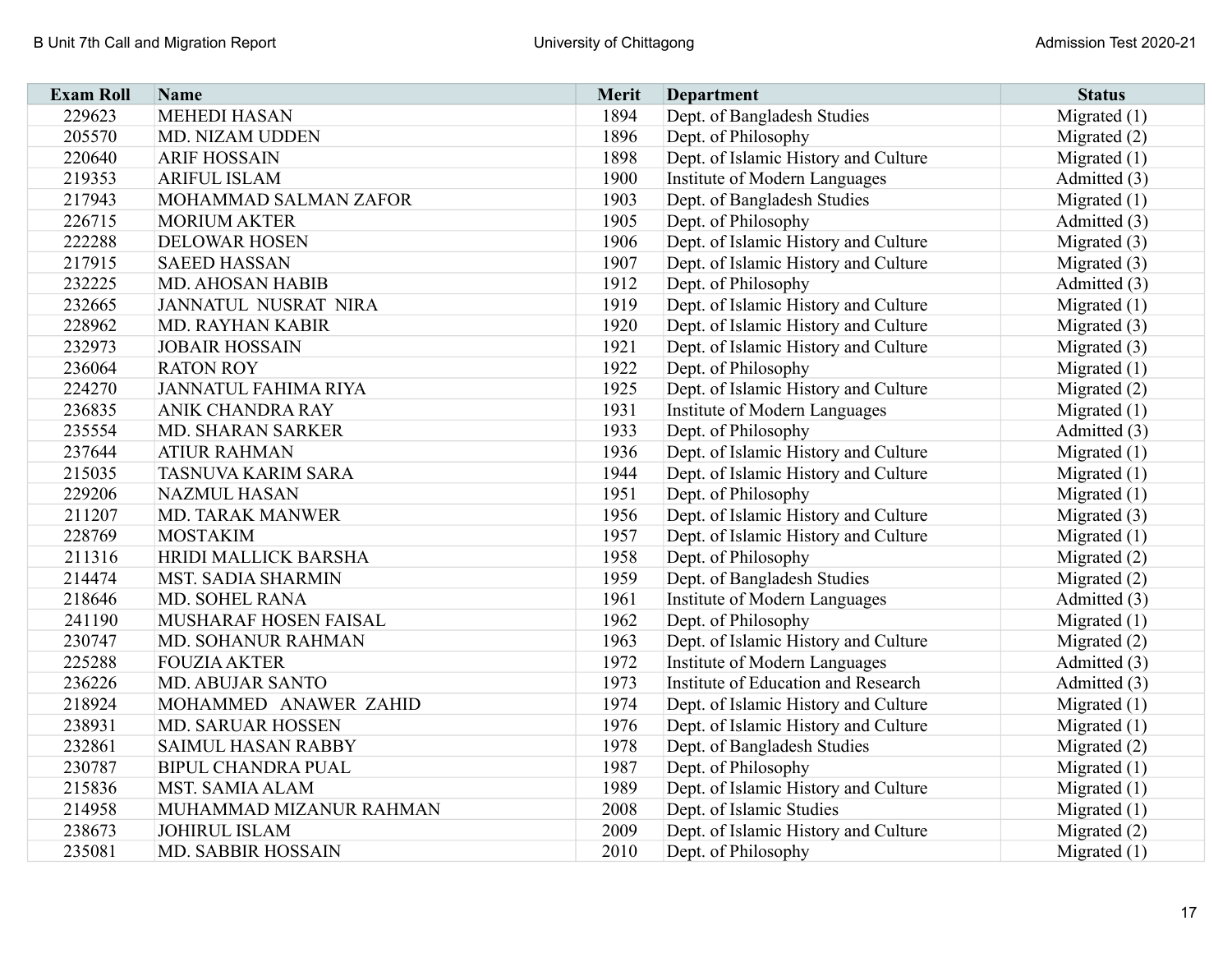| Exam Roll | Name | Merit | Department | Status |
|---|---|---|---|---|
| 229623 | MEHEDI HASAN | 1894 | Dept. of Bangladesh Studies | Migrated (1) |
| 205570 | MD. NIZAM UDDEN | 1896 | Dept. of Philosophy | Migrated (2) |
| 220640 | ARIF HOSSAIN | 1898 | Dept. of Islamic History and Culture | Migrated (1) |
| 219353 | ARIFUL ISLAM | 1900 | Institute of Modern Languages | Admitted (3) |
| 217943 | MOHAMMAD SALMAN ZAFOR | 1903 | Dept. of Bangladesh Studies | Migrated (1) |
| 226715 | MORIUM AKTER | 1905 | Dept. of Philosophy | Admitted (3) |
| 222288 | DELOWAR HOSEN | 1906 | Dept. of Islamic History and Culture | Migrated (3) |
| 217915 | SAEED HASSAN | 1907 | Dept. of Islamic History and Culture | Migrated (3) |
| 232225 | MD. AHOSAN HABIB | 1912 | Dept. of Philosophy | Admitted (3) |
| 232665 | JANNATUL NUSRAT NIRA | 1919 | Dept. of Islamic History and Culture | Migrated (1) |
| 228962 | MD. RAYHAN KABIR | 1920 | Dept. of Islamic History and Culture | Migrated (3) |
| 232973 | JOBAIR HOSSAIN | 1921 | Dept. of Islamic History and Culture | Migrated (3) |
| 236064 | RATON ROY | 1922 | Dept. of Philosophy | Migrated (1) |
| 224270 | JANNATUL FAHIMA RIYA | 1925 | Dept. of Islamic History and Culture | Migrated (2) |
| 236835 | ANIK CHANDRA RAY | 1931 | Institute of Modern Languages | Migrated (1) |
| 235554 | MD. SHARAN SARKER | 1933 | Dept. of Philosophy | Admitted (3) |
| 237644 | ATIUR RAHMAN | 1936 | Dept. of Islamic History and Culture | Migrated (1) |
| 215035 | TASNUVA KARIM SARA | 1944 | Dept. of Islamic History and Culture | Migrated (1) |
| 229206 | NAZMUL HASAN | 1951 | Dept. of Philosophy | Migrated (1) |
| 211207 | MD. TARAK MANWER | 1956 | Dept. of Islamic History and Culture | Migrated (3) |
| 228769 | MOSTAKIM | 1957 | Dept. of Islamic History and Culture | Migrated (1) |
| 211316 | HRIDI MALLICK BARSHA | 1958 | Dept. of Philosophy | Migrated (2) |
| 214474 | MST. SADIA SHARMIN | 1959 | Dept. of Bangladesh Studies | Migrated (2) |
| 218646 | MD. SOHEL RANA | 1961 | Institute of Modern Languages | Admitted (3) |
| 241190 | MUSHARAF HOSEN FAISAL | 1962 | Dept. of Philosophy | Migrated (1) |
| 230747 | MD. SOHANUR RAHMAN | 1963 | Dept. of Islamic History and Culture | Migrated (2) |
| 225288 | FOUZIA AKTER | 1972 | Institute of Modern Languages | Admitted (3) |
| 236226 | MD. ABUJAR SANTO | 1973 | Institute of Education and Research | Admitted (3) |
| 218924 | MOHAMMED ANAWER ZAHID | 1974 | Dept. of Islamic History and Culture | Migrated (1) |
| 238931 | MD. SARUAR HOSSEN | 1976 | Dept. of Islamic History and Culture | Migrated (1) |
| 232861 | SAIMUL HASAN RABBY | 1978 | Dept. of Bangladesh Studies | Migrated (2) |
| 230787 | BIPUL CHANDRA PUAL | 1987 | Dept. of Philosophy | Migrated (1) |
| 215836 | MST. SAMIA ALAM | 1989 | Dept. of Islamic History and Culture | Migrated (1) |
| 214958 | MUHAMMAD MIZANUR RAHMAN | 2008 | Dept. of Islamic Studies | Migrated (1) |
| 238673 | JOHIRUL ISLAM | 2009 | Dept. of Islamic History and Culture | Migrated (2) |
| 235081 | MD. SABBIR HOSSAIN | 2010 | Dept. of Philosophy | Migrated (1) |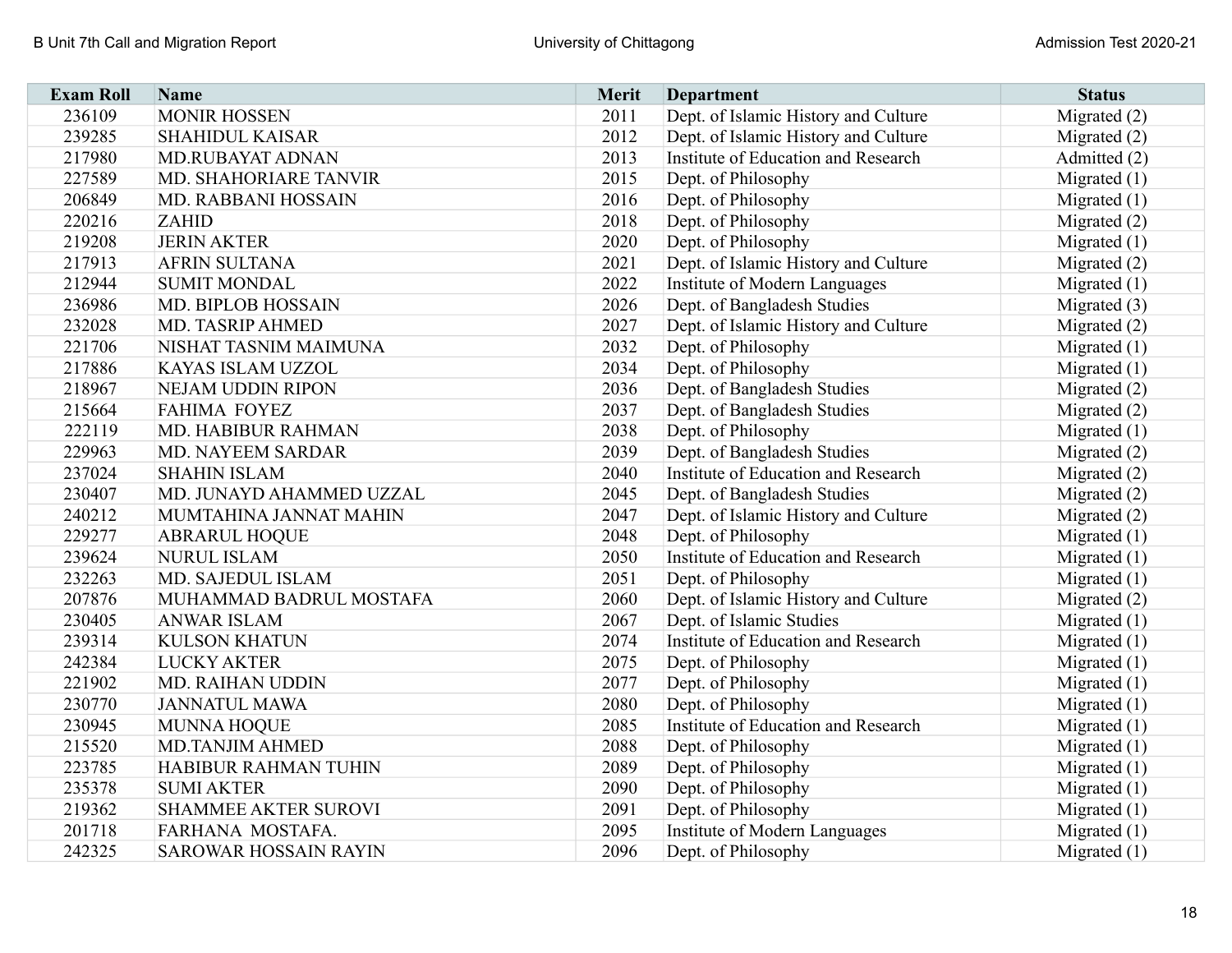| Exam Roll | Name | Merit | Department | Status |
|---|---|---|---|---|
| 236109 | MONIR HOSSEN | 2011 | Dept. of Islamic History and Culture | Migrated (2) |
| 239285 | SHAHIDUL KAISAR | 2012 | Dept. of Islamic History and Culture | Migrated (2) |
| 217980 | MD.RUBAYAT ADNAN | 2013 | Institute of Education and Research | Admitted (2) |
| 227589 | MD. SHAHORIARE TANVIR | 2015 | Dept. of Philosophy | Migrated (1) |
| 206849 | MD. RABBANI HOSSAIN | 2016 | Dept. of Philosophy | Migrated (1) |
| 220216 | ZAHID | 2018 | Dept. of Philosophy | Migrated (2) |
| 219208 | JERIN AKTER | 2020 | Dept. of Philosophy | Migrated (1) |
| 217913 | AFRIN SULTANA | 2021 | Dept. of Islamic History and Culture | Migrated (2) |
| 212944 | SUMIT MONDAL | 2022 | Institute of Modern Languages | Migrated (1) |
| 236986 | MD. BIPLOB HOSSAIN | 2026 | Dept. of Bangladesh Studies | Migrated (3) |
| 232028 | MD. TASRIP AHMED | 2027 | Dept. of Islamic History and Culture | Migrated (2) |
| 221706 | NISHAT TASNIM MAIMUNA | 2032 | Dept. of Philosophy | Migrated (1) |
| 217886 | KAYAS ISLAM UZZOL | 2034 | Dept. of Philosophy | Migrated (1) |
| 218967 | NEJAM UDDIN RIPON | 2036 | Dept. of Bangladesh Studies | Migrated (2) |
| 215664 | FAHIMA FOYEZ | 2037 | Dept. of Bangladesh Studies | Migrated (2) |
| 222119 | MD. HABIBUR RAHMAN | 2038 | Dept. of Philosophy | Migrated (1) |
| 229963 | MD. NAYEEM SARDAR | 2039 | Dept. of Bangladesh Studies | Migrated (2) |
| 237024 | SHAHIN ISLAM | 2040 | Institute of Education and Research | Migrated (2) |
| 230407 | MD. JUNAYD AHAMMED UZZAL | 2045 | Dept. of Bangladesh Studies | Migrated (2) |
| 240212 | MUMTAHINA JANNAT MAHIN | 2047 | Dept. of Islamic History and Culture | Migrated (2) |
| 229277 | ABRARUL HOQUE | 2048 | Dept. of Philosophy | Migrated (1) |
| 239624 | NURUL ISLAM | 2050 | Institute of Education and Research | Migrated (1) |
| 232263 | MD. SAJEDUL ISLAM | 2051 | Dept. of Philosophy | Migrated (1) |
| 207876 | MUHAMMAD BADRUL MOSTAFA | 2060 | Dept. of Islamic History and Culture | Migrated (2) |
| 230405 | ANWAR ISLAM | 2067 | Dept. of Islamic Studies | Migrated (1) |
| 239314 | KULSON KHATUN | 2074 | Institute of Education and Research | Migrated (1) |
| 242384 | LUCKY AKTER | 2075 | Dept. of Philosophy | Migrated (1) |
| 221902 | MD. RAIHAN UDDIN | 2077 | Dept. of Philosophy | Migrated (1) |
| 230770 | JANNATUL MAWA | 2080 | Dept. of Philosophy | Migrated (1) |
| 230945 | MUNNA HOQUE | 2085 | Institute of Education and Research | Migrated (1) |
| 215520 | MD.TANJIM AHMED | 2088 | Dept. of Philosophy | Migrated (1) |
| 223785 | HABIBUR RAHMAN TUHIN | 2089 | Dept. of Philosophy | Migrated (1) |
| 235378 | SUMI AKTER | 2090 | Dept. of Philosophy | Migrated (1) |
| 219362 | SHAMMEE AKTER SUROVI | 2091 | Dept. of Philosophy | Migrated (1) |
| 201718 | FARHANA MOSTAFA. | 2095 | Institute of Modern Languages | Migrated (1) |
| 242325 | SAROWAR HOSSAIN RAYIN | 2096 | Dept. of Philosophy | Migrated (1) |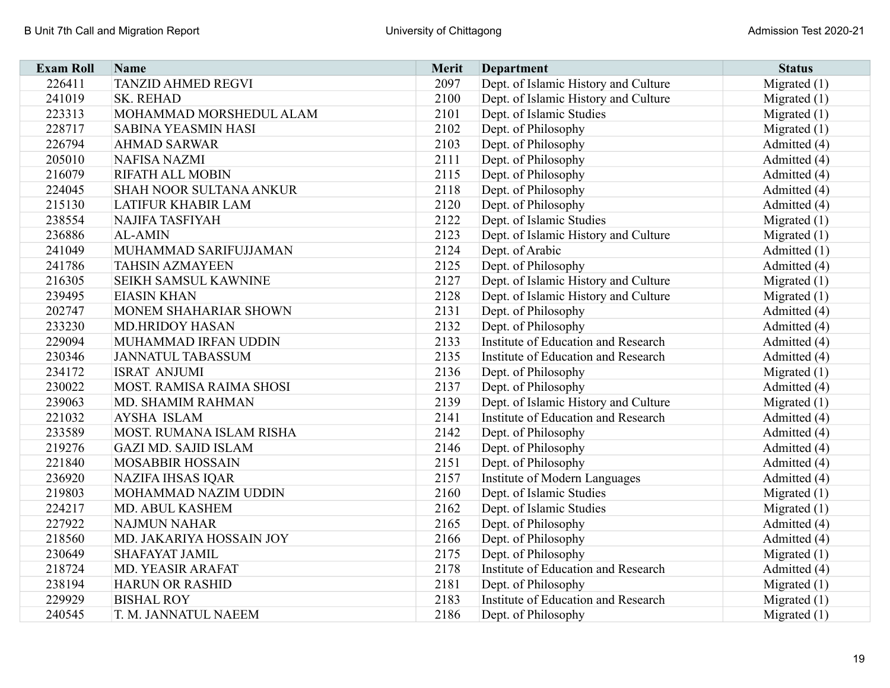| Exam Roll | Name | Merit | Department | Status |
|---|---|---|---|---|
| 226411 | TANZID AHMED REGVI | 2097 | Dept. of Islamic History and Culture | Migrated (1) |
| 241019 | SK. REHAD | 2100 | Dept. of Islamic History and Culture | Migrated (1) |
| 223313 | MOHAMMAD MORSHEDUL ALAM | 2101 | Dept. of Islamic Studies | Migrated (1) |
| 228717 | SABINA YEASMIN HASI | 2102 | Dept. of Philosophy | Migrated (1) |
| 226794 | AHMAD SARWAR | 2103 | Dept. of Philosophy | Admitted (4) |
| 205010 | NAFISA NAZMI | 2111 | Dept. of Philosophy | Admitted (4) |
| 216079 | RIFATH ALL MOBIN | 2115 | Dept. of Philosophy | Admitted (4) |
| 224045 | SHAH NOOR SULTANA ANKUR | 2118 | Dept. of Philosophy | Admitted (4) |
| 215130 | LATIFUR KHABIR LAM | 2120 | Dept. of Philosophy | Admitted (4) |
| 238554 | NAJIFA TASFIYAH | 2122 | Dept. of Islamic Studies | Migrated (1) |
| 236886 | AL-AMIN | 2123 | Dept. of Islamic History and Culture | Migrated (1) |
| 241049 | MUHAMMAD SARIFUJJAMAN | 2124 | Dept. of Arabic | Admitted (1) |
| 241786 | TAHSIN AZMAYEEN | 2125 | Dept. of Philosophy | Admitted (4) |
| 216305 | SEIKH SAMSUL KAWNINE | 2127 | Dept. of Islamic History and Culture | Migrated (1) |
| 239495 | EIASIN KHAN | 2128 | Dept. of Islamic History and Culture | Migrated (1) |
| 202747 | MONEM SHAHARIAR SHOWN | 2131 | Dept. of Philosophy | Admitted (4) |
| 233230 | MD.HRIDOY HASAN | 2132 | Dept. of Philosophy | Admitted (4) |
| 229094 | MUHAMMAD IRFAN UDDIN | 2133 | Institute of Education and Research | Admitted (4) |
| 230346 | JANNATUL TABASSUM | 2135 | Institute of Education and Research | Admitted (4) |
| 234172 | ISRAT ANJUMI | 2136 | Dept. of Philosophy | Migrated (1) |
| 230022 | MOST. RAMISA RAIMA SHOSI | 2137 | Dept. of Philosophy | Admitted (4) |
| 239063 | MD. SHAMIM RAHMAN | 2139 | Dept. of Islamic History and Culture | Migrated (1) |
| 221032 | AYSHA ISLAM | 2141 | Institute of Education and Research | Admitted (4) |
| 233589 | MOST. RUMANA ISLAM RISHA | 2142 | Dept. of Philosophy | Admitted (4) |
| 219276 | GAZI MD. SAJID ISLAM | 2146 | Dept. of Philosophy | Admitted (4) |
| 221840 | MOSABBIR HOSSAIN | 2151 | Dept. of Philosophy | Admitted (4) |
| 236920 | NAZIFA IHSAS IQAR | 2157 | Institute of Modern Languages | Admitted (4) |
| 219803 | MOHAMMAD NAZIM UDDIN | 2160 | Dept. of Islamic Studies | Migrated (1) |
| 224217 | MD. ABUL KASHEM | 2162 | Dept. of Islamic Studies | Migrated (1) |
| 227922 | NAJMUN NAHAR | 2165 | Dept. of Philosophy | Admitted (4) |
| 218560 | MD. JAKARIYA HOSSAIN JOY | 2166 | Dept. of Philosophy | Admitted (4) |
| 230649 | SHAFAYAT JAMIL | 2175 | Dept. of Philosophy | Migrated (1) |
| 218724 | MD. YEASIR ARAFAT | 2178 | Institute of Education and Research | Admitted (4) |
| 238194 | HARUN OR RASHID | 2181 | Dept. of Philosophy | Migrated (1) |
| 229929 | BISHAL ROY | 2183 | Institute of Education and Research | Migrated (1) |
| 240545 | T. M. JANNATUL NAEEM | 2186 | Dept. of Philosophy | Migrated (1) |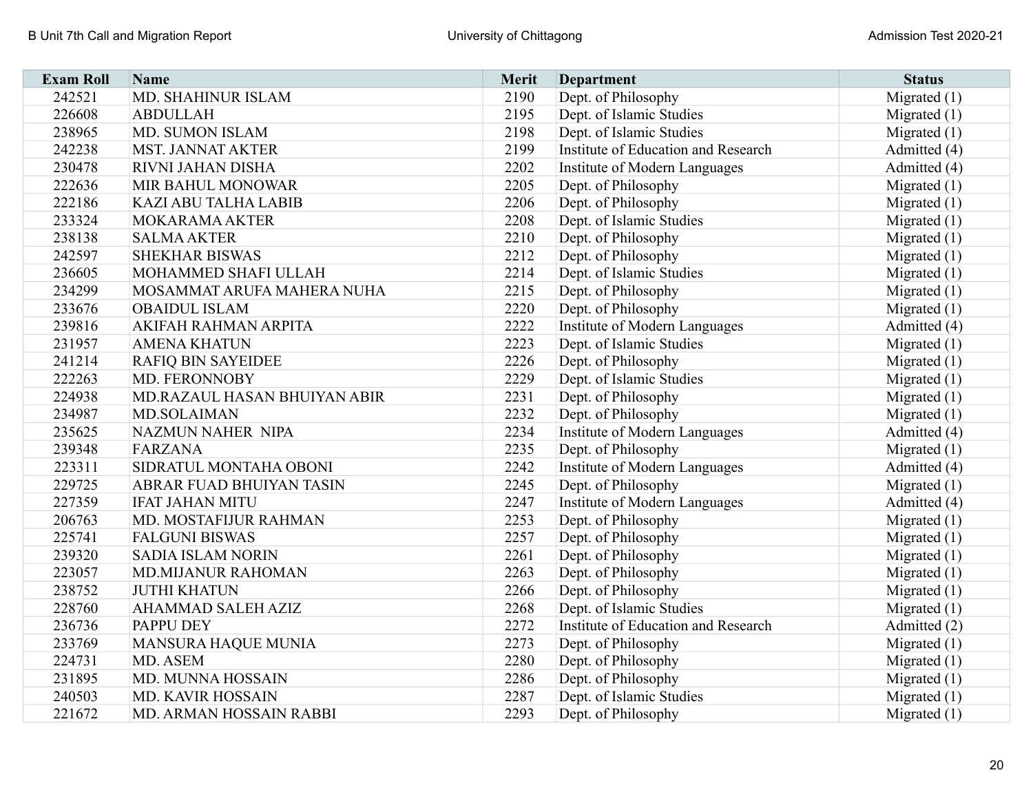| Exam Roll | Name | Merit | Department | Status |
|---|---|---|---|---|
| 242521 | MD. SHAHINUR ISLAM | 2190 | Dept. of Philosophy | Migrated (1) |
| 226608 | ABDULLAH | 2195 | Dept. of Islamic Studies | Migrated (1) |
| 238965 | MD. SUMON ISLAM | 2198 | Dept. of Islamic Studies | Migrated (1) |
| 242238 | MST. JANNAT AKTER | 2199 | Institute of Education and Research | Admitted (4) |
| 230478 | RIVNI JAHAN DISHA | 2202 | Institute of Modern Languages | Admitted (4) |
| 222636 | MIR BAHUL MONOWAR | 2205 | Dept. of Philosophy | Migrated (1) |
| 222186 | KAZI ABU TALHA LABIB | 2206 | Dept. of Philosophy | Migrated (1) |
| 233324 | MOKARAMA AKTER | 2208 | Dept. of Islamic Studies | Migrated (1) |
| 238138 | SALMA AKTER | 2210 | Dept. of Philosophy | Migrated (1) |
| 242597 | SHEKHAR BISWAS | 2212 | Dept. of Philosophy | Migrated (1) |
| 236605 | MOHAMMED SHAFI ULLAH | 2214 | Dept. of Islamic Studies | Migrated (1) |
| 234299 | MOSAMMAT ARUFA MAHERA NUHA | 2215 | Dept. of Philosophy | Migrated (1) |
| 233676 | OBAIDUL ISLAM | 2220 | Dept. of Philosophy | Migrated (1) |
| 239816 | AKIFAH RAHMAN ARPITA | 2222 | Institute of Modern Languages | Admitted (4) |
| 231957 | AMENA KHATUN | 2223 | Dept. of Islamic Studies | Migrated (1) |
| 241214 | RAFIQ BIN SAYEIDEE | 2226 | Dept. of Philosophy | Migrated (1) |
| 222263 | MD. FERONNOBY | 2229 | Dept. of Islamic Studies | Migrated (1) |
| 224938 | MD.RAZAUL HASAN BHUIYAN ABIR | 2231 | Dept. of Philosophy | Migrated (1) |
| 234987 | MD.SOLAIMAN | 2232 | Dept. of Philosophy | Migrated (1) |
| 235625 | NAZMUN NAHER NIPA | 2234 | Institute of Modern Languages | Admitted (4) |
| 239348 | FARZANA | 2235 | Dept. of Philosophy | Migrated (1) |
| 223311 | SIDRATUL MONTAHA OBONI | 2242 | Institute of Modern Languages | Admitted (4) |
| 229725 | ABRAR FUAD BHUIYAN TASIN | 2245 | Dept. of Philosophy | Migrated (1) |
| 227359 | IFAT JAHAN MITU | 2247 | Institute of Modern Languages | Admitted (4) |
| 206763 | MD. MOSTAFIJUR RAHMAN | 2253 | Dept. of Philosophy | Migrated (1) |
| 225741 | FALGUNI BISWAS | 2257 | Dept. of Philosophy | Migrated (1) |
| 239320 | SADIA ISLAM NORIN | 2261 | Dept. of Philosophy | Migrated (1) |
| 223057 | MD.MIJANUR RAHOMAN | 2263 | Dept. of Philosophy | Migrated (1) |
| 238752 | JUTHI KHATUN | 2266 | Dept. of Philosophy | Migrated (1) |
| 228760 | AHAMMAD SALEH AZIZ | 2268 | Dept. of Islamic Studies | Migrated (1) |
| 236736 | PAPPU DEY | 2272 | Institute of Education and Research | Admitted (2) |
| 233769 | MANSURA HAQUE MUNIA | 2273 | Dept. of Philosophy | Migrated (1) |
| 224731 | MD. ASEM | 2280 | Dept. of Philosophy | Migrated (1) |
| 231895 | MD. MUNNA HOSSAIN | 2286 | Dept. of Philosophy | Migrated (1) |
| 240503 | MD. KAVIR HOSSAIN | 2287 | Dept. of Islamic Studies | Migrated (1) |
| 221672 | MD. ARMAN HOSSAIN RABBI | 2293 | Dept. of Philosophy | Migrated (1) |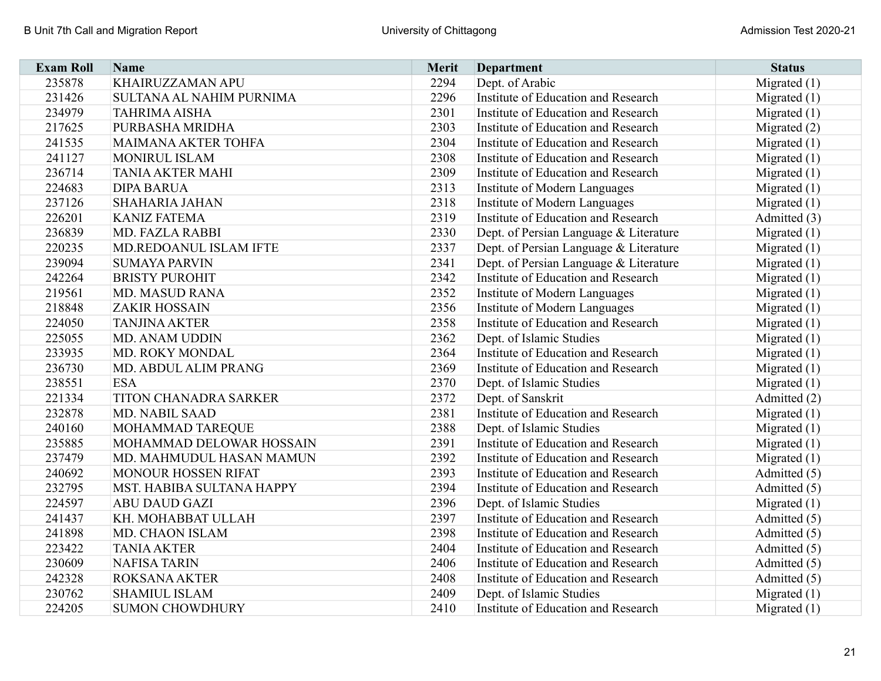| Exam Roll | Name | Merit | Department | Status |
|---|---|---|---|---|
| 235878 | KHAIRUZZAMAN APU | 2294 | Dept. of Arabic | Migrated (1) |
| 231426 | SULTANA AL NAHIM PURNIMA | 2296 | Institute of Education and Research | Migrated (1) |
| 234979 | TAHRIMA AISHA | 2301 | Institute of Education and Research | Migrated (1) |
| 217625 | PURBASHA MRIDHA | 2303 | Institute of Education and Research | Migrated (2) |
| 241535 | MAIMANA AKTER TOHFA | 2304 | Institute of Education and Research | Migrated (1) |
| 241127 | MONIRUL ISLAM | 2308 | Institute of Education and Research | Migrated (1) |
| 236714 | TANIA AKTER MAHI | 2309 | Institute of Education and Research | Migrated (1) |
| 224683 | DIPA BARUA | 2313 | Institute of Modern Languages | Migrated (1) |
| 237126 | SHAHARIA JAHAN | 2318 | Institute of Modern Languages | Migrated (1) |
| 226201 | KANIZ FATEMA | 2319 | Institute of Education and Research | Admitted (3) |
| 236839 | MD. FAZLA RABBI | 2330 | Dept. of Persian Language & Literature | Migrated (1) |
| 220235 | MD.REDOANUL ISLAM IFTE | 2337 | Dept. of Persian Language & Literature | Migrated (1) |
| 239094 | SUMAYA PARVIN | 2341 | Dept. of Persian Language & Literature | Migrated (1) |
| 242264 | BRISTY PUROHIT | 2342 | Institute of Education and Research | Migrated (1) |
| 219561 | MD. MASUD RANA | 2352 | Institute of Modern Languages | Migrated (1) |
| 218848 | ZAKIR HOSSAIN | 2356 | Institute of Modern Languages | Migrated (1) |
| 224050 | TANJINA AKTER | 2358 | Institute of Education and Research | Migrated (1) |
| 225055 | MD. ANAM UDDIN | 2362 | Dept. of Islamic Studies | Migrated (1) |
| 233935 | MD. ROKY MONDAL | 2364 | Institute of Education and Research | Migrated (1) |
| 236730 | MD. ABDUL ALIM PRANG | 2369 | Institute of Education and Research | Migrated (1) |
| 238551 | ESA | 2370 | Dept. of Islamic Studies | Migrated (1) |
| 221334 | TITON CHANADRA SARKER | 2372 | Dept. of Sanskrit | Admitted (2) |
| 232878 | MD. NABIL SAAD | 2381 | Institute of Education and Research | Migrated (1) |
| 240160 | MOHAMMAD TAREQUE | 2388 | Dept. of Islamic Studies | Migrated (1) |
| 235885 | MOHAMMAD DELOWAR HOSSAIN | 2391 | Institute of Education and Research | Migrated (1) |
| 237479 | MD. MAHMUDUL HASAN MAMUN | 2392 | Institute of Education and Research | Migrated (1) |
| 240692 | MONOUR HOSSEN RIFAT | 2393 | Institute of Education and Research | Admitted (5) |
| 232795 | MST. HABIBA SULTANA HAPPY | 2394 | Institute of Education and Research | Admitted (5) |
| 224597 | ABU DAUD GAZI | 2396 | Dept. of Islamic Studies | Migrated (1) |
| 241437 | KH. MOHABBAT ULLAH | 2397 | Institute of Education and Research | Admitted (5) |
| 241898 | MD. CHAON ISLAM | 2398 | Institute of Education and Research | Admitted (5) |
| 223422 | TANIA AKTER | 2404 | Institute of Education and Research | Admitted (5) |
| 230609 | NAFISA TARIN | 2406 | Institute of Education and Research | Admitted (5) |
| 242328 | ROKSANA AKTER | 2408 | Institute of Education and Research | Admitted (5) |
| 230762 | SHAMIUL ISLAM | 2409 | Dept. of Islamic Studies | Migrated (1) |
| 224205 | SUMON CHOWDHURY | 2410 | Institute of Education and Research | Migrated (1) |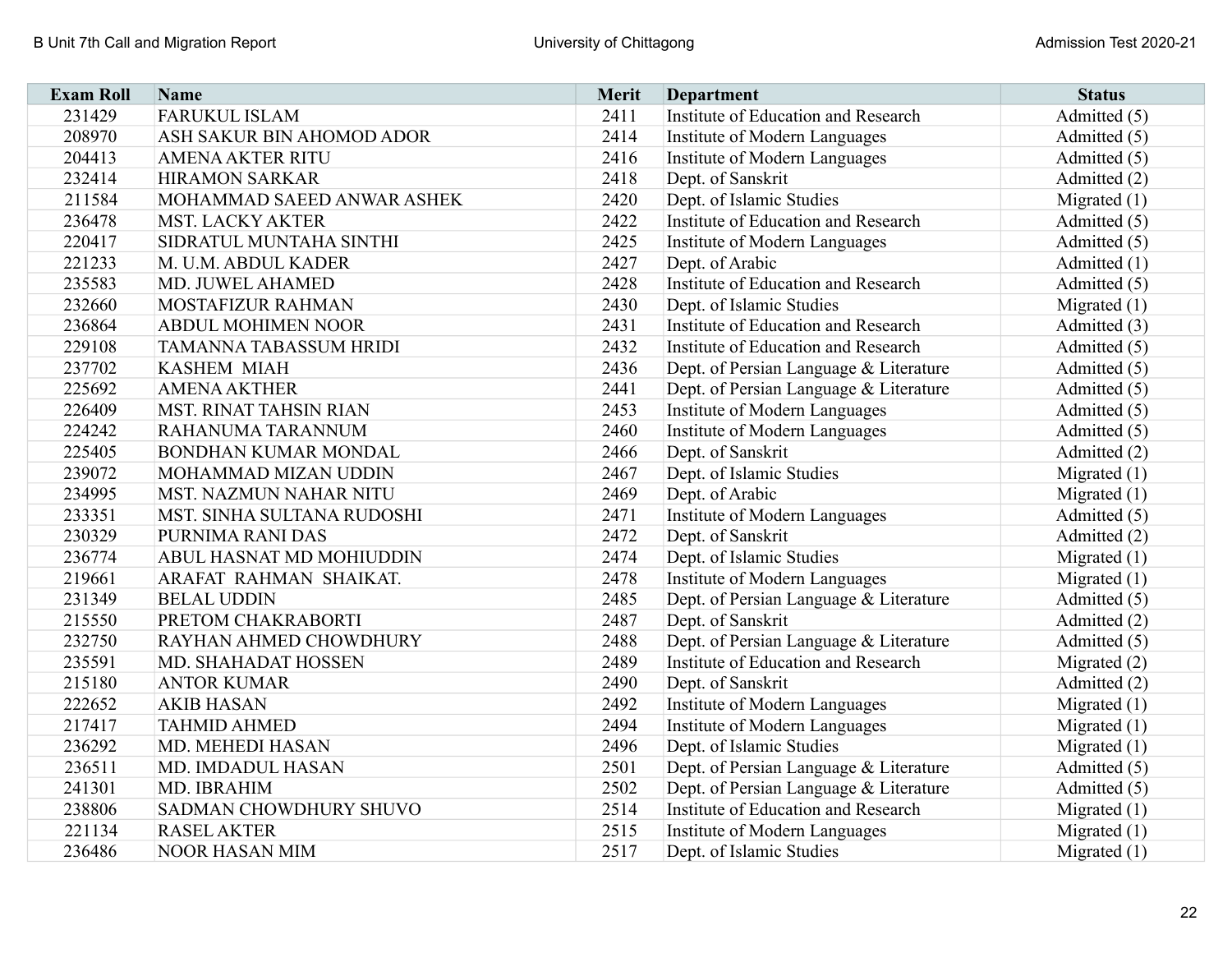| Exam Roll | Name | Merit | Department | Status |
|---|---|---|---|---|
| 231429 | FARUKUL ISLAM | 2411 | Institute of Education and Research | Admitted (5) |
| 208970 | ASH SAKUR BIN AHOMOD ADOR | 2414 | Institute of Modern Languages | Admitted (5) |
| 204413 | AMENA AKTER RITU | 2416 | Institute of Modern Languages | Admitted (5) |
| 232414 | HIRAMON SARKAR | 2418 | Dept. of Sanskrit | Admitted (2) |
| 211584 | MOHAMMAD SAEED ANWAR ASHEK | 2420 | Dept. of Islamic Studies | Migrated (1) |
| 236478 | MST. LACKY AKTER | 2422 | Institute of Education and Research | Admitted (5) |
| 220417 | SIDRATUL MUNTAHA SINTHI | 2425 | Institute of Modern Languages | Admitted (5) |
| 221233 | M. U.M. ABDUL KADER | 2427 | Dept. of Arabic | Admitted (1) |
| 235583 | MD. JUWEL AHAMED | 2428 | Institute of Education and Research | Admitted (5) |
| 232660 | MOSTAFIZUR RAHMAN | 2430 | Dept. of Islamic Studies | Migrated (1) |
| 236864 | ABDUL MOHIMEN NOOR | 2431 | Institute of Education and Research | Admitted (3) |
| 229108 | TAMANNA TABASSUM HRIDI | 2432 | Institute of Education and Research | Admitted (5) |
| 237702 | KASHEM MIAH | 2436 | Dept. of Persian Language & Literature | Admitted (5) |
| 225692 | AMENA AKTHER | 2441 | Dept. of Persian Language & Literature | Admitted (5) |
| 226409 | MST. RINAT TAHSIN RIAN | 2453 | Institute of Modern Languages | Admitted (5) |
| 224242 | RAHANUMA TARANNUM | 2460 | Institute of Modern Languages | Admitted (5) |
| 225405 | BONDHAN KUMAR MONDAL | 2466 | Dept. of Sanskrit | Admitted (2) |
| 239072 | MOHAMMAD MIZAN UDDIN | 2467 | Dept. of Islamic Studies | Migrated (1) |
| 234995 | MST. NAZMUN NAHAR NITU | 2469 | Dept. of Arabic | Migrated (1) |
| 233351 | MST. SINHA SULTANA RUDOSHI | 2471 | Institute of Modern Languages | Admitted (5) |
| 230329 | PURNIMA RANI DAS | 2472 | Dept. of Sanskrit | Admitted (2) |
| 236774 | ABUL HASNAT MD MOHIUDDIN | 2474 | Dept. of Islamic Studies | Migrated (1) |
| 219661 | ARAFAT RAHMAN SHAIKAT. | 2478 | Institute of Modern Languages | Migrated (1) |
| 231349 | BELAL UDDIN | 2485 | Dept. of Persian Language & Literature | Admitted (5) |
| 215550 | PRETOM CHAKRABORTI | 2487 | Dept. of Sanskrit | Admitted (2) |
| 232750 | RAYHAN AHMED CHOWDHURY | 2488 | Dept. of Persian Language & Literature | Admitted (5) |
| 235591 | MD. SHAHADAT HOSSEN | 2489 | Institute of Education and Research | Migrated (2) |
| 215180 | ANTOR KUMAR | 2490 | Dept. of Sanskrit | Admitted (2) |
| 222652 | AKIB HASAN | 2492 | Institute of Modern Languages | Migrated (1) |
| 217417 | TAHMID AHMED | 2494 | Institute of Modern Languages | Migrated (1) |
| 236292 | MD. MEHEDI HASAN | 2496 | Dept. of Islamic Studies | Migrated (1) |
| 236511 | MD. IMDADUL HASAN | 2501 | Dept. of Persian Language & Literature | Admitted (5) |
| 241301 | MD. IBRAHIM | 2502 | Dept. of Persian Language & Literature | Admitted (5) |
| 238806 | SADMAN CHOWDHURY SHUVO | 2514 | Institute of Education and Research | Migrated (1) |
| 221134 | RASEL AKTER | 2515 | Institute of Modern Languages | Migrated (1) |
| 236486 | NOOR HASAN MIM | 2517 | Dept. of Islamic Studies | Migrated (1) |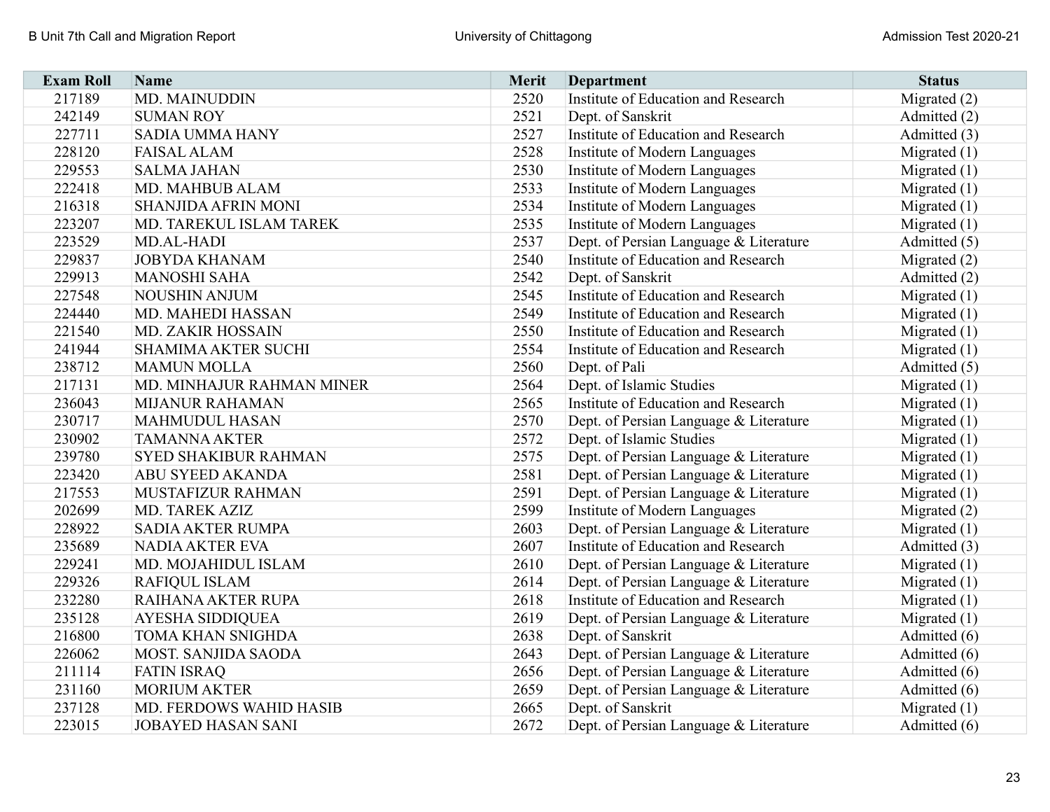| Exam Roll | Name | Merit | Department | Status |
|---|---|---|---|---|
| 217189 | MD. MAINUDDIN | 2520 | Institute of Education and Research | Migrated (2) |
| 242149 | SUMAN ROY | 2521 | Dept. of Sanskrit | Admitted (2) |
| 227711 | SADIA UMMA HANY | 2527 | Institute of Education and Research | Admitted (3) |
| 228120 | FAISAL ALAM | 2528 | Institute of Modern Languages | Migrated (1) |
| 229553 | SALMA JAHAN | 2530 | Institute of Modern Languages | Migrated (1) |
| 222418 | MD. MAHBUB ALAM | 2533 | Institute of Modern Languages | Migrated (1) |
| 216318 | SHANJIDA AFRIN MONI | 2534 | Institute of Modern Languages | Migrated (1) |
| 223207 | MD. TAREKUL ISLAM TAREK | 2535 | Institute of Modern Languages | Migrated (1) |
| 223529 | MD.AL-HADI | 2537 | Dept. of Persian Language & Literature | Admitted (5) |
| 229837 | JOBYDA KHANAM | 2540 | Institute of Education and Research | Migrated (2) |
| 229913 | MANOSHI SAHA | 2542 | Dept. of Sanskrit | Admitted (2) |
| 227548 | NOUSHIN ANJUM | 2545 | Institute of Education and Research | Migrated (1) |
| 224440 | MD. MAHEDI HASSAN | 2549 | Institute of Education and Research | Migrated (1) |
| 221540 | MD. ZAKIR HOSSAIN | 2550 | Institute of Education and Research | Migrated (1) |
| 241944 | SHAMIMA AKTER SUCHI | 2554 | Institute of Education and Research | Migrated (1) |
| 238712 | MAMUN MOLLA | 2560 | Dept. of Pali | Admitted (5) |
| 217131 | MD. MINHAJUR RAHMAN MINER | 2564 | Dept. of Islamic Studies | Migrated (1) |
| 236043 | MIJANUR RAHAMAN | 2565 | Institute of Education and Research | Migrated (1) |
| 230717 | MAHMUDUL HASAN | 2570 | Dept. of Persian Language & Literature | Migrated (1) |
| 230902 | TAMANNA AKTER | 2572 | Dept. of Islamic Studies | Migrated (1) |
| 239780 | SYED SHAKIBUR RAHMAN | 2575 | Dept. of Persian Language & Literature | Migrated (1) |
| 223420 | ABU SYEED AKANDA | 2581 | Dept. of Persian Language & Literature | Migrated (1) |
| 217553 | MUSTAFIZUR RAHMAN | 2591 | Dept. of Persian Language & Literature | Migrated (1) |
| 202699 | MD. TAREK AZIZ | 2599 | Institute of Modern Languages | Migrated (2) |
| 228922 | SADIA AKTER RUMPA | 2603 | Dept. of Persian Language & Literature | Migrated (1) |
| 235689 | NADIA AKTER EVA | 2607 | Institute of Education and Research | Admitted (3) |
| 229241 | MD. MOJAHIDUL ISLAM | 2610 | Dept. of Persian Language & Literature | Migrated (1) |
| 229326 | RAFIQUL ISLAM | 2614 | Dept. of Persian Language & Literature | Migrated (1) |
| 232280 | RAIHANA AKTER RUPA | 2618 | Institute of Education and Research | Migrated (1) |
| 235128 | AYESHA SIDDIQUEA | 2619 | Dept. of Persian Language & Literature | Migrated (1) |
| 216800 | TOMA KHAN SNIGHDA | 2638 | Dept. of Sanskrit | Admitted (6) |
| 226062 | MOST. SANJIDA SAODA | 2643 | Dept. of Persian Language & Literature | Admitted (6) |
| 211114 | FATIN ISRAQ | 2656 | Dept. of Persian Language & Literature | Admitted (6) |
| 231160 | MORIUM AKTER | 2659 | Dept. of Persian Language & Literature | Admitted (6) |
| 237128 | MD. FERDOWS WAHID HASIB | 2665 | Dept. of Sanskrit | Migrated (1) |
| 223015 | JOBAYED HASAN SANI | 2672 | Dept. of Persian Language & Literature | Admitted (6) |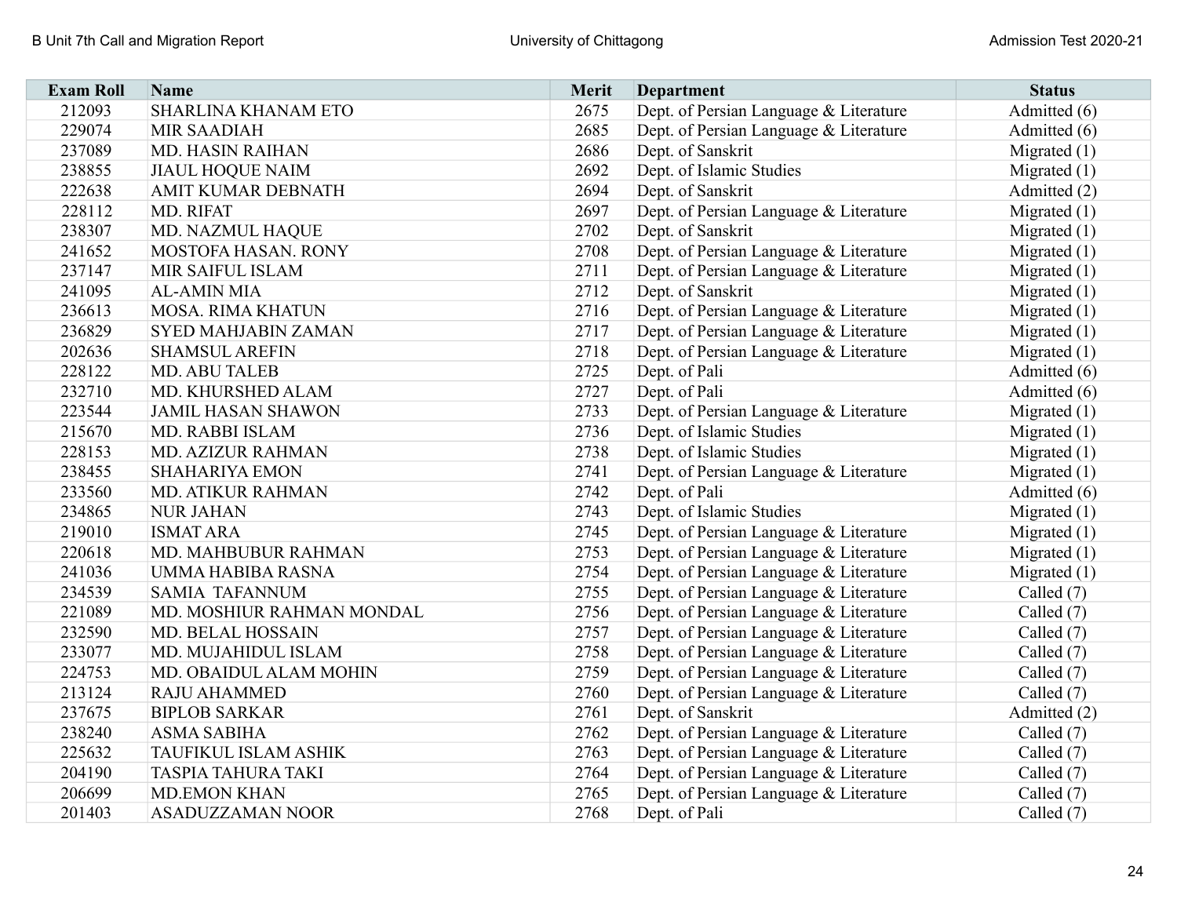| Exam Roll | Name | Merit | Department | Status |
|---|---|---|---|---|
| 212093 | SHARLINA KHANAM ETO | 2675 | Dept. of Persian Language & Literature | Admitted (6) |
| 229074 | MIR SAADIAH | 2685 | Dept. of Persian Language & Literature | Admitted (6) |
| 237089 | MD. HASIN RAIHAN | 2686 | Dept. of Sanskrit | Migrated (1) |
| 238855 | JIAUL HOQUE NAIM | 2692 | Dept. of Islamic Studies | Migrated (1) |
| 222638 | AMIT KUMAR DEBNATH | 2694 | Dept. of Sanskrit | Admitted (2) |
| 228112 | MD. RIFAT | 2697 | Dept. of Persian Language & Literature | Migrated (1) |
| 238307 | MD. NAZMUL HAQUE | 2702 | Dept. of Sanskrit | Migrated (1) |
| 241652 | MOSTOFA HASAN. RONY | 2708 | Dept. of Persian Language & Literature | Migrated (1) |
| 237147 | MIR SAIFUL ISLAM | 2711 | Dept. of Persian Language & Literature | Migrated (1) |
| 241095 | AL-AMIN MIA | 2712 | Dept. of Sanskrit | Migrated (1) |
| 236613 | MOSA. RIMA KHATUN | 2716 | Dept. of Persian Language & Literature | Migrated (1) |
| 236829 | SYED MAHJABIN ZAMAN | 2717 | Dept. of Persian Language & Literature | Migrated (1) |
| 202636 | SHAMSUL AREFIN | 2718 | Dept. of Persian Language & Literature | Migrated (1) |
| 228122 | MD. ABU TALEB | 2725 | Dept. of Pali | Admitted (6) |
| 232710 | MD. KHURSHED ALAM | 2727 | Dept. of Pali | Admitted (6) |
| 223544 | JAMIL HASAN SHAWON | 2733 | Dept. of Persian Language & Literature | Migrated (1) |
| 215670 | MD. RABBI ISLAM | 2736 | Dept. of Islamic Studies | Migrated (1) |
| 228153 | MD. AZIZUR RAHMAN | 2738 | Dept. of Islamic Studies | Migrated (1) |
| 238455 | SHAHARIYA EMON | 2741 | Dept. of Persian Language & Literature | Migrated (1) |
| 233560 | MD. ATIKUR RAHMAN | 2742 | Dept. of Pali | Admitted (6) |
| 234865 | NUR JAHAN | 2743 | Dept. of Islamic Studies | Migrated (1) |
| 219010 | ISMAT ARA | 2745 | Dept. of Persian Language & Literature | Migrated (1) |
| 220618 | MD. MAHBUBUR RAHMAN | 2753 | Dept. of Persian Language & Literature | Migrated (1) |
| 241036 | UMMA HABIBA RASNA | 2754 | Dept. of Persian Language & Literature | Migrated (1) |
| 234539 | SAMIA TAFANNUM | 2755 | Dept. of Persian Language & Literature | Called (7) |
| 221089 | MD. MOSHIUR RAHMAN MONDAL | 2756 | Dept. of Persian Language & Literature | Called (7) |
| 232590 | MD. BELAL HOSSAIN | 2757 | Dept. of Persian Language & Literature | Called (7) |
| 233077 | MD. MUJAHIDUL ISLAM | 2758 | Dept. of Persian Language & Literature | Called (7) |
| 224753 | MD. OBAIDUL ALAM MOHIN | 2759 | Dept. of Persian Language & Literature | Called (7) |
| 213124 | RAJU AHAMMED | 2760 | Dept. of Persian Language & Literature | Called (7) |
| 237675 | BIPLOB SARKAR | 2761 | Dept. of Sanskrit | Admitted (2) |
| 238240 | ASMA SABIHA | 2762 | Dept. of Persian Language & Literature | Called (7) |
| 225632 | TAUFIKUL ISLAM ASHIK | 2763 | Dept. of Persian Language & Literature | Called (7) |
| 204190 | TASPIA TAHURA TAKI | 2764 | Dept. of Persian Language & Literature | Called (7) |
| 206699 | MD.EMON KHAN | 2765 | Dept. of Persian Language & Literature | Called (7) |
| 201403 | ASADUZZAMAN NOOR | 2768 | Dept. of Pali | Called (7) |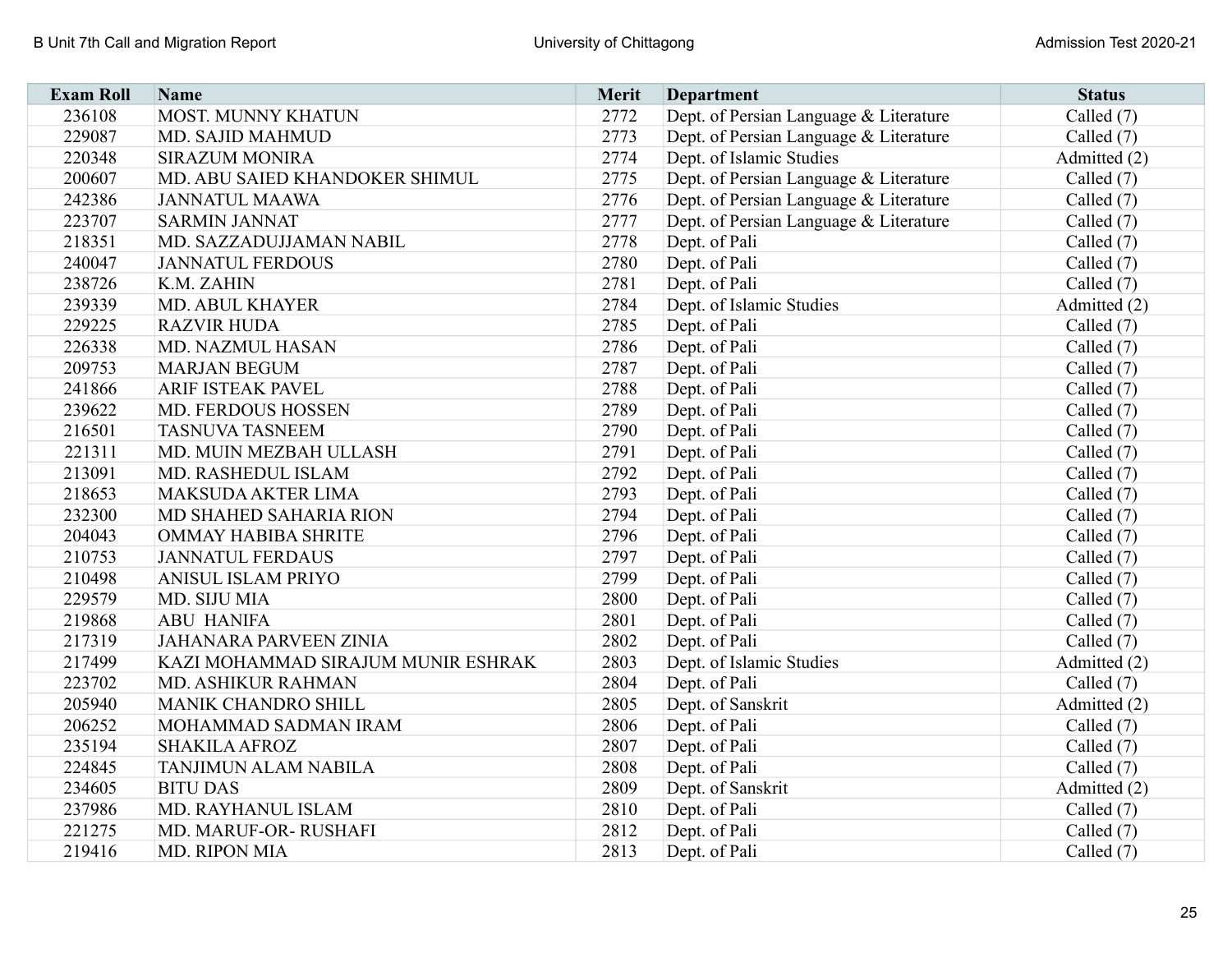| Exam Roll | Name | Merit | Department | Status |
|---|---|---|---|---|
| 236108 | MOST. MUNNY KHATUN | 2772 | Dept. of Persian Language & Literature | Called (7) |
| 229087 | MD. SAJID MAHMUD | 2773 | Dept. of Persian Language & Literature | Called (7) |
| 220348 | SIRAZUM MONIRA | 2774 | Dept. of Islamic Studies | Admitted (2) |
| 200607 | MD. ABU SAIED KHANDOKER SHIMUL | 2775 | Dept. of Persian Language & Literature | Called (7) |
| 242386 | JANNATUL MAAWA | 2776 | Dept. of Persian Language & Literature | Called (7) |
| 223707 | SARMIN JANNAT | 2777 | Dept. of Persian Language & Literature | Called (7) |
| 218351 | MD. SAZZADUJJAMAN NABIL | 2778 | Dept. of Pali | Called (7) |
| 240047 | JANNATUL FERDOUS | 2780 | Dept. of Pali | Called (7) |
| 238726 | K.M. ZAHIN | 2781 | Dept. of Pali | Called (7) |
| 239339 | MD. ABUL KHAYER | 2784 | Dept. of Islamic Studies | Admitted (2) |
| 229225 | RAZVIR HUDA | 2785 | Dept. of Pali | Called (7) |
| 226338 | MD. NAZMUL HASAN | 2786 | Dept. of Pali | Called (7) |
| 209753 | MARJAN BEGUM | 2787 | Dept. of Pali | Called (7) |
| 241866 | ARIF ISTEAK PAVEL | 2788 | Dept. of Pali | Called (7) |
| 239622 | MD. FERDOUS HOSSEN | 2789 | Dept. of Pali | Called (7) |
| 216501 | TASNUVA TASNEEM | 2790 | Dept. of Pali | Called (7) |
| 221311 | MD. MUIN MEZBAH ULLASH | 2791 | Dept. of Pali | Called (7) |
| 213091 | MD. RASHEDUL ISLAM | 2792 | Dept. of Pali | Called (7) |
| 218653 | MAKSUDA AKTER LIMA | 2793 | Dept. of Pali | Called (7) |
| 232300 | MD SHAHED SAHARIA RION | 2794 | Dept. of Pali | Called (7) |
| 204043 | OMMAY HABIBA SHRITE | 2796 | Dept. of Pali | Called (7) |
| 210753 | JANNATUL FERDAUS | 2797 | Dept. of Pali | Called (7) |
| 210498 | ANISUL ISLAM PRIYO | 2799 | Dept. of Pali | Called (7) |
| 229579 | MD. SIJU MIA | 2800 | Dept. of Pali | Called (7) |
| 219868 | ABU HANIFA | 2801 | Dept. of Pali | Called (7) |
| 217319 | JAHANARA PARVEEN ZINIA | 2802 | Dept. of Pali | Called (7) |
| 217499 | KAZI MOHAMMAD SIRAJUM MUNIR ESHRAK | 2803 | Dept. of Islamic Studies | Admitted (2) |
| 223702 | MD. ASHIKUR RAHMAN | 2804 | Dept. of Pali | Called (7) |
| 205940 | MANIK CHANDRO SHILL | 2805 | Dept. of Sanskrit | Admitted (2) |
| 206252 | MOHAMMAD SADMAN IRAM | 2806 | Dept. of Pali | Called (7) |
| 235194 | SHAKILA AFROZ | 2807 | Dept. of Pali | Called (7) |
| 224845 | TANJIMUN ALAM NABILA | 2808 | Dept. of Pali | Called (7) |
| 234605 | BITU DAS | 2809 | Dept. of Sanskrit | Admitted (2) |
| 237986 | MD. RAYHANUL ISLAM | 2810 | Dept. of Pali | Called (7) |
| 221275 | MD. MARUF-OR- RUSHAFI | 2812 | Dept. of Pali | Called (7) |
| 219416 | MD. RIPON MIA | 2813 | Dept. of Pali | Called (7) |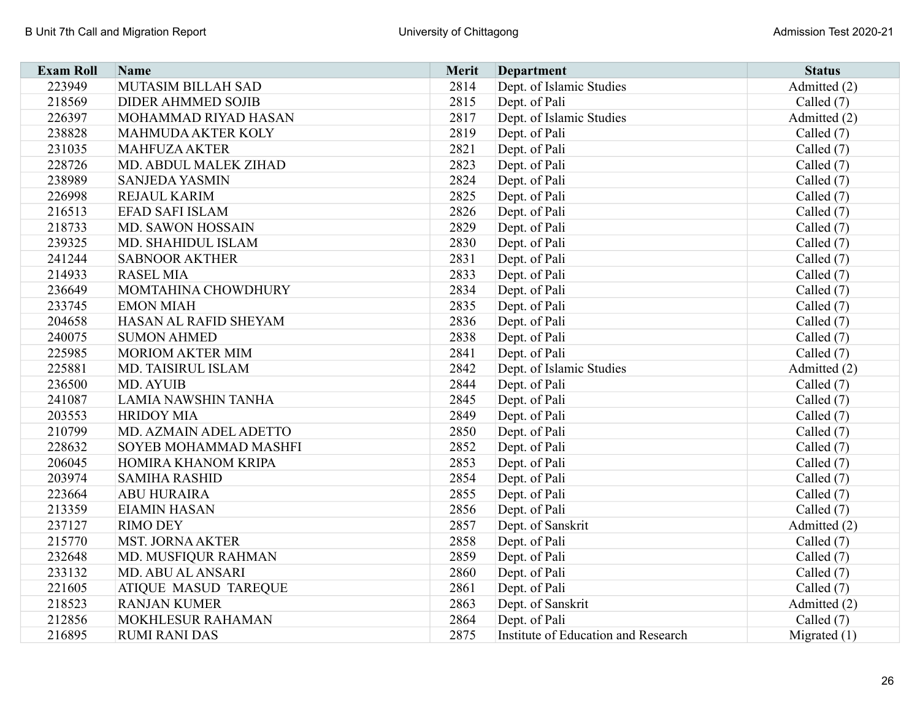| Exam Roll | Name | Merit | Department | Status |
|---|---|---|---|---|
| 223949 | MUTASIM BILLAH SAD | 2814 | Dept. of Islamic Studies | Admitted (2) |
| 218569 | DIDER AHMMED SOJIB | 2815 | Dept. of Pali | Called (7) |
| 226397 | MOHAMMAD RIYAD HASAN | 2817 | Dept. of Islamic Studies | Admitted (2) |
| 238828 | MAHMUDA AKTER KOLY | 2819 | Dept. of Pali | Called (7) |
| 231035 | MAHFUZA AKTER | 2821 | Dept. of Pali | Called (7) |
| 228726 | MD. ABDUL MALEK ZIHAD | 2823 | Dept. of Pali | Called (7) |
| 238989 | SANJEDA YASMIN | 2824 | Dept. of Pali | Called (7) |
| 226998 | REJAUL KARIM | 2825 | Dept. of Pali | Called (7) |
| 216513 | EFAD SAFI ISLAM | 2826 | Dept. of Pali | Called (7) |
| 218733 | MD. SAWON HOSSAIN | 2829 | Dept. of Pali | Called (7) |
| 239325 | MD. SHAHIDUL ISLAM | 2830 | Dept. of Pali | Called (7) |
| 241244 | SABNOOR AKTHER | 2831 | Dept. of Pali | Called (7) |
| 214933 | RASEL MIA | 2833 | Dept. of Pali | Called (7) |
| 236649 | MOMTAHINA CHOWDHURY | 2834 | Dept. of Pali | Called (7) |
| 233745 | EMON MIAH | 2835 | Dept. of Pali | Called (7) |
| 204658 | HASAN AL RAFID SHEYAM | 2836 | Dept. of Pali | Called (7) |
| 240075 | SUMON AHMED | 2838 | Dept. of Pali | Called (7) |
| 225985 | MORIOM AKTER MIM | 2841 | Dept. of Pali | Called (7) |
| 225881 | MD. TAISIRUL ISLAM | 2842 | Dept. of Islamic Studies | Admitted (2) |
| 236500 | MD. AYUIB | 2844 | Dept. of Pali | Called (7) |
| 241087 | LAMIA NAWSHIN TANHA | 2845 | Dept. of Pali | Called (7) |
| 203553 | HRIDOY MIA | 2849 | Dept. of Pali | Called (7) |
| 210799 | MD. AZMAIN ADEL ADETTO | 2850 | Dept. of Pali | Called (7) |
| 228632 | SOYEB MOHAMMAD MASHFI | 2852 | Dept. of Pali | Called (7) |
| 206045 | HOMIRA KHANOM KRIPA | 2853 | Dept. of Pali | Called (7) |
| 203974 | SAMIHA RASHID | 2854 | Dept. of Pali | Called (7) |
| 223664 | ABU HURAIRA | 2855 | Dept. of Pali | Called (7) |
| 213359 | EIAMIN HASAN | 2856 | Dept. of Pali | Called (7) |
| 237127 | RIMO DEY | 2857 | Dept. of Sanskrit | Admitted (2) |
| 215770 | MST. JORNA AKTER | 2858 | Dept. of Pali | Called (7) |
| 232648 | MD. MUSFIQUR RAHMAN | 2859 | Dept. of Pali | Called (7) |
| 233132 | MD. ABU AL ANSARI | 2860 | Dept. of Pali | Called (7) |
| 221605 | ATIQUE MASUD TAREQUE | 2861 | Dept. of Pali | Called (7) |
| 218523 | RANJAN KUMER | 2863 | Dept. of Sanskrit | Admitted (2) |
| 212856 | MOKHLESUR RAHAMAN | 2864 | Dept. of Pali | Called (7) |
| 216895 | RUMI RANI DAS | 2875 | Institute of Education and Research | Migrated (1) |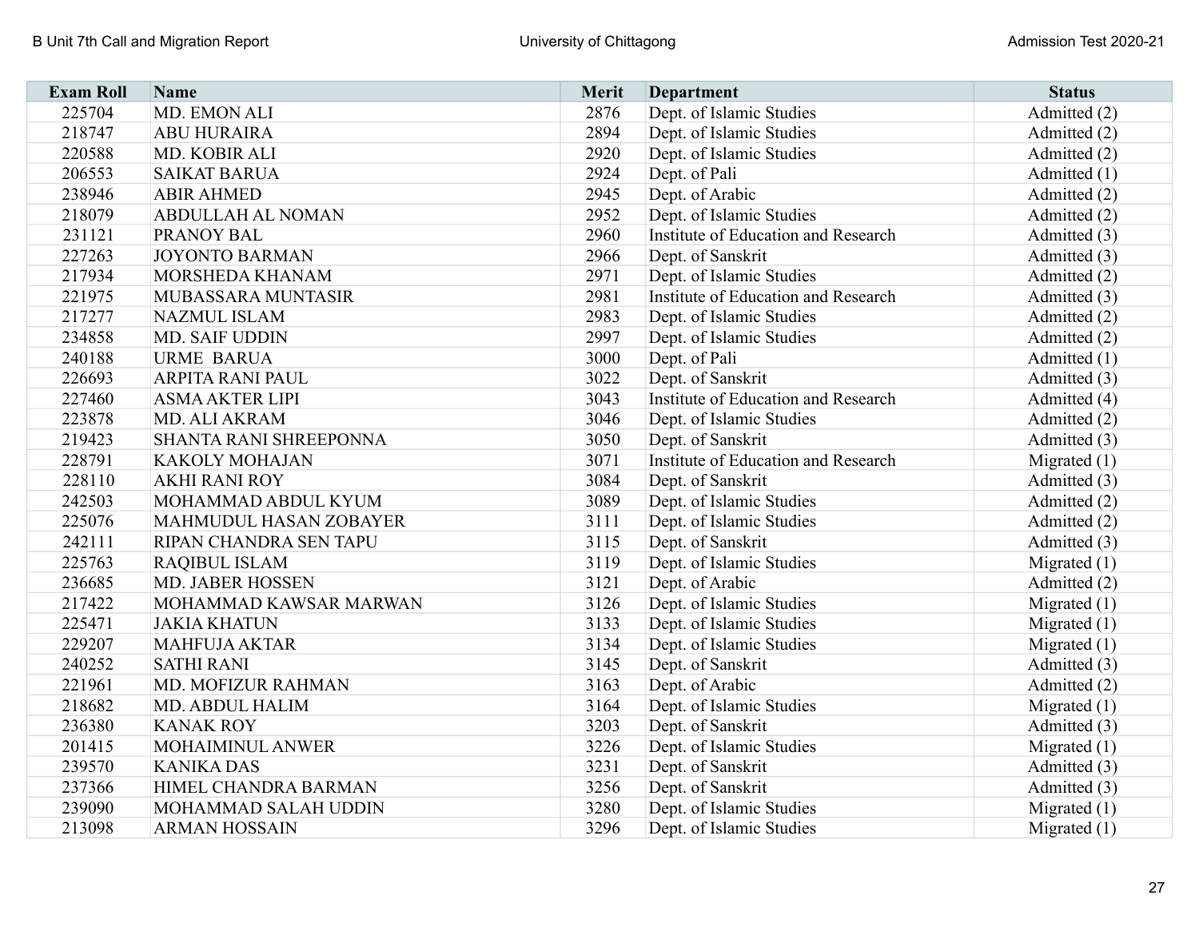| Exam Roll | Name | Merit | Department | Status |
| --- | --- | --- | --- | --- |
| 225704 | MD. EMON ALI | 2876 | Dept. of Islamic Studies | Admitted (2) |
| 218747 | ABU HURAIRA | 2894 | Dept. of Islamic Studies | Admitted (2) |
| 220588 | MD. KOBIR ALI | 2920 | Dept. of Islamic Studies | Admitted (2) |
| 206553 | SAIKAT BARUA | 2924 | Dept. of Pali | Admitted (1) |
| 238946 | ABIR AHMED | 2945 | Dept. of Arabic | Admitted (2) |
| 218079 | ABDULLAH AL NOMAN | 2952 | Dept. of Islamic Studies | Admitted (2) |
| 231121 | PRANOY BAL | 2960 | Institute of Education and Research | Admitted (3) |
| 227263 | JOYONTO BARMAN | 2966 | Dept. of Sanskrit | Admitted (3) |
| 217934 | MORSHEDA KHANAM | 2971 | Dept. of Islamic Studies | Admitted (2) |
| 221975 | MUBASSARA MUNTASIR | 2981 | Institute of Education and Research | Admitted (3) |
| 217277 | NAZMUL ISLAM | 2983 | Dept. of Islamic Studies | Admitted (2) |
| 234858 | MD. SAIF UDDIN | 2997 | Dept. of Islamic Studies | Admitted (2) |
| 240188 | URME BARUA | 3000 | Dept. of Pali | Admitted (1) |
| 226693 | ARPITA RANI PAUL | 3022 | Dept. of Sanskrit | Admitted (3) |
| 227460 | ASMA AKTER LIPI | 3043 | Institute of Education and Research | Admitted (4) |
| 223878 | MD. ALI AKRAM | 3046 | Dept. of Islamic Studies | Admitted (2) |
| 219423 | SHANTA RANI SHREEPONNA | 3050 | Dept. of Sanskrit | Admitted (3) |
| 228791 | KAKOLY MOHAJAN | 3071 | Institute of Education and Research | Migrated (1) |
| 228110 | AKHI RANI ROY | 3084 | Dept. of Sanskrit | Admitted (3) |
| 242503 | MOHAMMAD ABDUL KYUM | 3089 | Dept. of Islamic Studies | Admitted (2) |
| 225076 | MAHMUDUL HASAN ZOBAYER | 3111 | Dept. of Islamic Studies | Admitted (2) |
| 242111 | RIPAN CHANDRA SEN TAPU | 3115 | Dept. of Sanskrit | Admitted (3) |
| 225763 | RAQIBUL ISLAM | 3119 | Dept. of Islamic Studies | Migrated (1) |
| 236685 | MD. JABER HOSSEN | 3121 | Dept. of Arabic | Admitted (2) |
| 217422 | MOHAMMAD KAWSAR MARWAN | 3126 | Dept. of Islamic Studies | Migrated (1) |
| 225471 | JAKIA KHATUN | 3133 | Dept. of Islamic Studies | Migrated (1) |
| 229207 | MAHFUJA AKTAR | 3134 | Dept. of Islamic Studies | Migrated (1) |
| 240252 | SATHI RANI | 3145 | Dept. of Sanskrit | Admitted (3) |
| 221961 | MD. MOFIZUR RAHMAN | 3163 | Dept. of Arabic | Admitted (2) |
| 218682 | MD. ABDUL HALIM | 3164 | Dept. of Islamic Studies | Migrated (1) |
| 236380 | KANAK ROY | 3203 | Dept. of Sanskrit | Admitted (3) |
| 201415 | MOHAIMINUL ANWER | 3226 | Dept. of Islamic Studies | Migrated (1) |
| 239570 | KANIKA DAS | 3231 | Dept. of Sanskrit | Admitted (3) |
| 237366 | HIMEL CHANDRA BARMAN | 3256 | Dept. of Sanskrit | Admitted (3) |
| 239090 | MOHAMMAD SALAH UDDIN | 3280 | Dept. of Islamic Studies | Migrated (1) |
| 213098 | ARMAN HOSSAIN | 3296 | Dept. of Islamic Studies | Migrated (1) |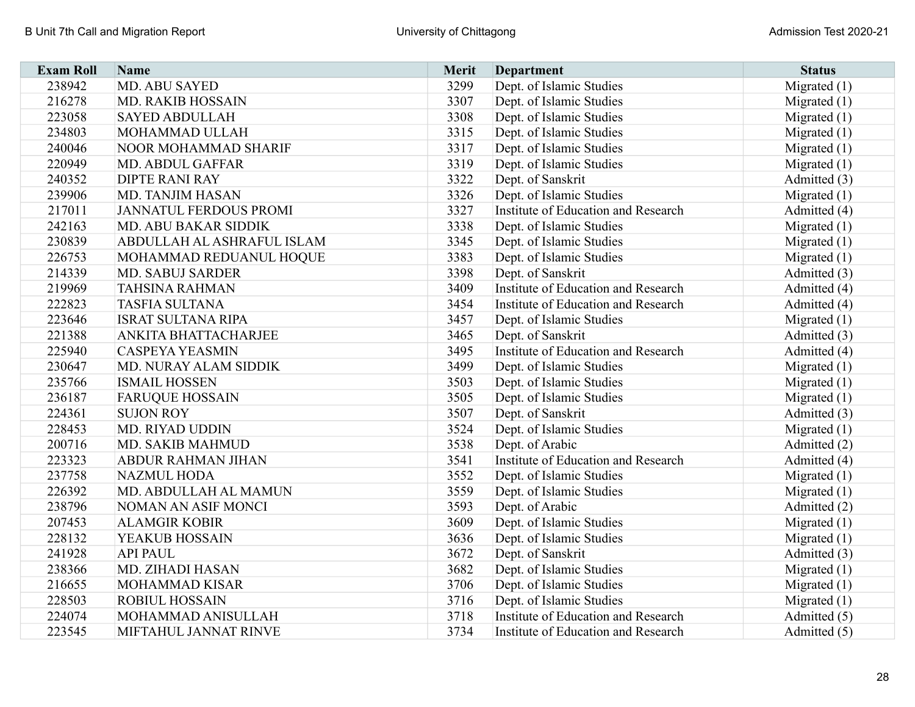| Exam Roll | Name | Merit | Department | Status |
|---|---|---|---|---|
| 238942 | MD. ABU SAYED | 3299 | Dept. of Islamic Studies | Migrated (1) |
| 216278 | MD. RAKIB HOSSAIN | 3307 | Dept. of Islamic Studies | Migrated (1) |
| 223058 | SAYED ABDULLAH | 3308 | Dept. of Islamic Studies | Migrated (1) |
| 234803 | MOHAMMAD ULLAH | 3315 | Dept. of Islamic Studies | Migrated (1) |
| 240046 | NOOR MOHAMMAD SHARIF | 3317 | Dept. of Islamic Studies | Migrated (1) |
| 220949 | MD. ABDUL GAFFAR | 3319 | Dept. of Islamic Studies | Migrated (1) |
| 240352 | DIPTE RANI RAY | 3322 | Dept. of Sanskrit | Admitted (3) |
| 239906 | MD. TANJIM HASAN | 3326 | Dept. of Islamic Studies | Migrated (1) |
| 217011 | JANNATUL FERDOUS PROMI | 3327 | Institute of Education and Research | Admitted (4) |
| 242163 | MD. ABU BAKAR SIDDIK | 3338 | Dept. of Islamic Studies | Migrated (1) |
| 230839 | ABDULLAH AL ASHRAFUL ISLAM | 3345 | Dept. of Islamic Studies | Migrated (1) |
| 226753 | MOHAMMAD REDUANUL HOQUE | 3383 | Dept. of Islamic Studies | Migrated (1) |
| 214339 | MD. SABUJ SARDER | 3398 | Dept. of Sanskrit | Admitted (3) |
| 219969 | TAHSINA RAHMAN | 3409 | Institute of Education and Research | Admitted (4) |
| 222823 | TASFIA SULTANA | 3454 | Institute of Education and Research | Admitted (4) |
| 223646 | ISRAT SULTANA RIPA | 3457 | Dept. of Islamic Studies | Migrated (1) |
| 221388 | ANKITA BHATTACHARJEE | 3465 | Dept. of Sanskrit | Admitted (3) |
| 225940 | CASPEYA YEASMIN | 3495 | Institute of Education and Research | Admitted (4) |
| 230647 | MD. NURAY ALAM SIDDIK | 3499 | Dept. of Islamic Studies | Migrated (1) |
| 235766 | ISMAIL HOSSEN | 3503 | Dept. of Islamic Studies | Migrated (1) |
| 236187 | FARUQUE HOSSAIN | 3505 | Dept. of Islamic Studies | Migrated (1) |
| 224361 | SUJON ROY | 3507 | Dept. of Sanskrit | Admitted (3) |
| 228453 | MD. RIYAD UDDIN | 3524 | Dept. of Islamic Studies | Migrated (1) |
| 200716 | MD. SAKIB MAHMUD | 3538 | Dept. of Arabic | Admitted (2) |
| 223323 | ABDUR RAHMAN JIHAN | 3541 | Institute of Education and Research | Admitted (4) |
| 237758 | NAZMUL HODA | 3552 | Dept. of Islamic Studies | Migrated (1) |
| 226392 | MD. ABDULLAH AL MAMUN | 3559 | Dept. of Islamic Studies | Migrated (1) |
| 238796 | NOMAN AN ASIF MONCI | 3593 | Dept. of Arabic | Admitted (2) |
| 207453 | ALAMGIR KOBIR | 3609 | Dept. of Islamic Studies | Migrated (1) |
| 228132 | YEAKUB HOSSAIN | 3636 | Dept. of Islamic Studies | Migrated (1) |
| 241928 | API PAUL | 3672 | Dept. of Sanskrit | Admitted (3) |
| 238366 | MD. ZIHADI HASAN | 3682 | Dept. of Islamic Studies | Migrated (1) |
| 216655 | MOHAMMAD KISAR | 3706 | Dept. of Islamic Studies | Migrated (1) |
| 228503 | ROBIUL HOSSAIN | 3716 | Dept. of Islamic Studies | Migrated (1) |
| 224074 | MOHAMMAD ANISULLAH | 3718 | Institute of Education and Research | Admitted (5) |
| 223545 | MIFTAHUL JANNAT RINVE | 3734 | Institute of Education and Research | Admitted (5) |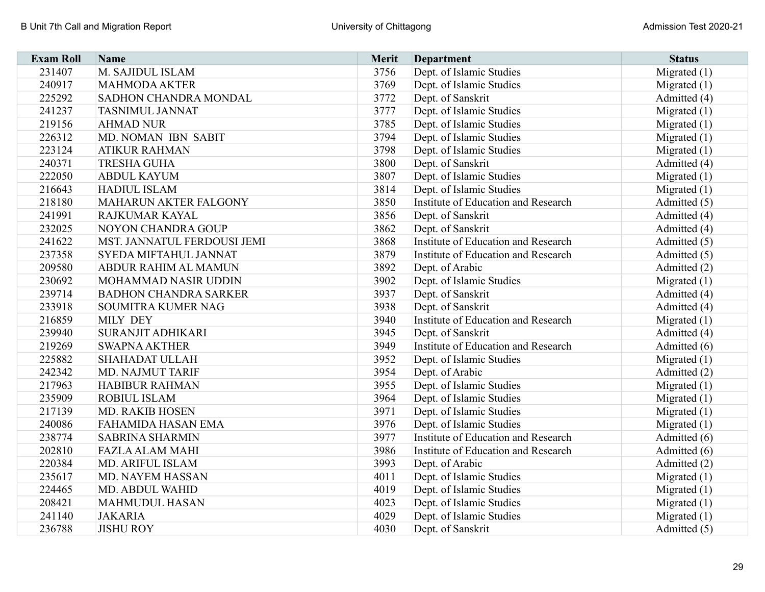| Exam Roll | Name | Merit | Department | Status |
|---|---|---|---|---|
| 231407 | M. SAJIDUL ISLAM | 3756 | Dept. of Islamic Studies | Migrated (1) |
| 240917 | MAHMODA AKTER | 3769 | Dept. of Islamic Studies | Migrated (1) |
| 225292 | SADHON CHANDRA MONDAL | 3772 | Dept. of Sanskrit | Admitted (4) |
| 241237 | TASNIMUL JANNAT | 3777 | Dept. of Islamic Studies | Migrated (1) |
| 219156 | AHMAD NUR | 3785 | Dept. of Islamic Studies | Migrated (1) |
| 226312 | MD. NOMAN IBN SABIT | 3794 | Dept. of Islamic Studies | Migrated (1) |
| 223124 | ATIKUR RAHMAN | 3798 | Dept. of Islamic Studies | Migrated (1) |
| 240371 | TRESHA GUHA | 3800 | Dept. of Sanskrit | Admitted (4) |
| 222050 | ABDUL KAYUM | 3807 | Dept. of Islamic Studies | Migrated (1) |
| 216643 | HADIUL ISLAM | 3814 | Dept. of Islamic Studies | Migrated (1) |
| 218180 | MAHARUN AKTER FALGONY | 3850 | Institute of Education and Research | Admitted (5) |
| 241991 | RAJKUMAR KAYAL | 3856 | Dept. of Sanskrit | Admitted (4) |
| 232025 | NOYON CHANDRA GOUP | 3862 | Dept. of Sanskrit | Admitted (4) |
| 241622 | MST. JANNATUL FERDOUSI JEMI | 3868 | Institute of Education and Research | Admitted (5) |
| 237358 | SYEDA MIFTAHUL JANNAT | 3879 | Institute of Education and Research | Admitted (5) |
| 209580 | ABDUR RAHIM AL MAMUN | 3892 | Dept. of Arabic | Admitted (2) |
| 230692 | MOHAMMAD NASIR UDDIN | 3902 | Dept. of Islamic Studies | Migrated (1) |
| 239714 | BADHON CHANDRA SARKER | 3937 | Dept. of Sanskrit | Admitted (4) |
| 233918 | SOUMITRA KUMER NAG | 3938 | Dept. of Sanskrit | Admitted (4) |
| 216859 | MILY DEY | 3940 | Institute of Education and Research | Migrated (1) |
| 239940 | SURANJIT ADHIKARI | 3945 | Dept. of Sanskrit | Admitted (4) |
| 219269 | SWAPNA AKTHER | 3949 | Institute of Education and Research | Admitted (6) |
| 225882 | SHAHADAT ULLAH | 3952 | Dept. of Islamic Studies | Migrated (1) |
| 242342 | MD. NAJMUT TARIF | 3954 | Dept. of Arabic | Admitted (2) |
| 217963 | HABIBUR RAHMAN | 3955 | Dept. of Islamic Studies | Migrated (1) |
| 235909 | ROBIUL ISLAM | 3964 | Dept. of Islamic Studies | Migrated (1) |
| 217139 | MD. RAKIB HOSEN | 3971 | Dept. of Islamic Studies | Migrated (1) |
| 240086 | FAHAMIDA HASAN EMA | 3976 | Dept. of Islamic Studies | Migrated (1) |
| 238774 | SABRINA SHARMIN | 3977 | Institute of Education and Research | Admitted (6) |
| 202810 | FAZLA ALAM MAHI | 3986 | Institute of Education and Research | Admitted (6) |
| 220384 | MD. ARIFUL ISLAM | 3993 | Dept. of Arabic | Admitted (2) |
| 235617 | MD. NAYEM HASSAN | 4011 | Dept. of Islamic Studies | Migrated (1) |
| 224465 | MD. ABDUL WAHID | 4019 | Dept. of Islamic Studies | Migrated (1) |
| 208421 | MAHMUDUL HASAN | 4023 | Dept. of Islamic Studies | Migrated (1) |
| 241140 | JAKARIA | 4029 | Dept. of Islamic Studies | Migrated (1) |
| 236788 | JISHU ROY | 4030 | Dept. of Sanskrit | Admitted (5) |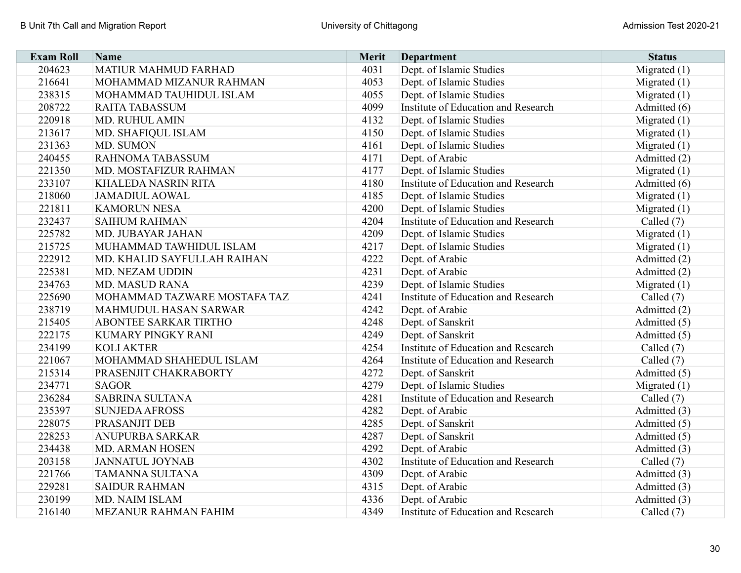| Exam Roll | Name | Merit | Department | Status |
|---|---|---|---|---|
| 204623 | MATIUR MAHMUD FARHAD | 4031 | Dept. of Islamic Studies | Migrated (1) |
| 216641 | MOHAMMAD MIZANUR RAHMAN | 4053 | Dept. of Islamic Studies | Migrated (1) |
| 238315 | MOHAMMAD TAUHIDUL ISLAM | 4055 | Dept. of Islamic Studies | Migrated (1) |
| 208722 | RAITA TABASSUM | 4099 | Institute of Education and Research | Admitted (6) |
| 220918 | MD. RUHUL AMIN | 4132 | Dept. of Islamic Studies | Migrated (1) |
| 213617 | MD. SHAFIQUL ISLAM | 4150 | Dept. of Islamic Studies | Migrated (1) |
| 231363 | MD. SUMON | 4161 | Dept. of Islamic Studies | Migrated (1) |
| 240455 | RAHNOMA TABASSUM | 4171 | Dept. of Arabic | Admitted (2) |
| 221350 | MD. MOSTAFIZUR RAHMAN | 4177 | Dept. of Islamic Studies | Migrated (1) |
| 233107 | KHALEDA NASRIN RITA | 4180 | Institute of Education and Research | Admitted (6) |
| 218060 | JAMADIUL AOWAL | 4185 | Dept. of Islamic Studies | Migrated (1) |
| 221811 | KAMORUN NESA | 4200 | Dept. of Islamic Studies | Migrated (1) |
| 232437 | SAIHUM RAHMAN | 4204 | Institute of Education and Research | Called (7) |
| 225782 | MD. JUBAYAR JAHAN | 4209 | Dept. of Islamic Studies | Migrated (1) |
| 215725 | MUHAMMAD TAWHIDUL ISLAM | 4217 | Dept. of Islamic Studies | Migrated (1) |
| 222912 | MD. KHALID SAYFULLAH RAIHAN | 4222 | Dept. of Arabic | Admitted (2) |
| 225381 | MD. NEZAM UDDIN | 4231 | Dept. of Arabic | Admitted (2) |
| 234763 | MD. MASUD RANA | 4239 | Dept. of Islamic Studies | Migrated (1) |
| 225690 | MOHAMMAD TAZWARE MOSTAFA TAZ | 4241 | Institute of Education and Research | Called (7) |
| 238719 | MAHMUDUL HASAN SARWAR | 4242 | Dept. of Arabic | Admitted (2) |
| 215405 | ABONTEE SARKAR TIRTHO | 4248 | Dept. of Sanskrit | Admitted (5) |
| 222175 | KUMARY PINGKY RANI | 4249 | Dept. of Sanskrit | Admitted (5) |
| 234199 | KOLI AKTER | 4254 | Institute of Education and Research | Called (7) |
| 221067 | MOHAMMAD SHAHEDUL ISLAM | 4264 | Institute of Education and Research | Called (7) |
| 215314 | PRASENJIT CHAKRABORTY | 4272 | Dept. of Sanskrit | Admitted (5) |
| 234771 | SAGOR | 4279 | Dept. of Islamic Studies | Migrated (1) |
| 236284 | SABRINA SULTANA | 4281 | Institute of Education and Research | Called (7) |
| 235397 | SUNJEDA AFROSS | 4282 | Dept. of Arabic | Admitted (3) |
| 228075 | PRASANJIT DEB | 4285 | Dept. of Sanskrit | Admitted (5) |
| 228253 | ANUPURBA SARKAR | 4287 | Dept. of Sanskrit | Admitted (5) |
| 234438 | MD. ARMAN HOSEN | 4292 | Dept. of Arabic | Admitted (3) |
| 203158 | JANNATUL JOYNAB | 4302 | Institute of Education and Research | Called (7) |
| 221766 | TAMANNA SULTANA | 4309 | Dept. of Arabic | Admitted (3) |
| 229281 | SAIDUR RAHMAN | 4315 | Dept. of Arabic | Admitted (3) |
| 230199 | MD. NAIM ISLAM | 4336 | Dept. of Arabic | Admitted (3) |
| 216140 | MEZANUR RAHMAN FAHIM | 4349 | Institute of Education and Research | Called (7) |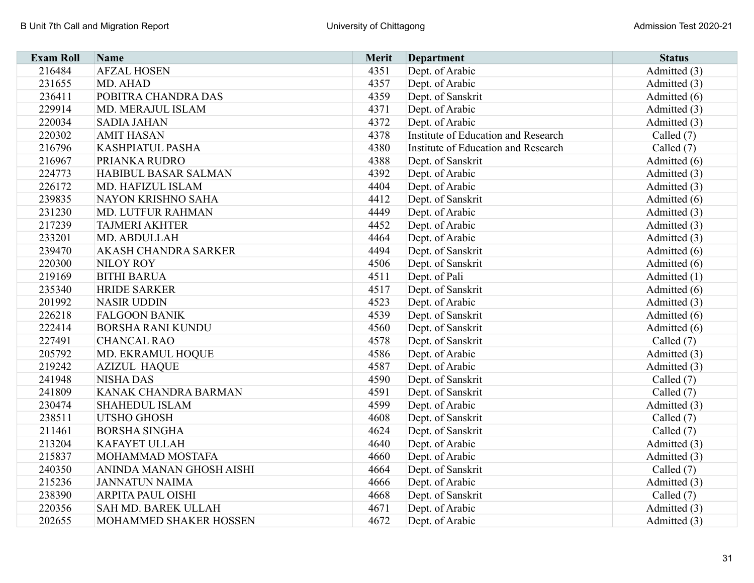| Exam Roll | Name | Merit | Department | Status |
|---|---|---|---|---|
| 216484 | AFZAL HOSEN | 4351 | Dept. of Arabic | Admitted (3) |
| 231655 | MD. AHAD | 4357 | Dept. of Arabic | Admitted (3) |
| 236411 | POBITRA CHANDRA DAS | 4359 | Dept. of Sanskrit | Admitted (6) |
| 229914 | MD. MERAJUL ISLAM | 4371 | Dept. of Arabic | Admitted (3) |
| 220034 | SADIA JAHAN | 4372 | Dept. of Arabic | Admitted (3) |
| 220302 | AMIT HASAN | 4378 | Institute of Education and Research | Called (7) |
| 216796 | KASHPIATUL PASHA | 4380 | Institute of Education and Research | Called (7) |
| 216967 | PRIANKA RUDRO | 4388 | Dept. of Sanskrit | Admitted (6) |
| 224773 | HABIBUL BASAR SALMAN | 4392 | Dept. of Arabic | Admitted (3) |
| 226172 | MD. HAFIZUL ISLAM | 4404 | Dept. of Arabic | Admitted (3) |
| 239835 | NAYON KRISHNO SAHA | 4412 | Dept. of Sanskrit | Admitted (6) |
| 231230 | MD. LUTFUR RAHMAN | 4449 | Dept. of Arabic | Admitted (3) |
| 217239 | TAJMERI AKHTER | 4452 | Dept. of Arabic | Admitted (3) |
| 233201 | MD. ABDULLAH | 4464 | Dept. of Arabic | Admitted (3) |
| 239470 | AKASH CHANDRA SARKER | 4494 | Dept. of Sanskrit | Admitted (6) |
| 220300 | NILOY ROY | 4506 | Dept. of Sanskrit | Admitted (6) |
| 219169 | BITHI BARUA | 4511 | Dept. of Pali | Admitted (1) |
| 235340 | HRIDE SARKER | 4517 | Dept. of Sanskrit | Admitted (6) |
| 201992 | NASIR UDDIN | 4523 | Dept. of Arabic | Admitted (3) |
| 226218 | FALGOON BANIK | 4539 | Dept. of Sanskrit | Admitted (6) |
| 222414 | BORSHA RANI KUNDU | 4560 | Dept. of Sanskrit | Admitted (6) |
| 227491 | CHANCAL RAO | 4578 | Dept. of Sanskrit | Called (7) |
| 205792 | MD. EKRAMUL HOQUE | 4586 | Dept. of Arabic | Admitted (3) |
| 219242 | AZIZUL HAQUE | 4587 | Dept. of Arabic | Admitted (3) |
| 241948 | NISHA DAS | 4590 | Dept. of Sanskrit | Called (7) |
| 241809 | KANAK CHANDRA BARMAN | 4591 | Dept. of Sanskrit | Called (7) |
| 230474 | SHAHEDUL ISLAM | 4599 | Dept. of Arabic | Admitted (3) |
| 238511 | UTSHO GHOSH | 4608 | Dept. of Sanskrit | Called (7) |
| 211461 | BORSHA SINGHA | 4624 | Dept. of Sanskrit | Called (7) |
| 213204 | KAFAYET ULLAH | 4640 | Dept. of Arabic | Admitted (3) |
| 215837 | MOHAMMAD MOSTAFA | 4660 | Dept. of Arabic | Admitted (3) |
| 240350 | ANINDA MANAN GHOSH AISHI | 4664 | Dept. of Sanskrit | Called (7) |
| 215236 | JANNATUN NAIMA | 4666 | Dept. of Arabic | Admitted (3) |
| 238390 | ARPITA PAUL OISHI | 4668 | Dept. of Sanskrit | Called (7) |
| 220356 | SAH MD. BAREK ULLAH | 4671 | Dept. of Arabic | Admitted (3) |
| 202655 | MOHAMMED SHAKER HOSSEN | 4672 | Dept. of Arabic | Admitted (3) |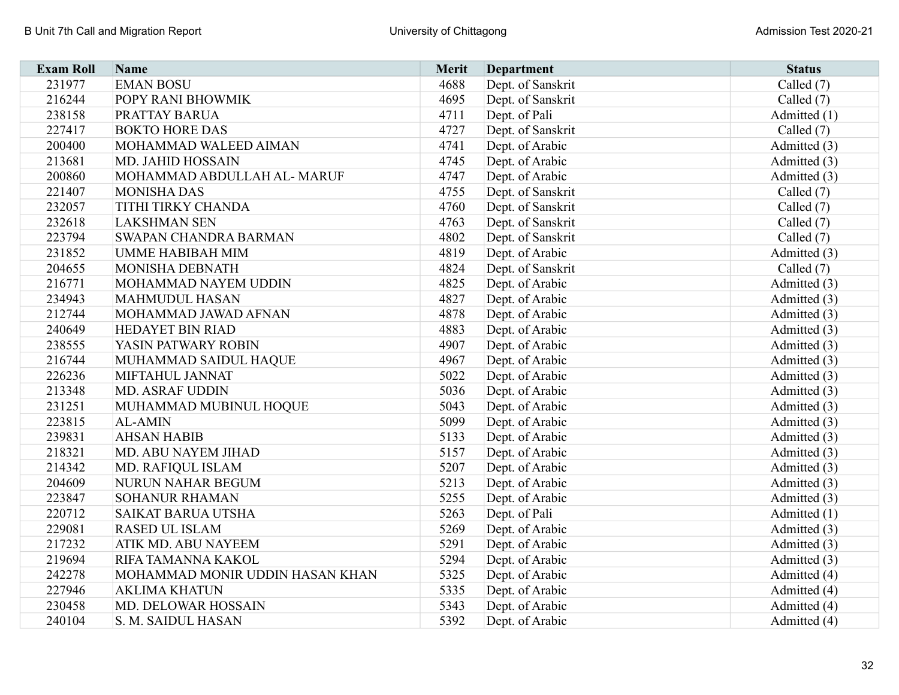| Exam Roll | Name | Merit | Department | Status |
|---|---|---|---|---|
| 231977 | EMAN BOSU | 4688 | Dept. of Sanskrit | Called (7) |
| 216244 | POPY RANI BHOWMIK | 4695 | Dept. of Sanskrit | Called (7) |
| 238158 | PRATTAY BARUA | 4711 | Dept. of Pali | Admitted (1) |
| 227417 | BOKTO HORE DAS | 4727 | Dept. of Sanskrit | Called (7) |
| 200400 | MOHAMMAD WALEED AIMAN | 4741 | Dept. of Arabic | Admitted (3) |
| 213681 | MD. JAHID HOSSAIN | 4745 | Dept. of Arabic | Admitted (3) |
| 200860 | MOHAMMAD ABDULLAH AL- MARUF | 4747 | Dept. of Arabic | Admitted (3) |
| 221407 | MONISHA DAS | 4755 | Dept. of Sanskrit | Called (7) |
| 232057 | TITHI TIRKY CHANDA | 4760 | Dept. of Sanskrit | Called (7) |
| 232618 | LAKSHMAN SEN | 4763 | Dept. of Sanskrit | Called (7) |
| 223794 | SWAPAN CHANDRA BARMAN | 4802 | Dept. of Sanskrit | Called (7) |
| 231852 | UMME HABIBAH MIM | 4819 | Dept. of Arabic | Admitted (3) |
| 204655 | MONISHA DEBNATH | 4824 | Dept. of Sanskrit | Called (7) |
| 216771 | MOHAMMAD NAYEM UDDIN | 4825 | Dept. of Arabic | Admitted (3) |
| 234943 | MAHMUDUL HASAN | 4827 | Dept. of Arabic | Admitted (3) |
| 212744 | MOHAMMAD JAWAD AFNAN | 4878 | Dept. of Arabic | Admitted (3) |
| 240649 | HEDAYET BIN RIAD | 4883 | Dept. of Arabic | Admitted (3) |
| 238555 | YASIN PATWARY ROBIN | 4907 | Dept. of Arabic | Admitted (3) |
| 216744 | MUHAMMAD SAIDUL HAQUE | 4967 | Dept. of Arabic | Admitted (3) |
| 226236 | MIFTAHUL JANNAT | 5022 | Dept. of Arabic | Admitted (3) |
| 213348 | MD. ASRAF UDDIN | 5036 | Dept. of Arabic | Admitted (3) |
| 231251 | MUHAMMAD MUBINUL HOQUE | 5043 | Dept. of Arabic | Admitted (3) |
| 223815 | AL-AMIN | 5099 | Dept. of Arabic | Admitted (3) |
| 239831 | AHSAN HABIB | 5133 | Dept. of Arabic | Admitted (3) |
| 218321 | MD. ABU NAYEM JIHAD | 5157 | Dept. of Arabic | Admitted (3) |
| 214342 | MD. RAFIQUL ISLAM | 5207 | Dept. of Arabic | Admitted (3) |
| 204609 | NURUN NAHAR BEGUM | 5213 | Dept. of Arabic | Admitted (3) |
| 223847 | SOHANUR RHAMAN | 5255 | Dept. of Arabic | Admitted (3) |
| 220712 | SAIKAT BARUA UTSHA | 5263 | Dept. of Pali | Admitted (1) |
| 229081 | RASED UL ISLAM | 5269 | Dept. of Arabic | Admitted (3) |
| 217232 | ATIK MD. ABU NAYEEM | 5291 | Dept. of Arabic | Admitted (3) |
| 219694 | RIFA TAMANNA KAKOL | 5294 | Dept. of Arabic | Admitted (3) |
| 242278 | MOHAMMAD MONIR UDDIN HASAN KHAN | 5325 | Dept. of Arabic | Admitted (4) |
| 227946 | AKLIMA KHATUN | 5335 | Dept. of Arabic | Admitted (4) |
| 230458 | MD. DELOWAR HOSSAIN | 5343 | Dept. of Arabic | Admitted (4) |
| 240104 | S. M. SAIDUL HASAN | 5392 | Dept. of Arabic | Admitted (4) |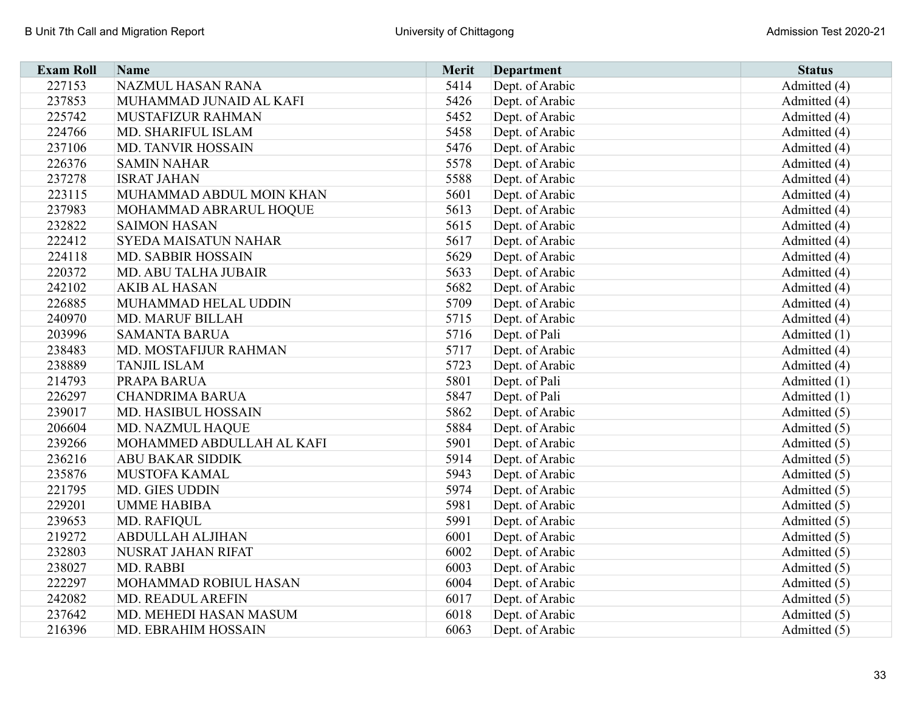| Exam Roll | Name | Merit | Department | Status |
|---|---|---|---|---|
| 227153 | NAZMUL HASAN RANA | 5414 | Dept. of Arabic | Admitted (4) |
| 237853 | MUHAMMAD JUNAID AL KAFI | 5426 | Dept. of Arabic | Admitted (4) |
| 225742 | MUSTAFIZUR RAHMAN | 5452 | Dept. of Arabic | Admitted (4) |
| 224766 | MD. SHARIFUL ISLAM | 5458 | Dept. of Arabic | Admitted (4) |
| 237106 | MD. TANVIR HOSSAIN | 5476 | Dept. of Arabic | Admitted (4) |
| 226376 | SAMIN NAHAR | 5578 | Dept. of Arabic | Admitted (4) |
| 237278 | ISRAT JAHAN | 5588 | Dept. of Arabic | Admitted (4) |
| 223115 | MUHAMMAD ABDUL MOIN KHAN | 5601 | Dept. of Arabic | Admitted (4) |
| 237983 | MOHAMMAD ABRARUL HOQUE | 5613 | Dept. of Arabic | Admitted (4) |
| 232822 | SAIMON HASAN | 5615 | Dept. of Arabic | Admitted (4) |
| 222412 | SYEDA MAISATUN NAHAR | 5617 | Dept. of Arabic | Admitted (4) |
| 224118 | MD. SABBIR HOSSAIN | 5629 | Dept. of Arabic | Admitted (4) |
| 220372 | MD. ABU TALHA JUBAIR | 5633 | Dept. of Arabic | Admitted (4) |
| 242102 | AKIB AL HASAN | 5682 | Dept. of Arabic | Admitted (4) |
| 226885 | MUHAMMAD HELAL UDDIN | 5709 | Dept. of Arabic | Admitted (4) |
| 240970 | MD. MARUF BILLAH | 5715 | Dept. of Arabic | Admitted (4) |
| 203996 | SAMANTA BARUA | 5716 | Dept. of Pali | Admitted (1) |
| 238483 | MD. MOSTAFIJUR RAHMAN | 5717 | Dept. of Arabic | Admitted (4) |
| 238889 | TANJIL ISLAM | 5723 | Dept. of Arabic | Admitted (4) |
| 214793 | PRAPA BARUA | 5801 | Dept. of Pali | Admitted (1) |
| 226297 | CHANDRIMA BARUA | 5847 | Dept. of Pali | Admitted (1) |
| 239017 | MD. HASIBUL HOSSAIN | 5862 | Dept. of Arabic | Admitted (5) |
| 206604 | MD. NAZMUL HAQUE | 5884 | Dept. of Arabic | Admitted (5) |
| 239266 | MOHAMMED ABDULLAH AL KAFI | 5901 | Dept. of Arabic | Admitted (5) |
| 236216 | ABU BAKAR SIDDIK | 5914 | Dept. of Arabic | Admitted (5) |
| 235876 | MUSTOFA KAMAL | 5943 | Dept. of Arabic | Admitted (5) |
| 221795 | MD. GIES UDDIN | 5974 | Dept. of Arabic | Admitted (5) |
| 229201 | UMME HABIBA | 5981 | Dept. of Arabic | Admitted (5) |
| 239653 | MD. RAFIQUL | 5991 | Dept. of Arabic | Admitted (5) |
| 219272 | ABDULLAH ALJIHAN | 6001 | Dept. of Arabic | Admitted (5) |
| 232803 | NUSRAT JAHAN RIFAT | 6002 | Dept. of Arabic | Admitted (5) |
| 238027 | MD. RABBI | 6003 | Dept. of Arabic | Admitted (5) |
| 222297 | MOHAMMAD ROBIUL HASAN | 6004 | Dept. of Arabic | Admitted (5) |
| 242082 | MD. READUL AREFIN | 6017 | Dept. of Arabic | Admitted (5) |
| 237642 | MD. MEHEDI HASAN MASUM | 6018 | Dept. of Arabic | Admitted (5) |
| 216396 | MD. EBRAHIM HOSSAIN | 6063 | Dept. of Arabic | Admitted (5) |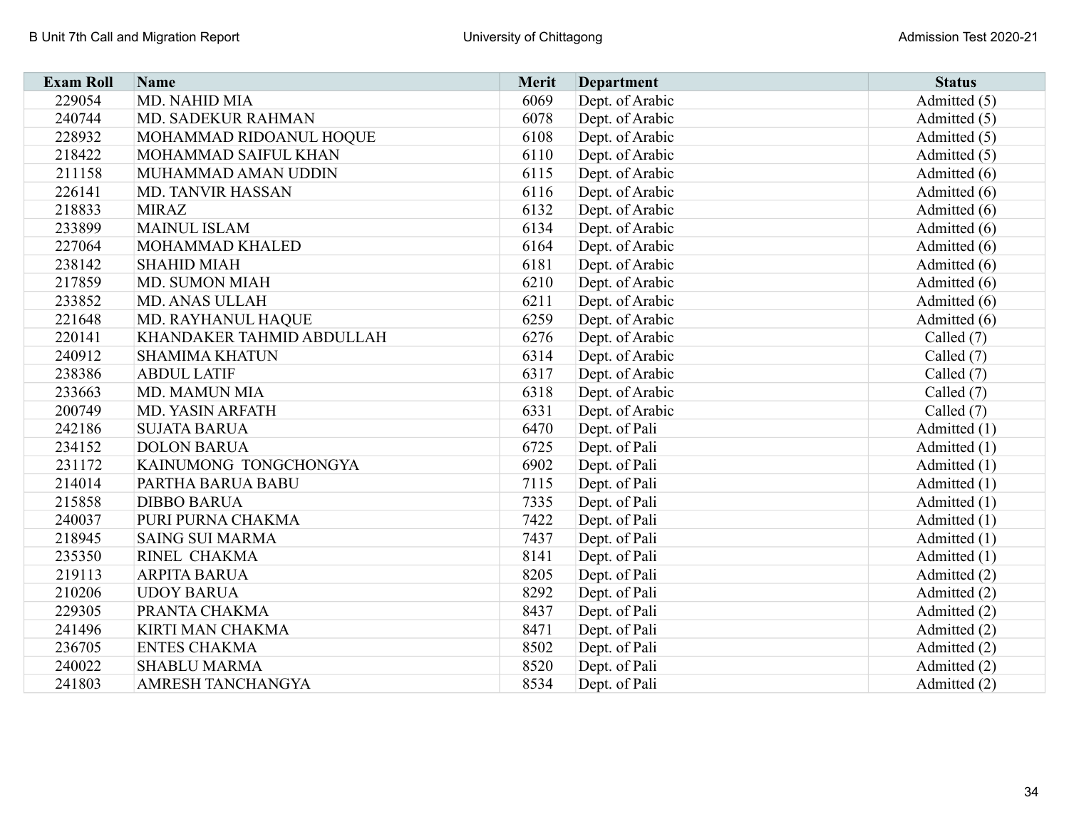| Exam Roll | Name | Merit | Department | Status |
|---|---|---|---|---|
| 229054 | MD. NAHID MIA | 6069 | Dept. of Arabic | Admitted (5) |
| 240744 | MD. SADEKUR RAHMAN | 6078 | Dept. of Arabic | Admitted (5) |
| 228932 | MOHAMMAD RIDOANUL HOQUE | 6108 | Dept. of Arabic | Admitted (5) |
| 218422 | MOHAMMAD SAIFUL KHAN | 6110 | Dept. of Arabic | Admitted (5) |
| 211158 | MUHAMMAD AMAN UDDIN | 6115 | Dept. of Arabic | Admitted (6) |
| 226141 | MD. TANVIR HASSAN | 6116 | Dept. of Arabic | Admitted (6) |
| 218833 | MIRAZ | 6132 | Dept. of Arabic | Admitted (6) |
| 233899 | MAINUL ISLAM | 6134 | Dept. of Arabic | Admitted (6) |
| 227064 | MOHAMMAD KHALED | 6164 | Dept. of Arabic | Admitted (6) |
| 238142 | SHAHID MIAH | 6181 | Dept. of Arabic | Admitted (6) |
| 217859 | MD. SUMON MIAH | 6210 | Dept. of Arabic | Admitted (6) |
| 233852 | MD. ANAS ULLAH | 6211 | Dept. of Arabic | Admitted (6) |
| 221648 | MD. RAYHANUL HAQUE | 6259 | Dept. of Arabic | Admitted (6) |
| 220141 | KHANDAKER TAHMID ABDULLAH | 6276 | Dept. of Arabic | Called (7) |
| 240912 | SHAMIMA KHATUN | 6314 | Dept. of Arabic | Called (7) |
| 238386 | ABDUL LATIF | 6317 | Dept. of Arabic | Called (7) |
| 233663 | MD. MAMUN MIA | 6318 | Dept. of Arabic | Called (7) |
| 200749 | MD. YASIN ARFATH | 6331 | Dept. of Arabic | Called (7) |
| 242186 | SUJATA BARUA | 6470 | Dept. of Pali | Admitted (1) |
| 234152 | DOLON BARUA | 6725 | Dept. of Pali | Admitted (1) |
| 231172 | KAINUMONG TONGCHONGYA | 6902 | Dept. of Pali | Admitted (1) |
| 214014 | PARTHA BARUA BABU | 7115 | Dept. of Pali | Admitted (1) |
| 215858 | DIBBO BARUA | 7335 | Dept. of Pali | Admitted (1) |
| 240037 | PURI PURNA CHAKMA | 7422 | Dept. of Pali | Admitted (1) |
| 218945 | SAING SUI MARMA | 7437 | Dept. of Pali | Admitted (1) |
| 235350 | RINEL CHAKMA | 8141 | Dept. of Pali | Admitted (1) |
| 219113 | ARPITA BARUA | 8205 | Dept. of Pali | Admitted (2) |
| 210206 | UDOY BARUA | 8292 | Dept. of Pali | Admitted (2) |
| 229305 | PRANTA CHAKMA | 8437 | Dept. of Pali | Admitted (2) |
| 241496 | KIRTI MAN CHAKMA | 8471 | Dept. of Pali | Admitted (2) |
| 236705 | ENTES CHAKMA | 8502 | Dept. of Pali | Admitted (2) |
| 240022 | SHABLU MARMA | 8520 | Dept. of Pali | Admitted (2) |
| 241803 | AMRESH TANCHANGYA | 8534 | Dept. of Pali | Admitted (2) |